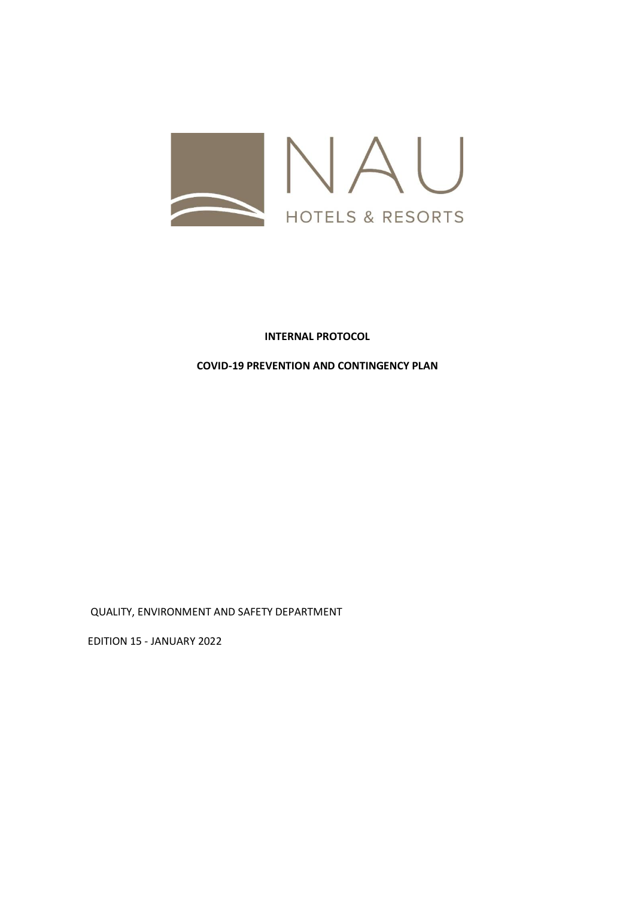NAU

HOTELS & RESORTS

**INTERNAL PROTOCOL**

**COVID-19 PREVENTION AND CONTINGENCY PLAN**

QUALITY, ENVIRONMENT AND SAFETY DEPARTMENT

EDITION 15 - JANUARY 2022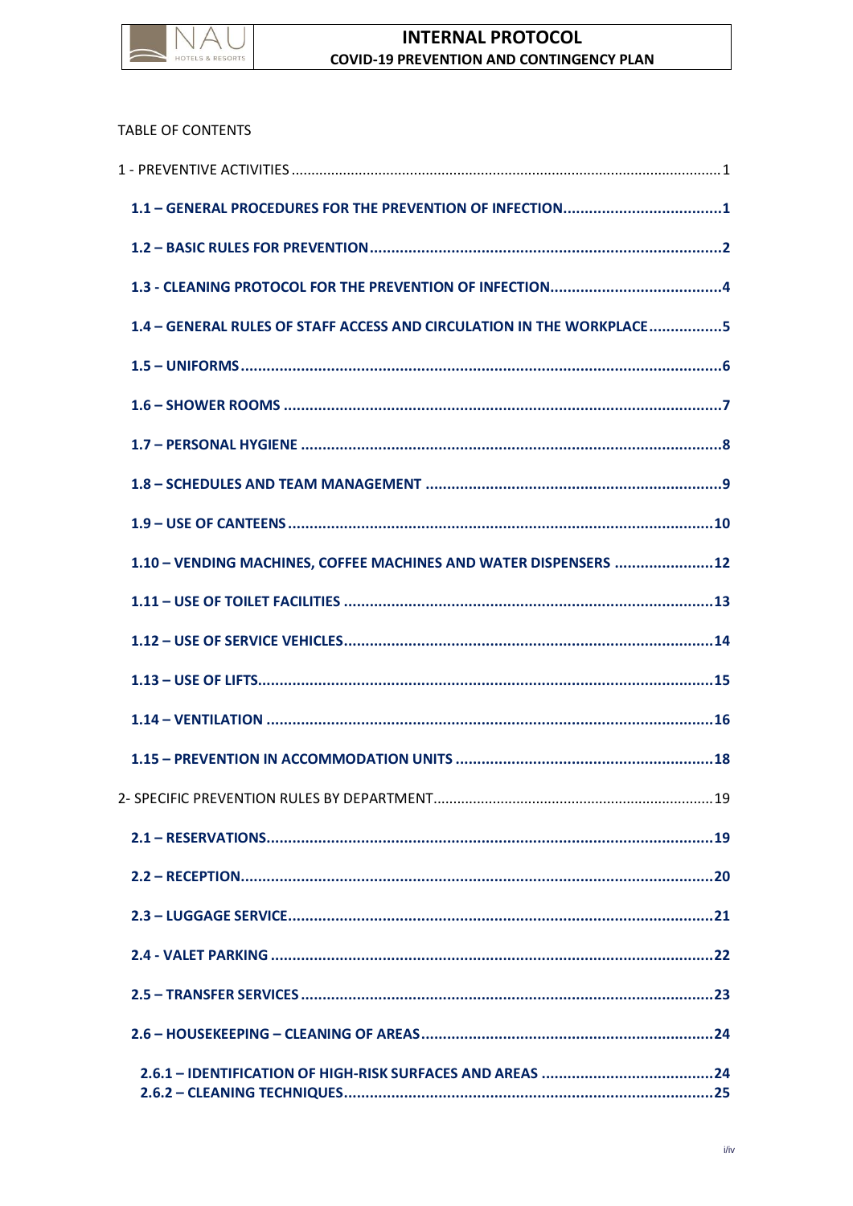TABLE OF CONTENTS

1 - PREVENTIVE ACTIVITIES ........................................................................................................ 1

**1.1 – GENERAL PROCEDURES FOR THE PREVENTION OF INFECTION......................................1**

**1.2 – BASIC RULES FOR PREVENTION ................................................................................2**

**1.3 - CLEANING PROTOCOL FOR THE PREVENTION OF INFECTION........................................4**

**1.4 – GENERAL RULES OF STAFF ACCESS AND CIRCULATION IN THE WORKPLACE .................5**

**1.5 – UNIFORMS ..............................................................................................................6**

**1.6 – SHOWER ROOMS .....................................................................................................7**

**1.7 – PERSONAL HYGIENE .................................................................................................8**

**1.8 – SCHEDULES AND TEAM MANAGEMENT ....................................................................9**

**1.9 – USE OF CANTEENS .................................................................................................10**

**1.10 – VENDING MACHINES, COFFEE MACHINES AND WATER DISPENSERS .......................12**

**1.11 – USE OF TOILET FACILITIES .....................................................................................13**

**1.12 – USE OF SERVICE VEHICLES.....................................................................................14**

**1.13 – USE OF LIFTS.........................................................................................................15**

**1.14 – VENTILATION ........................................................................................................16**

**1.15 – PREVENTION IN ACCOMMODATION UNITS ............................................................18**

2- SPECIFIC PREVENTION RULES BY DEPARTMENT.....................................................................19

**2.1 – RESERVATIONS.......................................................................................................19**

**2.2 – RECEPTION.............................................................................................................20**

**2.3 – LUGGAGE SERVICE..................................................................................................21**

**2.4 - VALET PARKING ......................................................................................................22**

**2.5 – TRANSFER SERVICES ...............................................................................................23**

**2.6 – HOUSEKEEPING – CLEANING OF AREAS...................................................................24**

**2.6.1 – IDENTIFICATION OF HIGH-RISK SURFACES AND AREAS ........................................24**

**2.6.2 – CLEANING TECHNIQUES.....................................................................................25**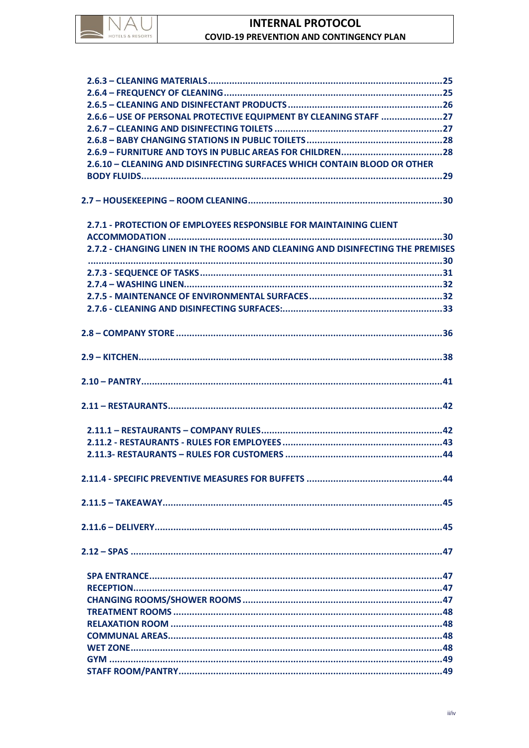**2.6.3 – CLEANING MATERIALS.......................................................................................25**
**2.6.4 – FREQUENCY OF CLEANING.................................................................................25**
**2.6.5 – CLEANING AND DISINFECTANT PRODUCTS.........................................................26**
**2.6.6 – USE OF PERSONAL PROTECTIVE EQUIPMENT BY CLEANING STAFF .......................27**
**2.6.7 – CLEANING AND DISINFECTING TOILETS ...............................................................27**
**2.6.8 – BABY CHANGING STATIONS IN PUBLIC TOILETS...................................................28**
**2.6.9 – FURNITURE AND TOYS IN PUBLIC AREAS FOR CHILDREN......................................28**
**2.6.10 – CLEANING AND DISINFECTING SURFACES WHICH CONTAIN BLOOD OR OTHER BODY FLUIDS...............................................................................................................29**

**2.7 – HOUSEKEEPING – ROOM CLEANING.........................................................................30**

**2.7.1 - PROTECTION OF EMPLOYEES RESPONSIBLE FOR MAINTAINING CLIENT ACCOMMODATION ......................................................................................................30**
**2.7.2 - CHANGING LINEN IN THE ROOMS AND CLEANING AND DISINFECTING THE PREMISES ...................................................................................................................................30**
**2.7.3 - SEQUENCE OF TASKS..........................................................................................31**
**2.7.4 – WASHING LINEN................................................................................................32**
**2.7.5 - MAINTENANCE OF ENVIRONMENTAL SURFACES..................................................32**
**2.7.6 - CLEANING AND DISINFECTING SURFACES:............................................................33**

**2.8 – COMPANY STORE ...................................................................................................36**

**2.9 – KITCHEN.................................................................................................................38**

**2.10 – PANTRY.................................................................................................................41**

**2.11 – RESTAURANTS.......................................................................................................42**

**2.11.1 – RESTAURANTS – COMPANY RULES....................................................................42**
**2.11.2 - RESTAURANTS - RULES FOR EMPLOYEES............................................................43**
**2.11.3- RESTAURANTS – RULES FOR CUSTOMERS ...........................................................44**

**2.11.4 - SPECIFIC PREVENTIVE MEASURES FOR BUFFETS ...................................................44**

**2.11.5 – TAKEAWAY.........................................................................................................45**

**2.11.6 – DELIVERY...........................................................................................................45**

**2.12 – SPAS ....................................................................................................................47**

**SPA ENTRANCE.............................................................................................................47**
**RECEPTION...................................................................................................................47**
**CHANGING ROOMS/SHOWER ROOMS ...........................................................................47**
**TREATMENT ROOMS .....................................................................................................48**
**RELAXATION ROOM .....................................................................................................48**
**COMMUNAL AREAS.......................................................................................................48**
**WET ZONE....................................................................................................................48**
**GYM ............................................................................................................................49**
**STAFF ROOM/PANTRY...................................................................................................49**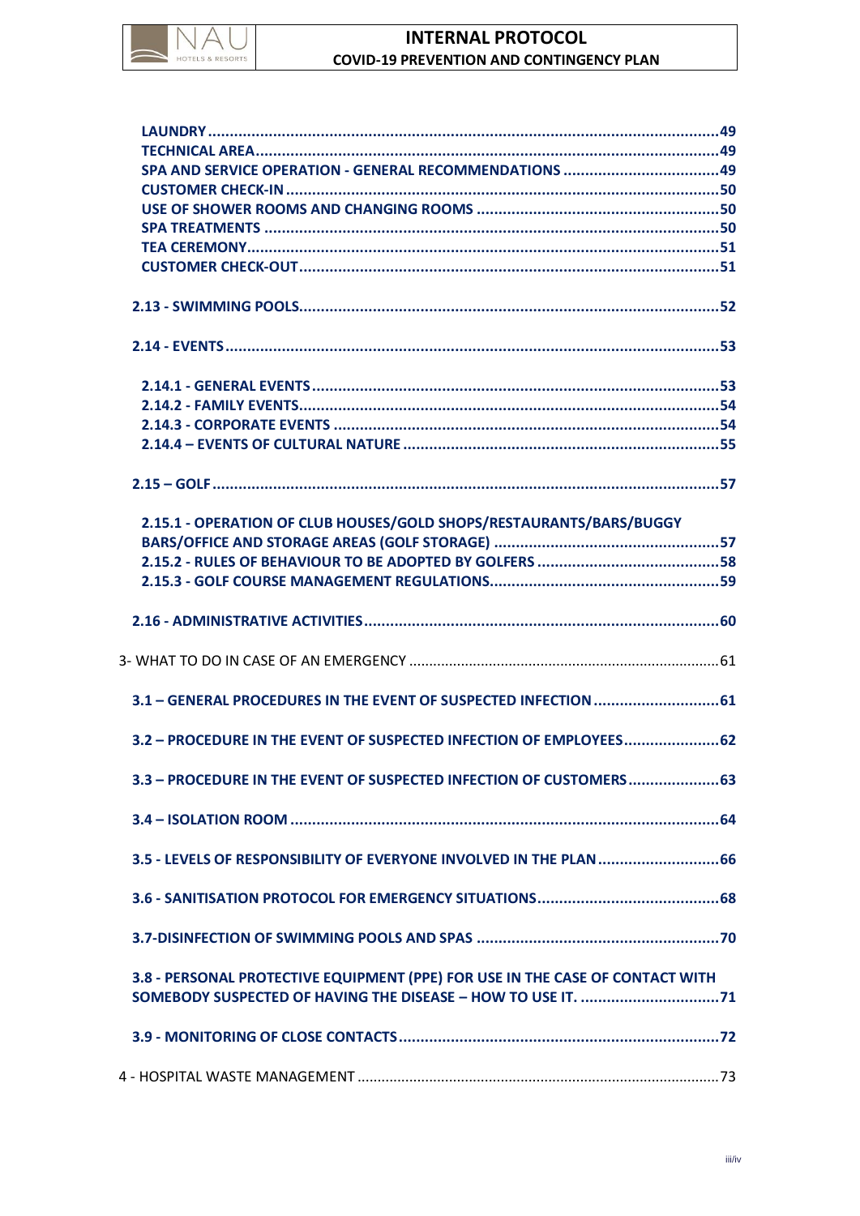**LAUNDRY** ..... **49**
**TECHNICAL AREA** ..... **49**
**SPA AND SERVICE OPERATION - GENERAL RECOMMENDATIONS** ..... **49**
**CUSTOMER CHECK-IN** ..... **50**
**USE OF SHOWER ROOMS AND CHANGING ROOMS** ..... **50**
**SPA TREATMENTS** ..... **50**
**TEA CEREMONY** ..... **51**
**CUSTOMER CHECK-OUT** ..... **51**

**2.13 - SWIMMING POOLS** ..... **52**

**2.14 - EVENTS** ..... **53**

**2.14.1 - GENERAL EVENTS** ..... **53**
**2.14.2 - FAMILY EVENTS** ..... **54**
**2.14.3 - CORPORATE EVENTS** ..... **54**
**2.14.4 – EVENTS OF CULTURAL NATURE** ..... **55**

**2.15 – GOLF** ..... **57**

**2.15.1 - OPERATION OF CLUB HOUSES/GOLD SHOPS/RESTAURANTS/BARS/BUGGY BARS/OFFICE AND STORAGE AREAS (GOLF STORAGE)** ..... **57**
**2.15.2 - RULES OF BEHAVIOUR TO BE ADOPTED BY GOLFERS** ..... **58**
**2.15.3 - GOLF COURSE MANAGEMENT REGULATIONS** ..... **59**

**2.16 - ADMINISTRATIVE ACTIVITIES** ..... **60**

3- WHAT TO DO IN CASE OF AN EMERGENCY ..... 61

**3.1 – GENERAL PROCEDURES IN THE EVENT OF SUSPECTED INFECTION** ..... **61**

**3.2 – PROCEDURE IN THE EVENT OF SUSPECTED INFECTION OF EMPLOYEES** ..... **62**

**3.3 – PROCEDURE IN THE EVENT OF SUSPECTED INFECTION OF CUSTOMERS** ..... **63**

**3.4 – ISOLATION ROOM** ..... **64**

**3.5 - LEVELS OF RESPONSIBILITY OF EVERYONE INVOLVED IN THE PLAN** ..... **66**

**3.6 - SANITISATION PROTOCOL FOR EMERGENCY SITUATIONS** ..... **68**

**3.7-DISINFECTION OF SWIMMING POOLS AND SPAS** ..... **70**

**3.8 - PERSONAL PROTECTIVE EQUIPMENT (PPE) FOR USE IN THE CASE OF CONTACT WITH SOMEBODY SUSPECTED OF HAVING THE DISEASE – HOW TO USE IT.** ..... **71**

**3.9 - MONITORING OF CLOSE CONTACTS** ..... **72**

4 - HOSPITAL WASTE MANAGEMENT ..... 73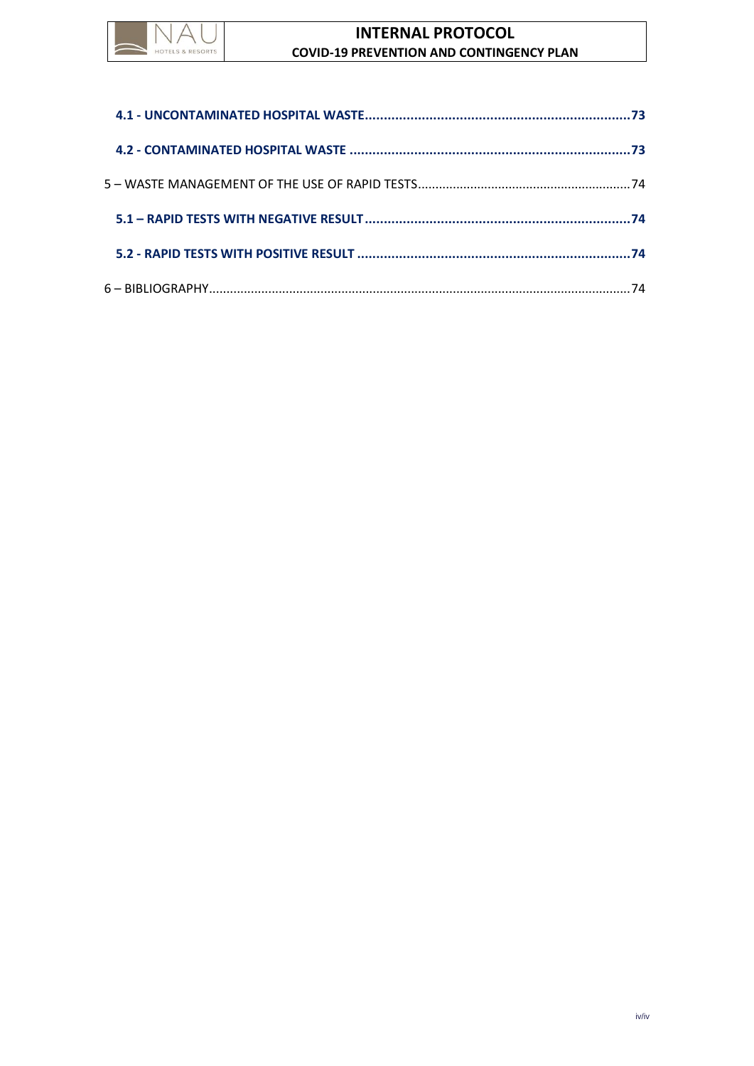**4.1 - UNCONTAMINATED HOSPITAL WASTE......................................................................73**

**4.2 - CONTAMINATED HOSPITAL WASTE .........................................................................73**

5 – WASTE MANAGEMENT OF THE USE OF RAPID TESTS............................................................74

**5.1 – RAPID TESTS WITH NEGATIVE RESULT......................................................................74**

**5.2 - RAPID TESTS WITH POSITIVE RESULT ........................................................................74**

6 – BIBLIOGRAPHY.......................................................................................................................74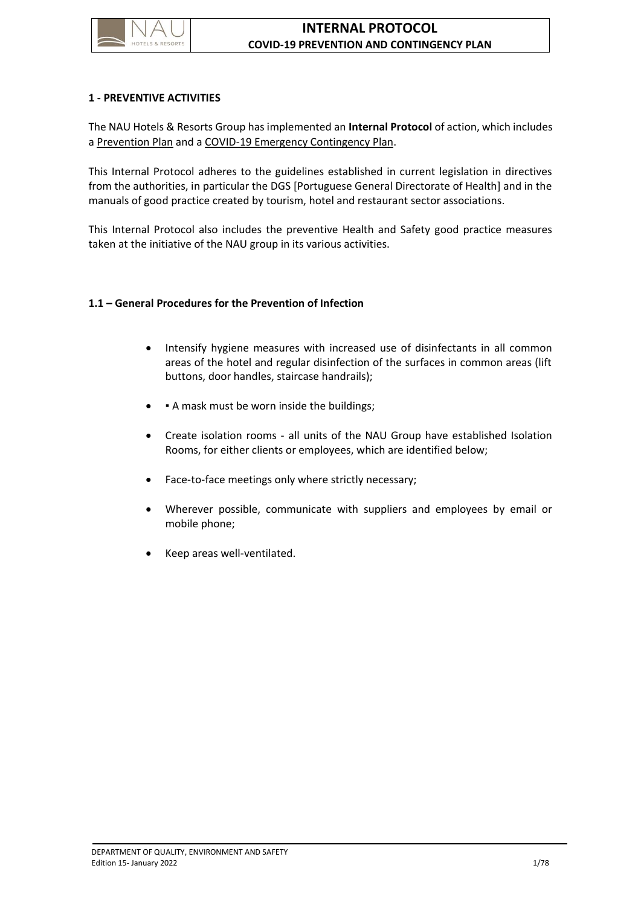## 1 - PREVENTIVE ACTIVITIES

The NAU Hotels & Resorts Group has implemented an **Internal Protocol** of action, which includes a Prevention Plan and a COVID-19 Emergency Contingency Plan.

This Internal Protocol adheres to the guidelines established in current legislation in directives from the authorities, in particular the DGS [Portuguese General Directorate of Health] and in the manuals of good practice created by tourism, hotel and restaurant sector associations.

This Internal Protocol also includes the preventive Health and Safety good practice measures taken at the initiative of the NAU group in its various activities.

### 1.1 – General Procedures for the Prevention of Infection

- Intensify hygiene measures with increased use of disinfectants in all common areas of the hotel and regular disinfection of the surfaces in common areas (lift buttons, door handles, staircase handrails);
- ▪ A mask must be worn inside the buildings;
- Create isolation rooms - all units of the NAU Group have established Isolation Rooms, for either clients or employees, which are identified below;
- Face-to-face meetings only where strictly necessary;
- Wherever possible, communicate with suppliers and employees by email or mobile phone;
- Keep areas well-ventilated.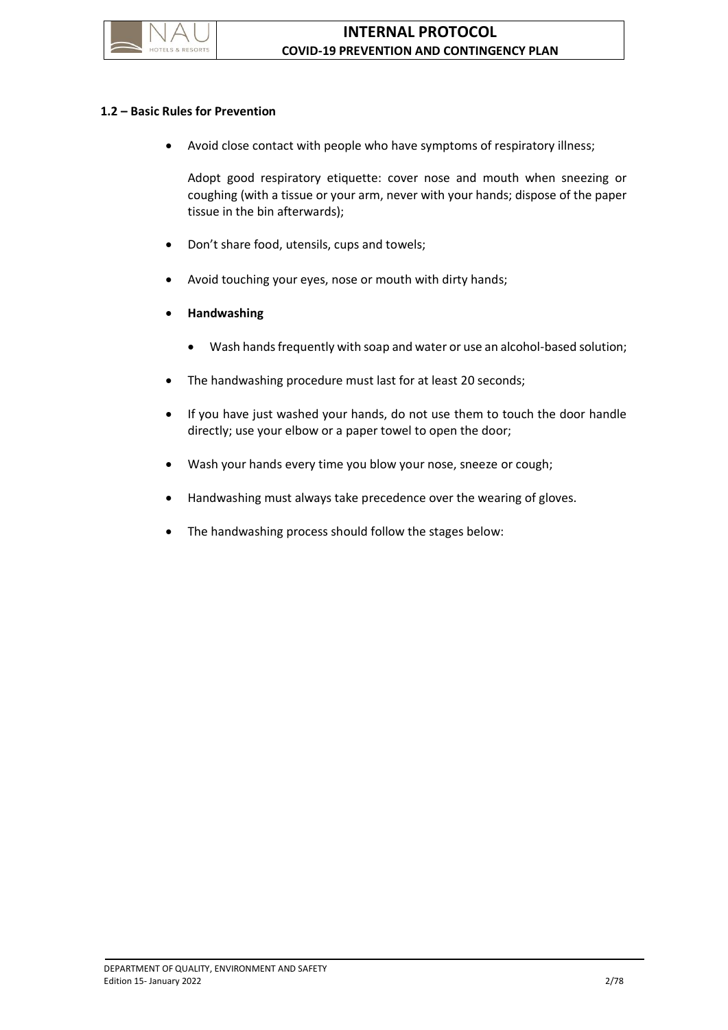### 1.2 – Basic Rules for Prevention

- Avoid close contact with people who have symptoms of respiratory illness;

  Adopt good respiratory etiquette: cover nose and mouth when sneezing or coughing (with a tissue or your arm, never with your hands; dispose of the paper tissue in the bin afterwards);

- Don’t share food, utensils, cups and towels;
- Avoid touching your eyes, nose or mouth with dirty hands;
- **Handwashing**
  - Wash hands frequently with soap and water or use an alcohol-based solution;
- The handwashing procedure must last for at least 20 seconds;
- If you have just washed your hands, do not use them to touch the door handle directly; use your elbow or a paper towel to open the door;
- Wash your hands every time you blow your nose, sneeze or cough;
- Handwashing must always take precedence over the wearing of gloves.
- The handwashing process should follow the stages below: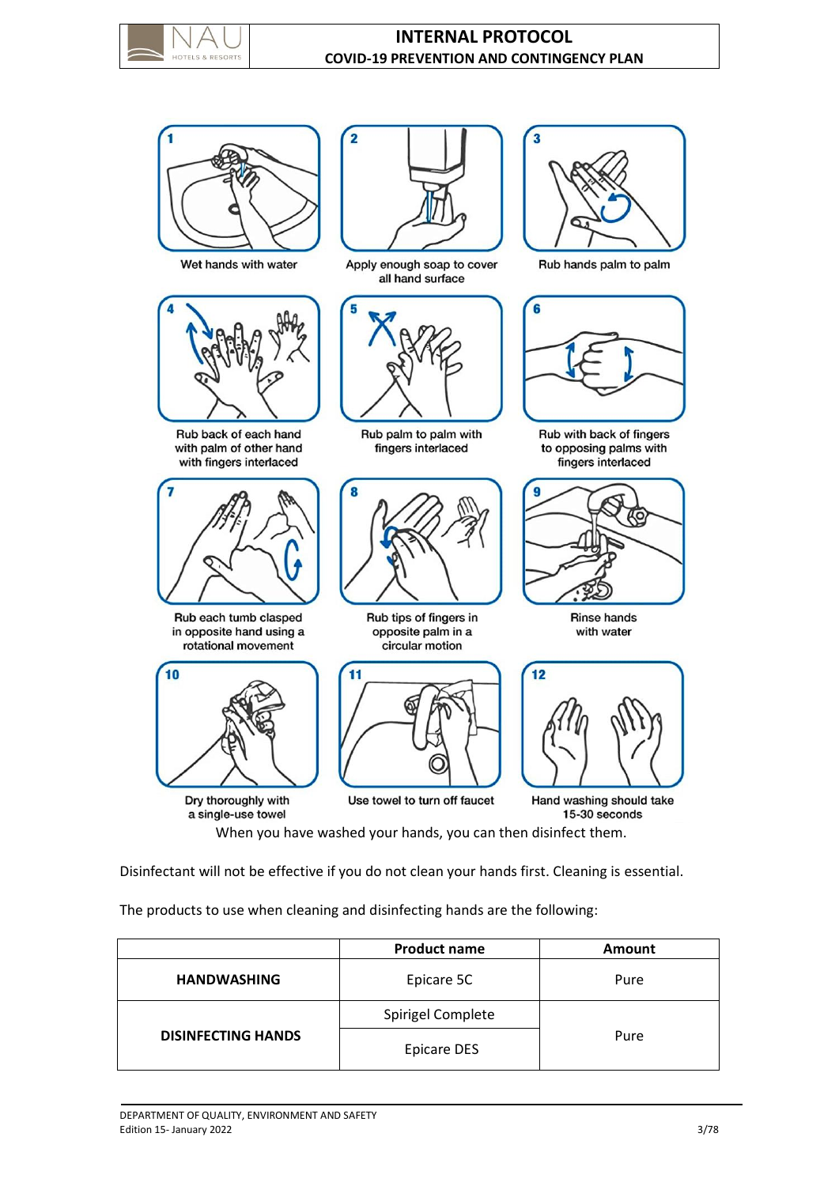1 Wet hands with water

2 Apply enough soap to cover all hand surface

3 Rub hands palm to palm

4 Rub back of each hand with palm of other hand with fingers interlaced

5 Rub palm to palm with fingers interlaced

6 Rub with back of fingers to opposing palms with fingers interlaced

7 Rub each tumb clasped in opposite hand using a rotational movement

8 Rub tips of fingers in opposite palm in a circular motion

9 Rinse hands with water

10 Dry thoroughly with a single-use towel

11 Use towel to turn off faucet

12 Hand washing should take 15-30 seconds

When you have washed your hands, you can then disinfect them.

Disinfectant will not be effective if you do not clean your hands first. Cleaning is essential.

The products to use when cleaning and disinfecting hands are the following:

| | Product name | Amount |
|---|---|---|
| **HANDWASHING** | Epicare 5C | Pure |
| **DISINFECTING HANDS** | Spirigel Complete | Pure |
| | Epicare DES | |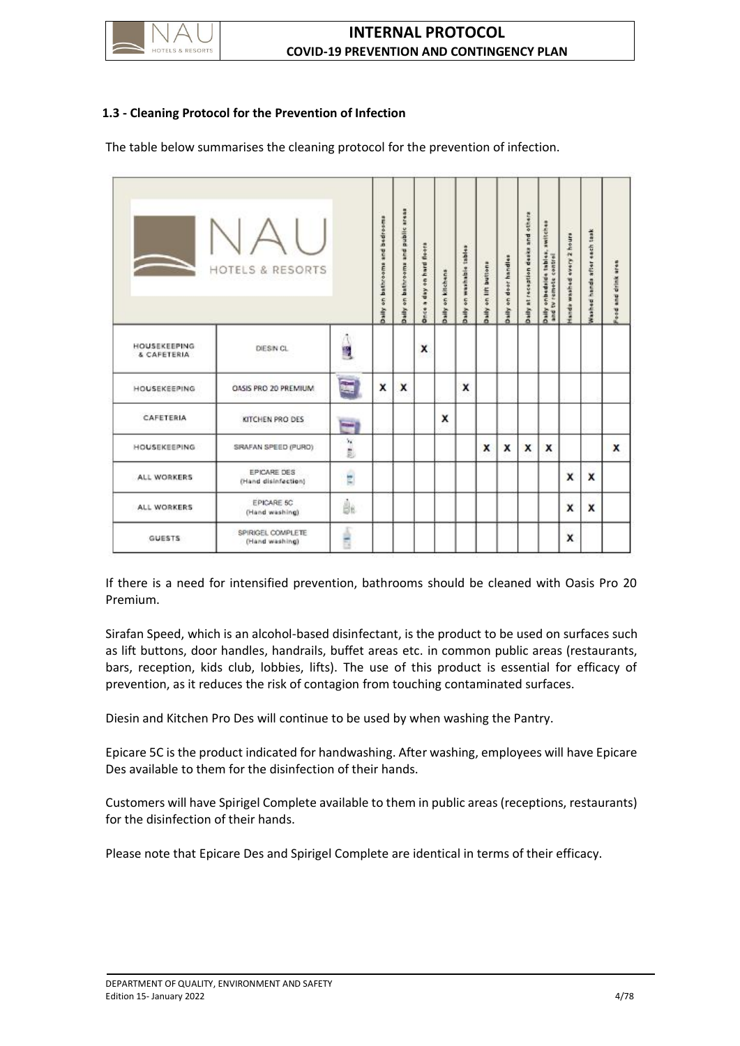### 1.3 - Cleaning Protocol for the Prevention of Infection

The table below summarises the cleaning protocol for the prevention of infection.

| NAU HOTELS & RESORTS | | | Daily on bathrooms and bedrooms | Daily on bathrooms and public areas | Once a day on hard floors | Daily on kitchens | Daily on washable tables | Daily on lift buttons | Daily on door handles | Daily at reception desks and others | Daily onbedside tables, switches and tv remote control | Hands washed every 2 hours | Washed hands after each task | Food and drink area |
|---|---|---|---|---|---|---|---|---|---|---|---|---|---|---|
| HOUSEKEEPING & CAFETERIA | DIESIN CL | | | | X | | | | | | | | | |
| HOUSEKEEPING | OASIS PRO 20 PREMIUM | | X | X | | | X | | | | | | | |
| CAFETERIA | KITCHEN PRO DES | | | | | X | | | | | | | | |
| HOUSEKEEPING | SIRAFAN SPEED (PURO) | | | | | | | X | X | X | X | | | X |
| ALL WORKERS | EPICARE DES (Hand disinfection) | | | | | | | | | | | X | X | |
| ALL WORKERS | EPICARE 5C (Hand washing) | | | | | | | | | | | X | X | |
| GUESTS | SPIRIGEL COMPLETE (Hand washing) | | | | | | | | | | | X | | |

If there is a need for intensified prevention, bathrooms should be cleaned with Oasis Pro 20 Premium.

Sirafan Speed, which is an alcohol-based disinfectant, is the product to be used on surfaces such as lift buttons, door handles, handrails, buffet areas etc. in common public areas (restaurants, bars, reception, kids club, lobbies, lifts). The use of this product is essential for efficacy of prevention, as it reduces the risk of contagion from touching contaminated surfaces.

Diesin and Kitchen Pro Des will continue to be used by when washing the Pantry.

Epicare 5C is the product indicated for handwashing. After washing, employees will have Epicare Des available to them for the disinfection of their hands.

Customers will have Spirigel Complete available to them in public areas (receptions, restaurants) for the disinfection of their hands.

Please note that Epicare Des and Spirigel Complete are identical in terms of their efficacy.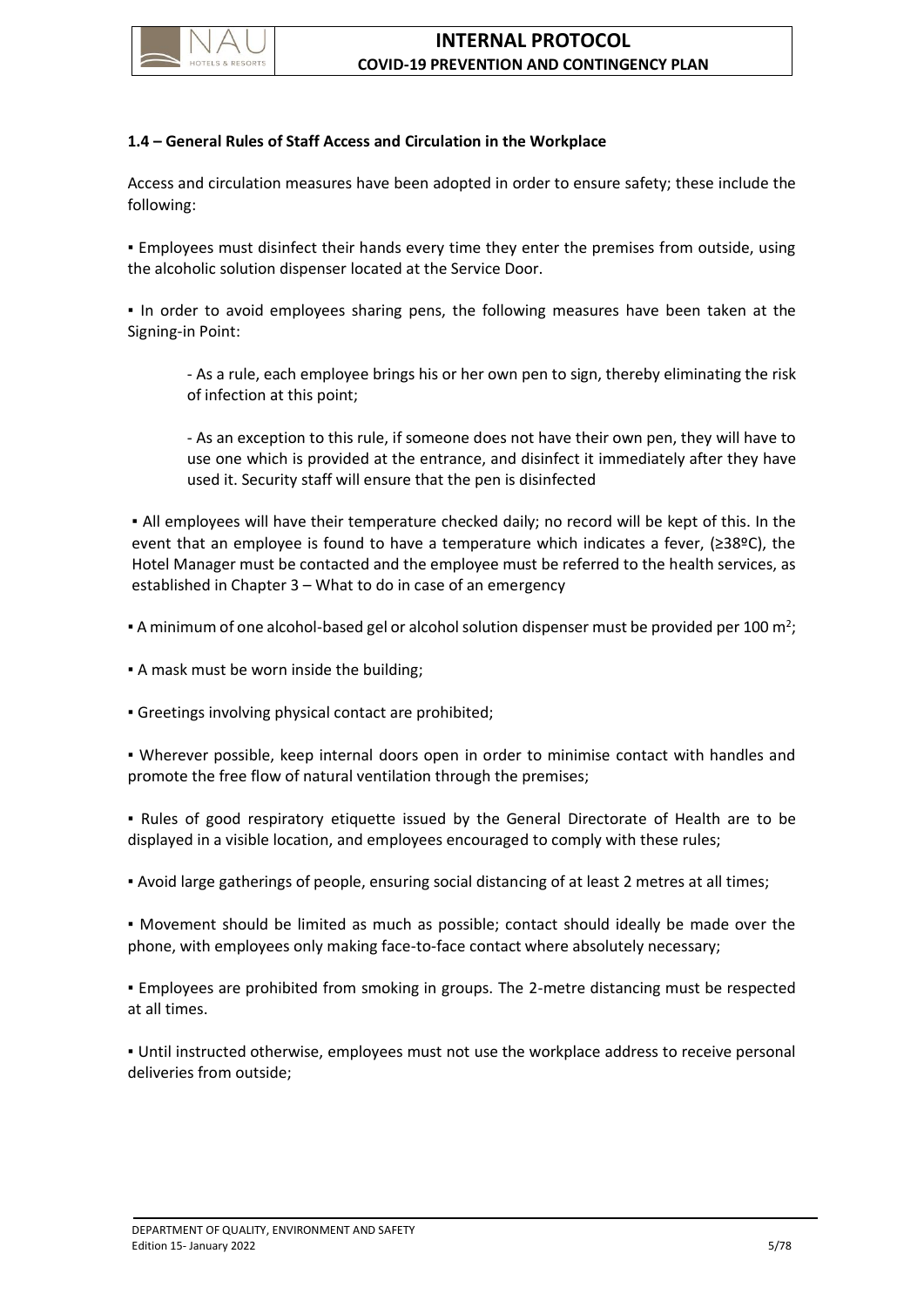### 1.4 – General Rules of Staff Access and Circulation in the Workplace

Access and circulation measures have been adopted in order to ensure safety; these include the following:

▪ Employees must disinfect their hands every time they enter the premises from outside, using the alcoholic solution dispenser located at the Service Door.

▪ In order to avoid employees sharing pens, the following measures have been taken at the Signing-in Point:

> - As a rule, each employee brings his or her own pen to sign, thereby eliminating the risk of infection at this point;
>
> - As an exception to this rule, if someone does not have their own pen, they will have to use one which is provided at the entrance, and disinfect it immediately after they have used it. Security staff will ensure that the pen is disinfected

▪ All employees will have their temperature checked daily; no record will be kept of this. In the event that an employee is found to have a temperature which indicates a fever, (≥38ºC), the Hotel Manager must be contacted and the employee must be referred to the health services, as established in Chapter 3 – What to do in case of an emergency

▪ A minimum of one alcohol-based gel or alcohol solution dispenser must be provided per 100 $m^2$;

▪ A mask must be worn inside the building;

▪ Greetings involving physical contact are prohibited;

▪ Wherever possible, keep internal doors open in order to minimise contact with handles and promote the free flow of natural ventilation through the premises;

▪ Rules of good respiratory etiquette issued by the General Directorate of Health are to be displayed in a visible location, and employees encouraged to comply with these rules;

▪ Avoid large gatherings of people, ensuring social distancing of at least 2 metres at all times;

▪ Movement should be limited as much as possible; contact should ideally be made over the phone, with employees only making face-to-face contact where absolutely necessary;

▪ Employees are prohibited from smoking in groups. The 2-metre distancing must be respected at all times.

▪ Until instructed otherwise, employees must not use the workplace address to receive personal deliveries from outside;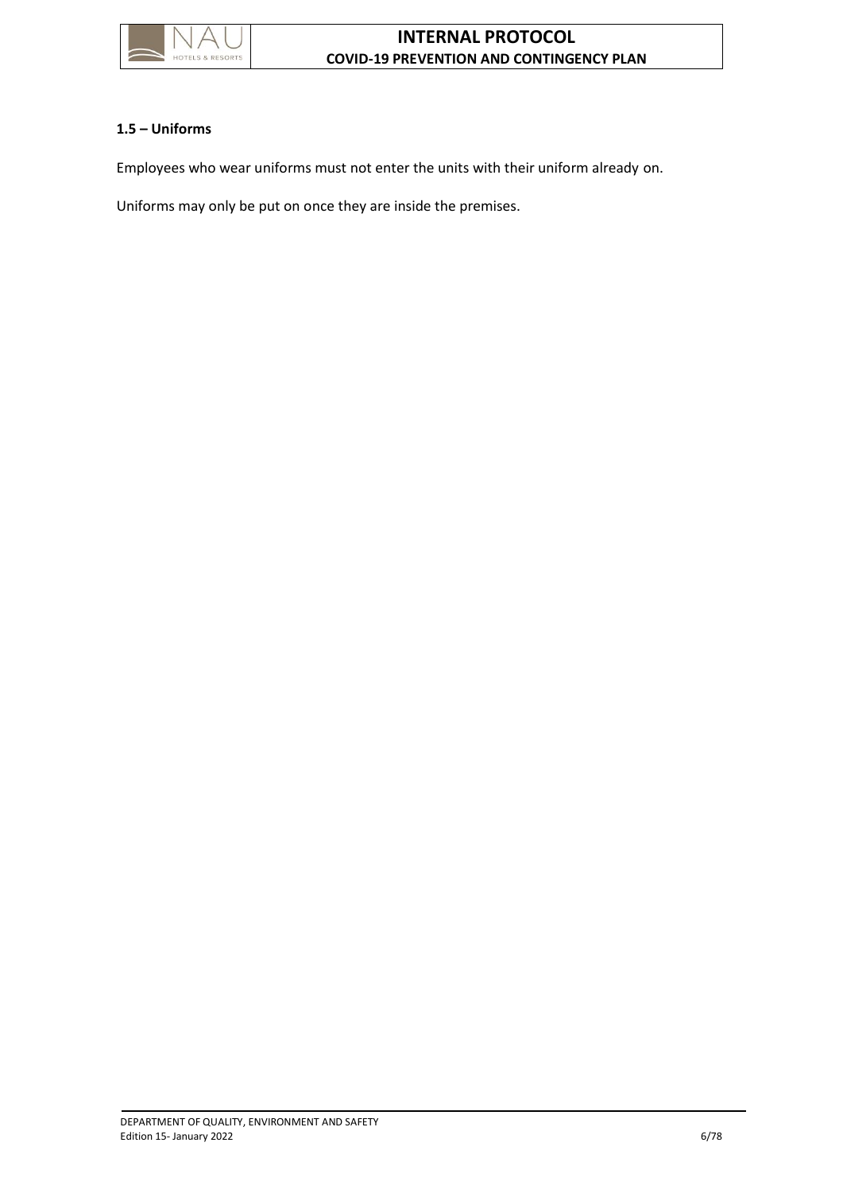### 1.5 – Uniforms

Employees who wear uniforms must not enter the units with their uniform already on.

Uniforms may only be put on once they are inside the premises.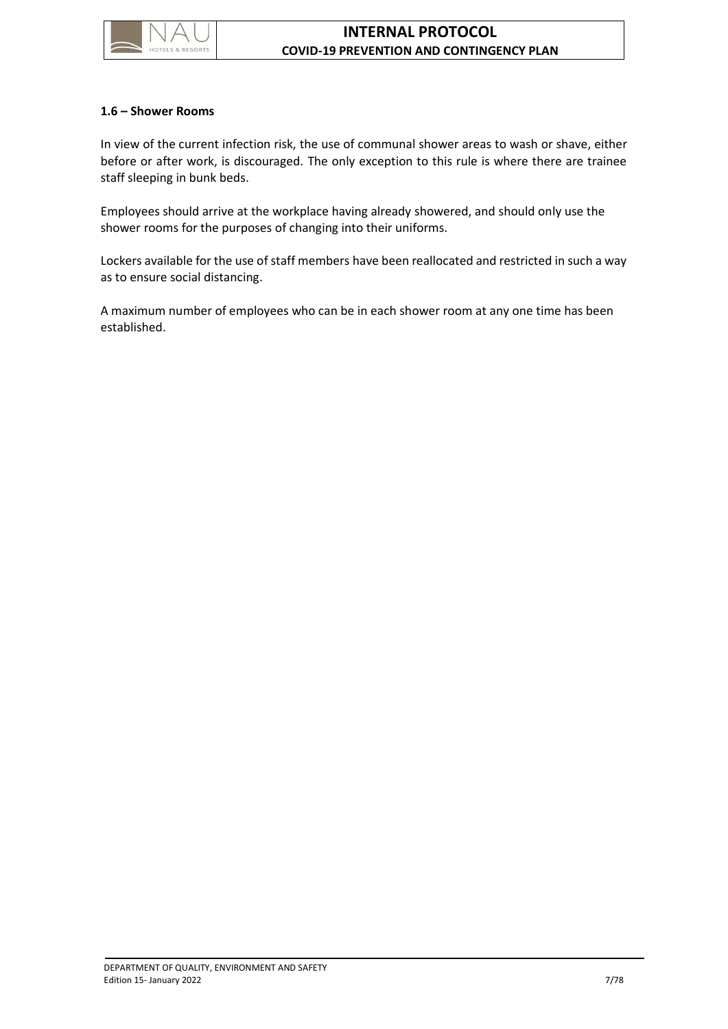### 1.6 – Shower Rooms

In view of the current infection risk, the use of communal shower areas to wash or shave, either before or after work, is discouraged. The only exception to this rule is where there are trainee staff sleeping in bunk beds.

Employees should arrive at the workplace having already showered, and should only use the shower rooms for the purposes of changing into their uniforms.

Lockers available for the use of staff members have been reallocated and restricted in such a way as to ensure social distancing.

A maximum number of employees who can be in each shower room at any one time has been established.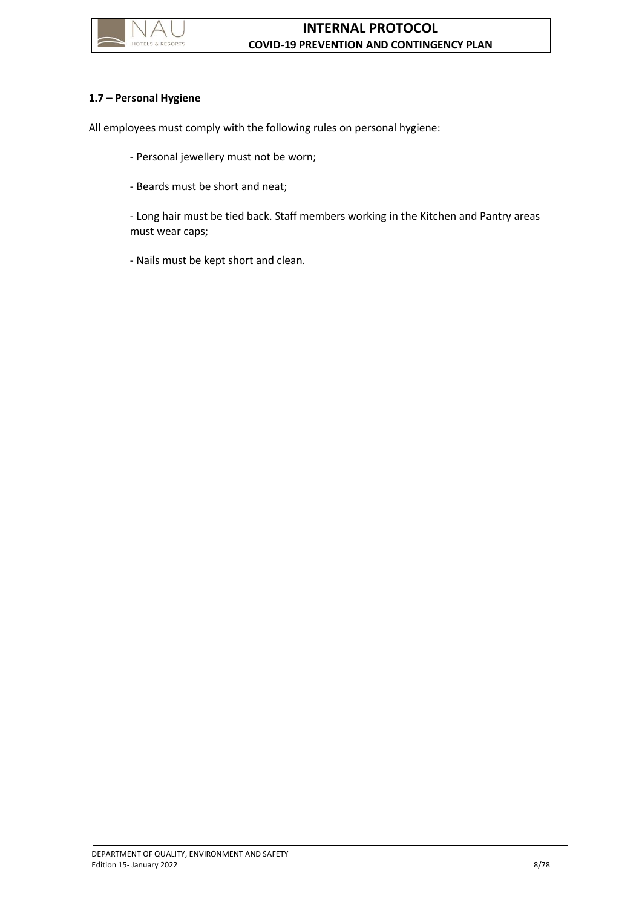### 1.7 – Personal Hygiene

All employees must comply with the following rules on personal hygiene:

- Personal jewellery must not be worn;
- Beards must be short and neat;
- Long hair must be tied back. Staff members working in the Kitchen and Pantry areas must wear caps;
- Nails must be kept short and clean.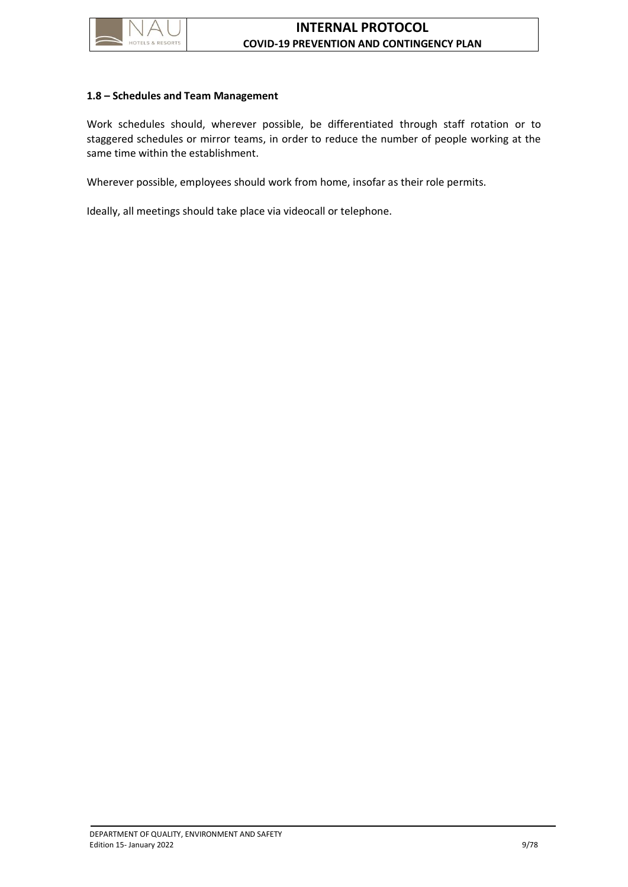### 1.8 – Schedules and Team Management

Work schedules should, wherever possible, be differentiated through staff rotation or to staggered schedules or mirror teams, in order to reduce the number of people working at the same time within the establishment.

Wherever possible, employees should work from home, insofar as their role permits.

Ideally, all meetings should take place via videocall or telephone.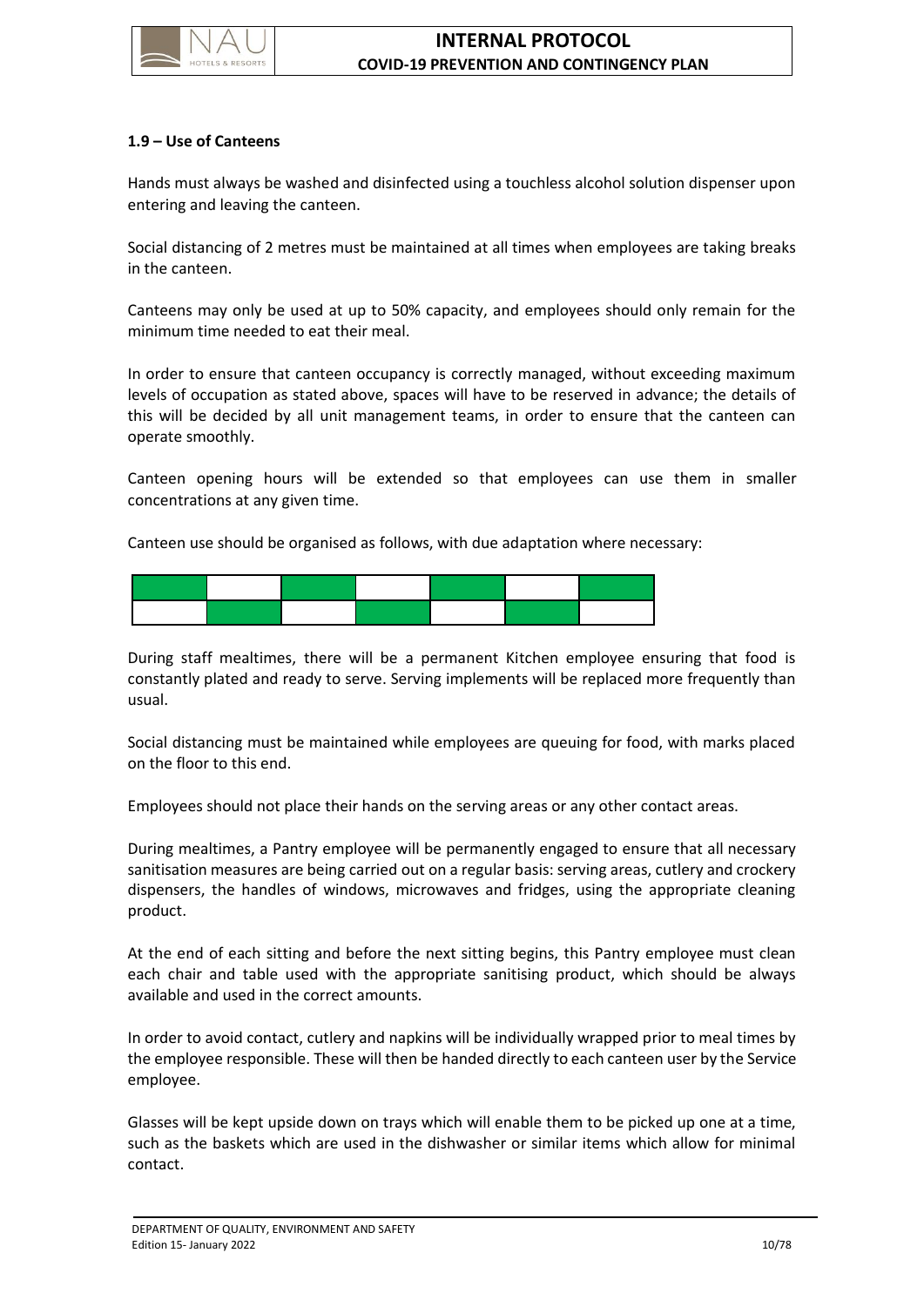### 1.9 – Use of Canteens

Hands must always be washed and disinfected using a touchless alcohol solution dispenser upon entering and leaving the canteen.

Social distancing of 2 metres must be maintained at all times when employees are taking breaks in the canteen.

Canteens may only be used at up to 50% capacity, and employees should only remain for the minimum time needed to eat their meal.

In order to ensure that canteen occupancy is correctly managed, without exceeding maximum levels of occupation as stated above, spaces will have to be reserved in advance; the details of this will be decided by all unit management teams, in order to ensure that the canteen can operate smoothly.

Canteen opening hours will be extended so that employees can use them in smaller concentrations at any given time.

Canteen use should be organised as follows, with due adaptation where necessary:

| | | | | | | |
|---|---|---|---|---|---|---|
| | | | | | | |

During staff mealtimes, there will be a permanent Kitchen employee ensuring that food is constantly plated and ready to serve. Serving implements will be replaced more frequently than usual.

Social distancing must be maintained while employees are queuing for food, with marks placed on the floor to this end.

Employees should not place their hands on the serving areas or any other contact areas.

During mealtimes, a Pantry employee will be permanently engaged to ensure that all necessary sanitisation measures are being carried out on a regular basis: serving areas, cutlery and crockery dispensers, the handles of windows, microwaves and fridges, using the appropriate cleaning product.

At the end of each sitting and before the next sitting begins, this Pantry employee must clean each chair and table used with the appropriate sanitising product, which should be always available and used in the correct amounts.

In order to avoid contact, cutlery and napkins will be individually wrapped prior to meal times by the employee responsible. These will then be handed directly to each canteen user by the Service employee.

Glasses will be kept upside down on trays which will enable them to be picked up one at a time, such as the baskets which are used in the dishwasher or similar items which allow for minimal contact.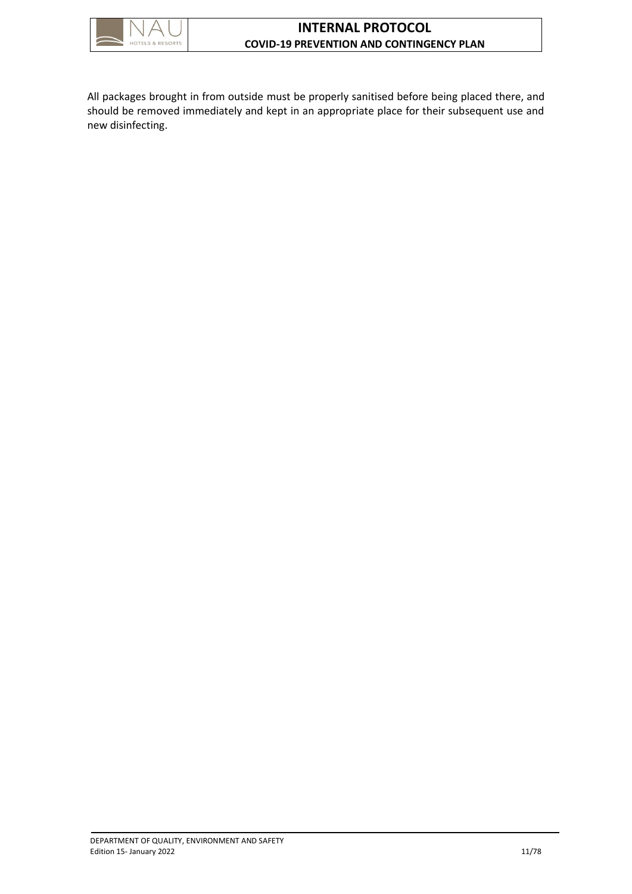All packages brought in from outside must be properly sanitised before being placed there, and should be removed immediately and kept in an appropriate place for their subsequent use and new disinfecting.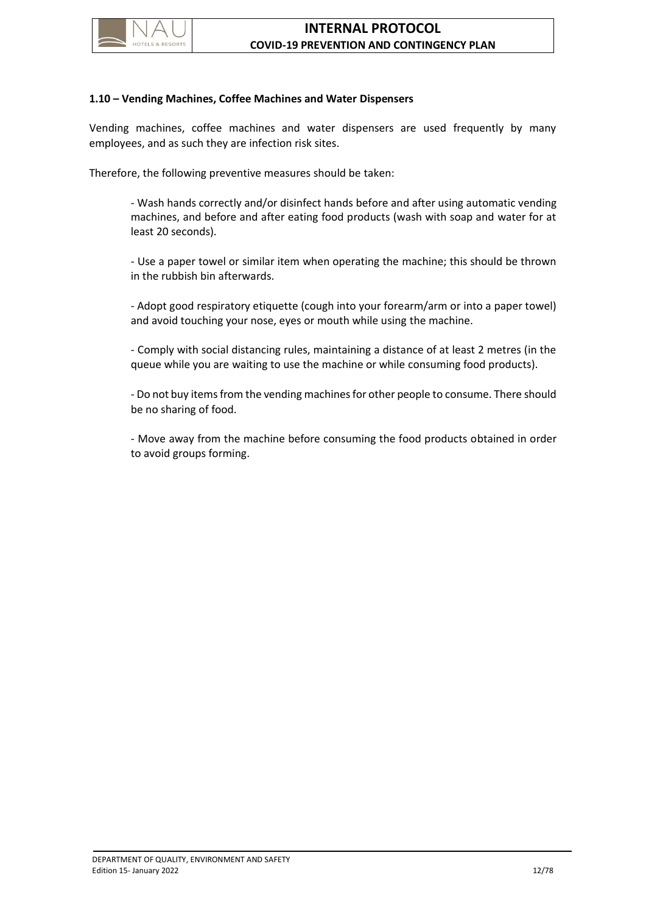### 1.10 – Vending Machines, Coffee Machines and Water Dispensers

Vending machines, coffee machines and water dispensers are used frequently by many employees, and as such they are infection risk sites.

Therefore, the following preventive measures should be taken:

- Wash hands correctly and/or disinfect hands before and after using automatic vending machines, and before and after eating food products (wash with soap and water for at least 20 seconds).

- Use a paper towel or similar item when operating the machine; this should be thrown in the rubbish bin afterwards.

- Adopt good respiratory etiquette (cough into your forearm/arm or into a paper towel) and avoid touching your nose, eyes or mouth while using the machine.

- Comply with social distancing rules, maintaining a distance of at least 2 metres (in the queue while you are waiting to use the machine or while consuming food products).

- Do not buy items from the vending machines for other people to consume. There should be no sharing of food.

- Move away from the machine before consuming the food products obtained in order to avoid groups forming.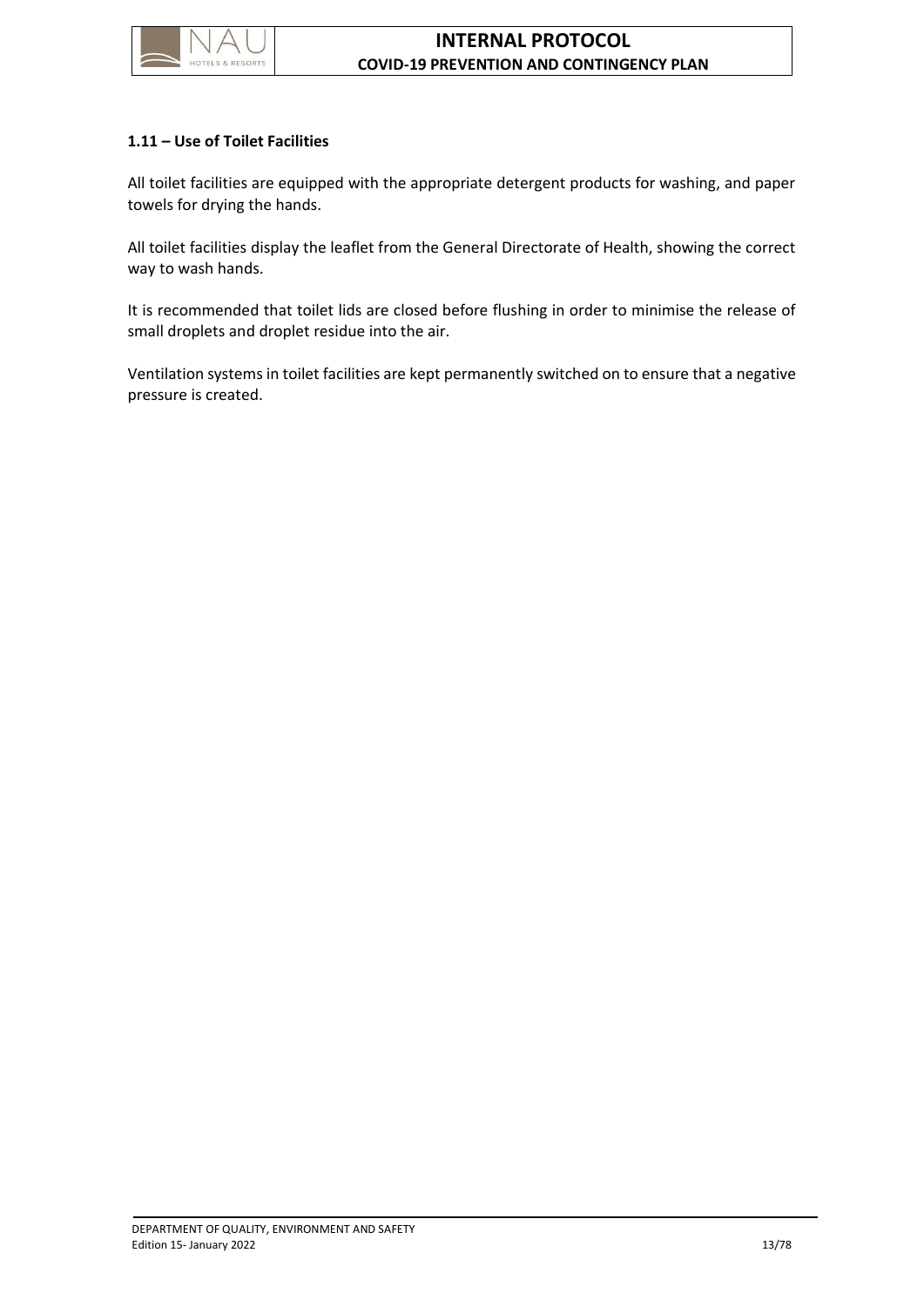### 1.11 – Use of Toilet Facilities

All toilet facilities are equipped with the appropriate detergent products for washing, and paper towels for drying the hands.

All toilet facilities display the leaflet from the General Directorate of Health, showing the correct way to wash hands.

It is recommended that toilet lids are closed before flushing in order to minimise the release of small droplets and droplet residue into the air.

Ventilation systems in toilet facilities are kept permanently switched on to ensure that a negative pressure is created.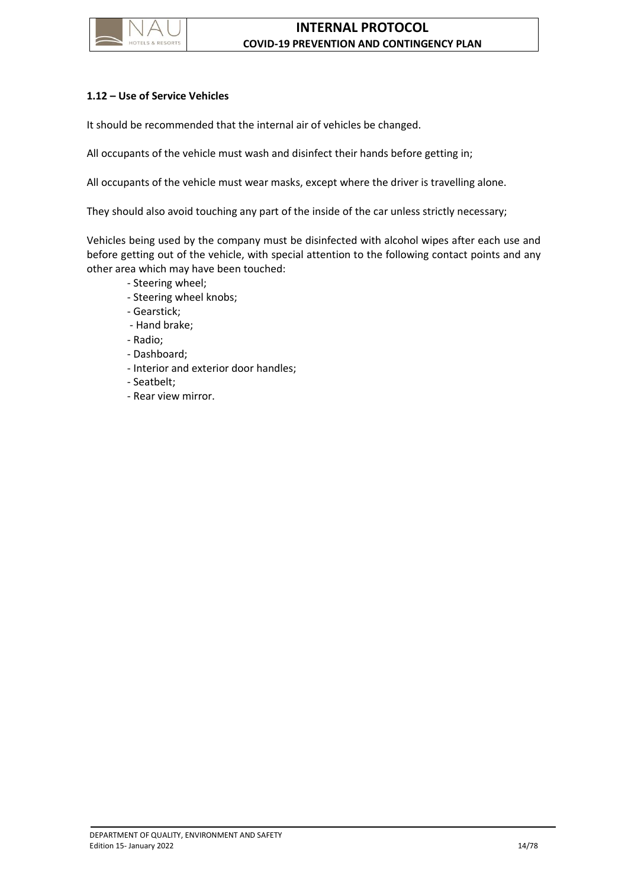### 1.12 – Use of Service Vehicles

It should be recommended that the internal air of vehicles be changed.

All occupants of the vehicle must wash and disinfect their hands before getting in;

All occupants of the vehicle must wear masks, except where the driver is travelling alone.

They should also avoid touching any part of the inside of the car unless strictly necessary;

Vehicles being used by the company must be disinfected with alcohol wipes after each use and before getting out of the vehicle, with special attention to the following contact points and any other area which may have been touched:

- Steering wheel;
- Steering wheel knobs;
- Gearstick;
- Hand brake;
- Radio;
- Dashboard;
- Interior and exterior door handles;
- Seatbelt;
- Rear view mirror.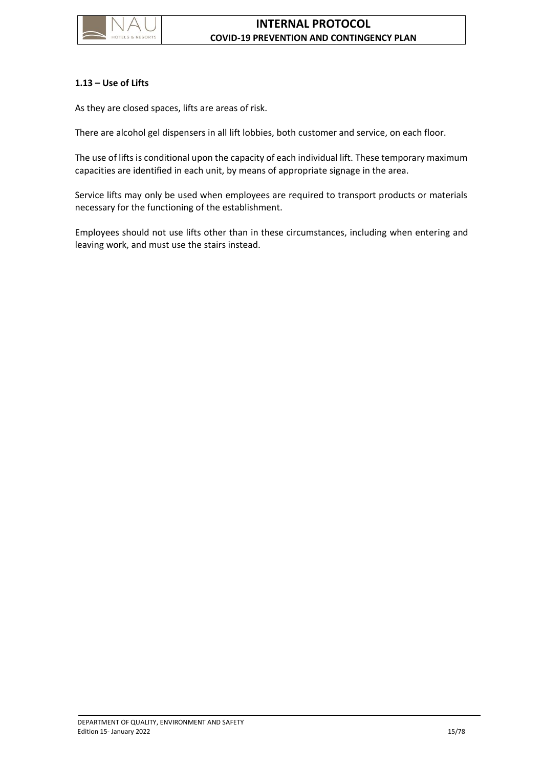### 1.13 – Use of Lifts

As they are closed spaces, lifts are areas of risk.

There are alcohol gel dispensers in all lift lobbies, both customer and service, on each floor.

The use of lifts is conditional upon the capacity of each individual lift. These temporary maximum capacities are identified in each unit, by means of appropriate signage in the area.

Service lifts may only be used when employees are required to transport products or materials necessary for the functioning of the establishment.

Employees should not use lifts other than in these circumstances, including when entering and leaving work, and must use the stairs instead.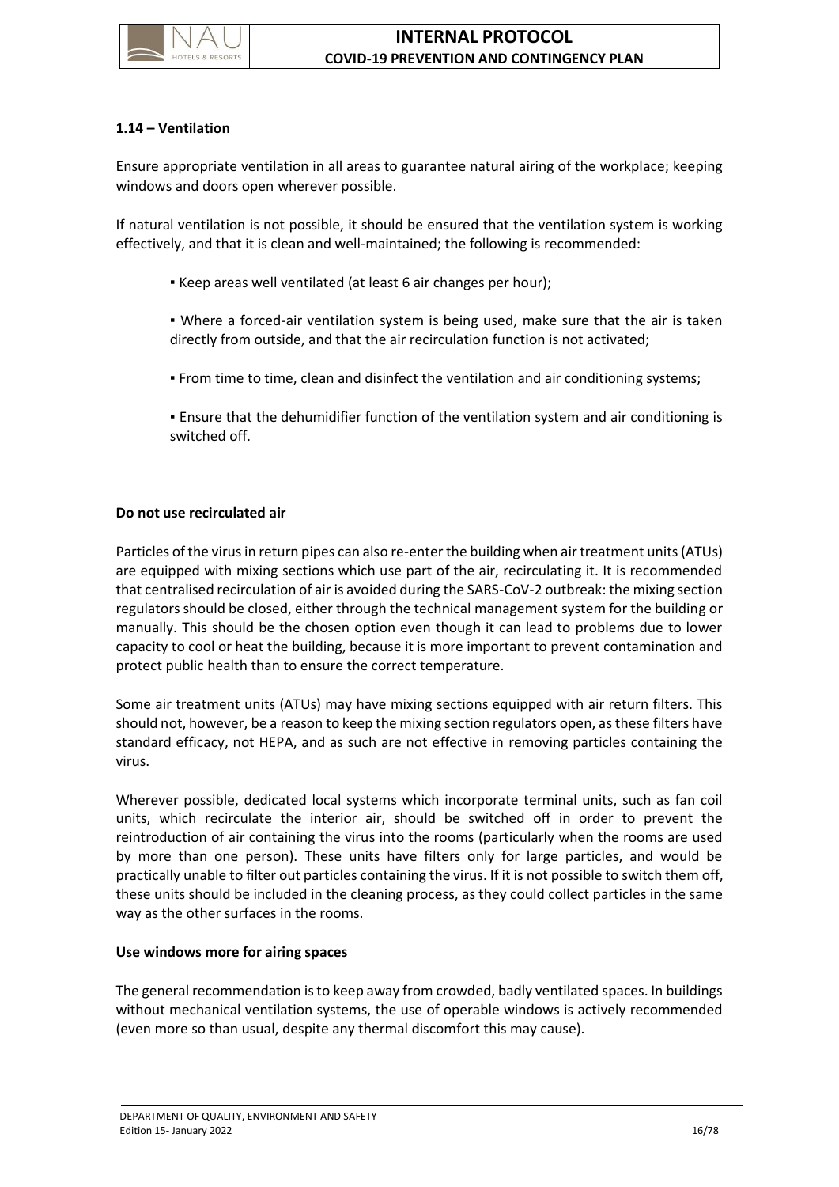### 1.14 – Ventilation

Ensure appropriate ventilation in all areas to guarantee natural airing of the workplace; keeping windows and doors open wherever possible.

If natural ventilation is not possible, it should be ensured that the ventilation system is working effectively, and that it is clean and well-maintained; the following is recommended:

- Keep areas well ventilated (at least 6 air changes per hour);
- Where a forced-air ventilation system is being used, make sure that the air is taken directly from outside, and that the air recirculation function is not activated;
- From time to time, clean and disinfect the ventilation and air conditioning systems;
- Ensure that the dehumidifier function of the ventilation system and air conditioning is switched off.

**Do not use recirculated air**

Particles of the virus in return pipes can also re-enter the building when air treatment units (ATUs) are equipped with mixing sections which use part of the air, recirculating it. It is recommended that centralised recirculation of air is avoided during the SARS-CoV-2 outbreak: the mixing section regulators should be closed, either through the technical management system for the building or manually. This should be the chosen option even though it can lead to problems due to lower capacity to cool or heat the building, because it is more important to prevent contamination and protect public health than to ensure the correct temperature.

Some air treatment units (ATUs) may have mixing sections equipped with air return filters. This should not, however, be a reason to keep the mixing section regulators open, as these filters have standard efficacy, not HEPA, and as such are not effective in removing particles containing the virus.

Wherever possible, dedicated local systems which incorporate terminal units, such as fan coil units, which recirculate the interior air, should be switched off in order to prevent the reintroduction of air containing the virus into the rooms (particularly when the rooms are used by more than one person). These units have filters only for large particles, and would be practically unable to filter out particles containing the virus. If it is not possible to switch them off, these units should be included in the cleaning process, as they could collect particles in the same way as the other surfaces in the rooms.

**Use windows more for airing spaces**

The general recommendation is to keep away from crowded, badly ventilated spaces. In buildings without mechanical ventilation systems, the use of operable windows is actively recommended (even more so than usual, despite any thermal discomfort this may cause).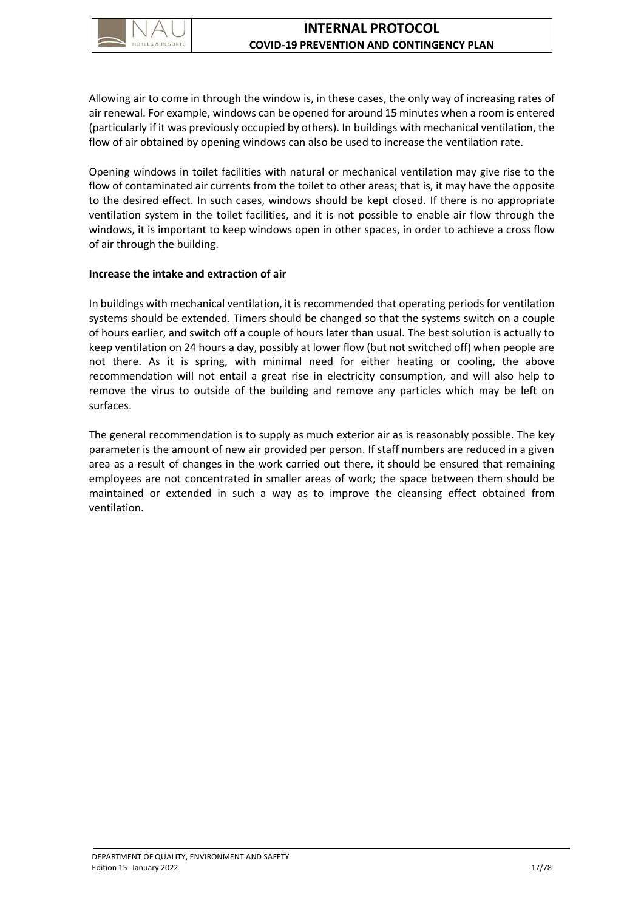Allowing air to come in through the window is, in these cases, the only way of increasing rates of air renewal. For example, windows can be opened for around 15 minutes when a room is entered (particularly if it was previously occupied by others). In buildings with mechanical ventilation, the flow of air obtained by opening windows can also be used to increase the ventilation rate.

Opening windows in toilet facilities with natural or mechanical ventilation may give rise to the flow of contaminated air currents from the toilet to other areas; that is, it may have the opposite to the desired effect. In such cases, windows should be kept closed. If there is no appropriate ventilation system in the toilet facilities, and it is not possible to enable air flow through the windows, it is important to keep windows open in other spaces, in order to achieve a cross flow of air through the building.

**Increase the intake and extraction of air**

In buildings with mechanical ventilation, it is recommended that operating periods for ventilation systems should be extended. Timers should be changed so that the systems switch on a couple of hours earlier, and switch off a couple of hours later than usual. The best solution is actually to keep ventilation on 24 hours a day, possibly at lower flow (but not switched off) when people are not there. As it is spring, with minimal need for either heating or cooling, the above recommendation will not entail a great rise in electricity consumption, and will also help to remove the virus to outside of the building and remove any particles which may be left on surfaces.

The general recommendation is to supply as much exterior air as is reasonably possible. The key parameter is the amount of new air provided per person. If staff numbers are reduced in a given area as a result of changes in the work carried out there, it should be ensured that remaining employees are not concentrated in smaller areas of work; the space between them should be maintained or extended in such a way as to improve the cleansing effect obtained from ventilation.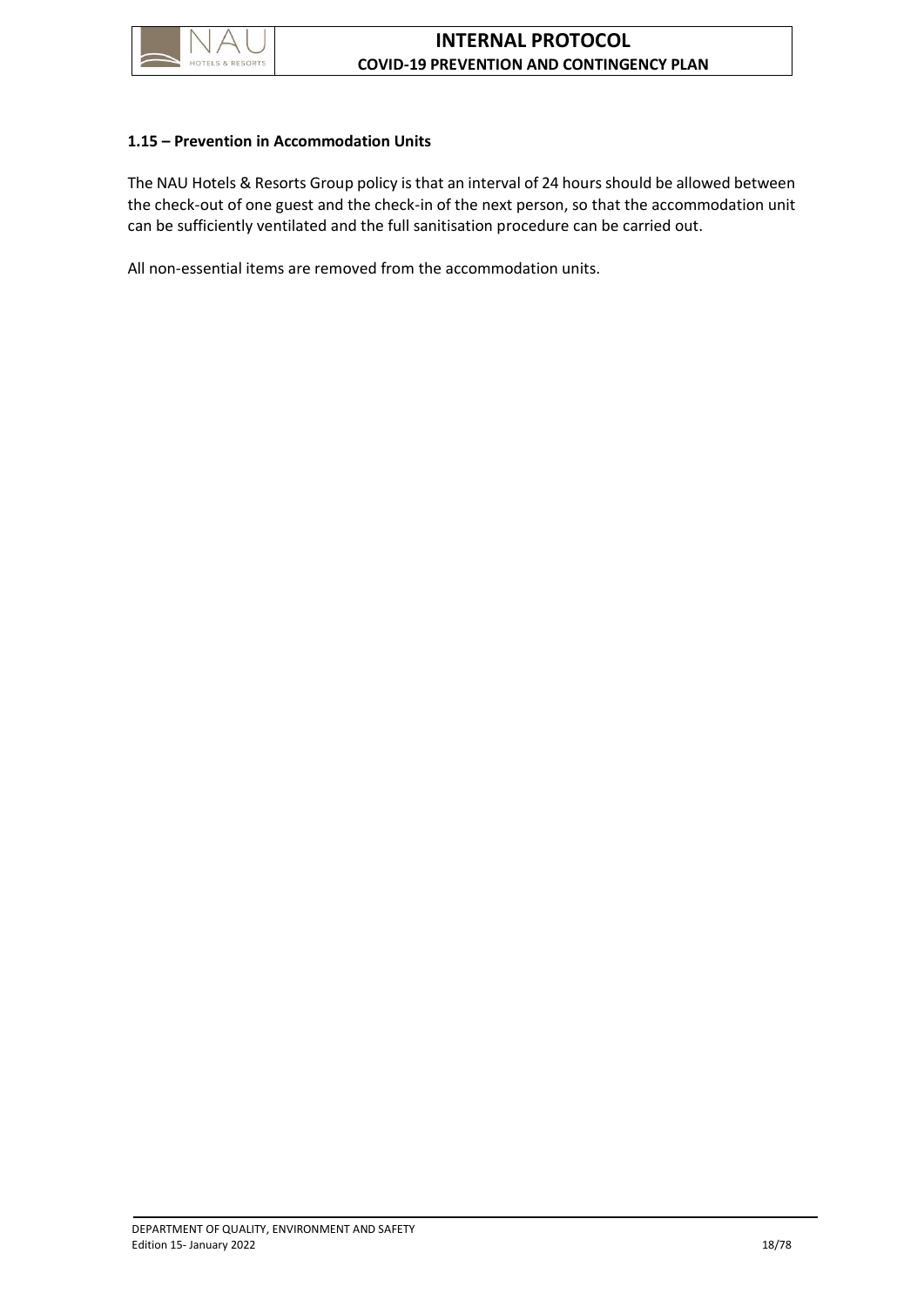### 1.15 – Prevention in Accommodation Units

The NAU Hotels & Resorts Group policy is that an interval of 24 hours should be allowed between the check-out of one guest and the check-in of the next person, so that the accommodation unit can be sufficiently ventilated and the full sanitisation procedure can be carried out.

All non-essential items are removed from the accommodation units.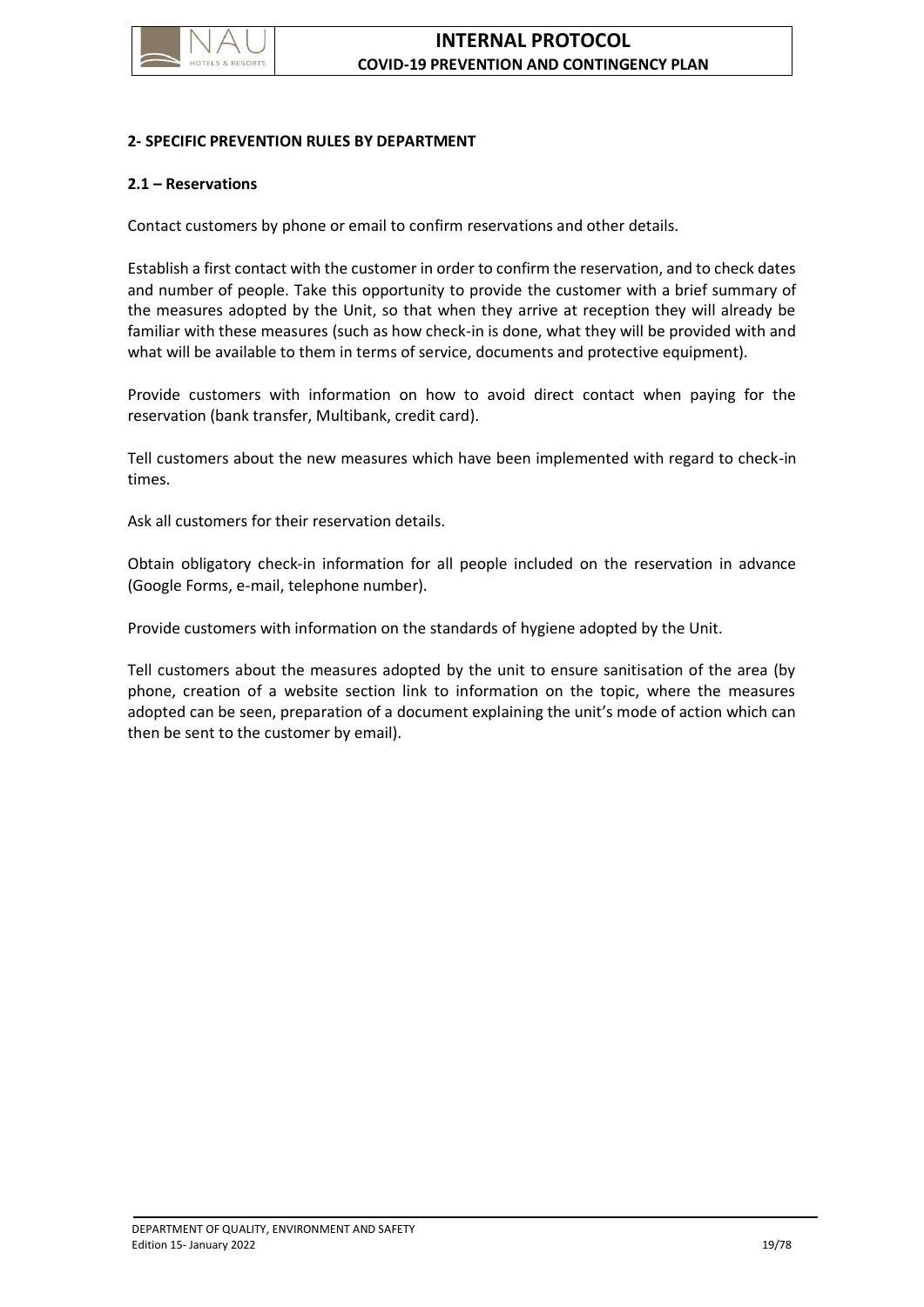## 2- SPECIFIC PREVENTION RULES BY DEPARTMENT

### 2.1 – Reservations

Contact customers by phone or email to confirm reservations and other details.

Establish a first contact with the customer in order to confirm the reservation, and to check dates and number of people. Take this opportunity to provide the customer with a brief summary of the measures adopted by the Unit, so that when they arrive at reception they will already be familiar with these measures (such as how check-in is done, what they will be provided with and what will be available to them in terms of service, documents and protective equipment).

Provide customers with information on how to avoid direct contact when paying for the reservation (bank transfer, Multibank, credit card).

Tell customers about the new measures which have been implemented with regard to check-in times.

Ask all customers for their reservation details.

Obtain obligatory check-in information for all people included on the reservation in advance (Google Forms, e-mail, telephone number).

Provide customers with information on the standards of hygiene adopted by the Unit.

Tell customers about the measures adopted by the unit to ensure sanitisation of the area (by phone, creation of a website section link to information on the topic, where the measures adopted can be seen, preparation of a document explaining the unit's mode of action which can then be sent to the customer by email).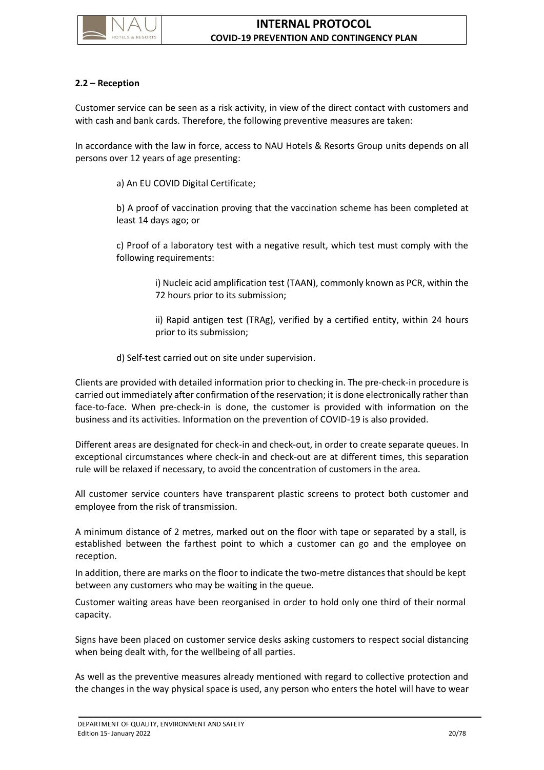### 2.2 – Reception

Customer service can be seen as a risk activity, in view of the direct contact with customers and with cash and bank cards. Therefore, the following preventive measures are taken:

In accordance with the law in force, access to NAU Hotels & Resorts Group units depends on all persons over 12 years of age presenting:

a) An EU COVID Digital Certificate;

b) A proof of vaccination proving that the vaccination scheme has been completed at least 14 days ago; or

c) Proof of a laboratory test with a negative result, which test must comply with the following requirements:

i) Nucleic acid amplification test (TAAN), commonly known as PCR, within the 72 hours prior to its submission;

ii) Rapid antigen test (TRAg), verified by a certified entity, within 24 hours prior to its submission;

d) Self-test carried out on site under supervision.

Clients are provided with detailed information prior to checking in. The pre-check-in procedure is carried out immediately after confirmation of the reservation; it is done electronically rather than face-to-face. When pre-check-in is done, the customer is provided with information on the business and its activities. Information on the prevention of COVID-19 is also provided.

Different areas are designated for check-in and check-out, in order to create separate queues. In exceptional circumstances where check-in and check-out are at different times, this separation rule will be relaxed if necessary, to avoid the concentration of customers in the area.

All customer service counters have transparent plastic screens to protect both customer and employee from the risk of transmission.

A minimum distance of 2 metres, marked out on the floor with tape or separated by a stall, is established between the farthest point to which a customer can go and the employee on reception.

In addition, there are marks on the floor to indicate the two-metre distances that should be kept between any customers who may be waiting in the queue.

Customer waiting areas have been reorganised in order to hold only one third of their normal capacity.

Signs have been placed on customer service desks asking customers to respect social distancing when being dealt with, for the wellbeing of all parties.

As well as the preventive measures already mentioned with regard to collective protection and the changes in the way physical space is used, any person who enters the hotel will have to wear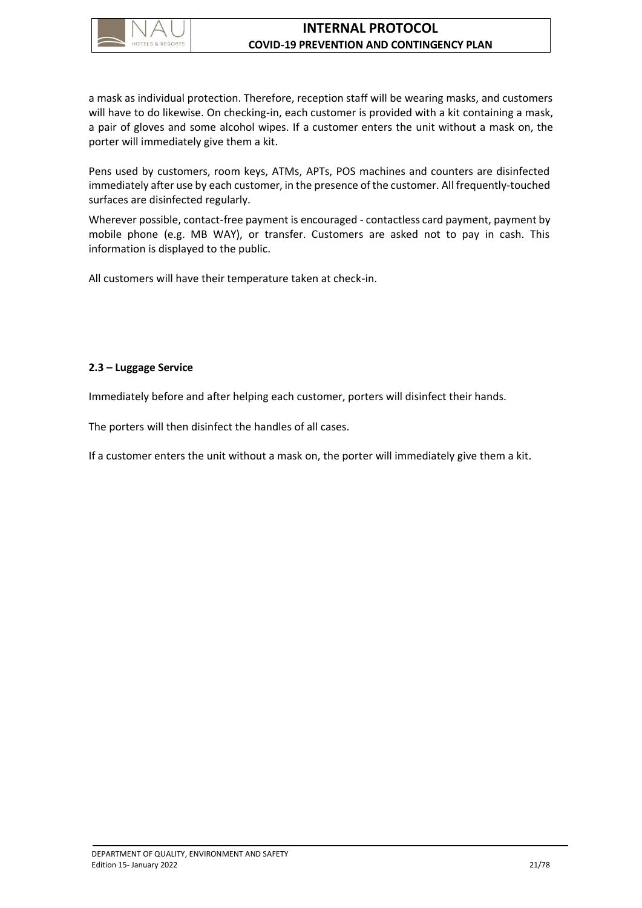a mask as individual protection. Therefore, reception staff will be wearing masks, and customers will have to do likewise. On checking-in, each customer is provided with a kit containing a mask, a pair of gloves and some alcohol wipes. If a customer enters the unit without a mask on, the porter will immediately give them a kit.

Pens used by customers, room keys, ATMs, APTs, POS machines and counters are disinfected immediately after use by each customer, in the presence of the customer. All frequently-touched surfaces are disinfected regularly.

Wherever possible, contact-free payment is encouraged - contactless card payment, payment by mobile phone (e.g. MB WAY), or transfer. Customers are asked not to pay in cash. This information is displayed to the public.

All customers will have their temperature taken at check-in.

### 2.3 – Luggage Service

Immediately before and after helping each customer, porters will disinfect their hands.

The porters will then disinfect the handles of all cases.

If a customer enters the unit without a mask on, the porter will immediately give them a kit.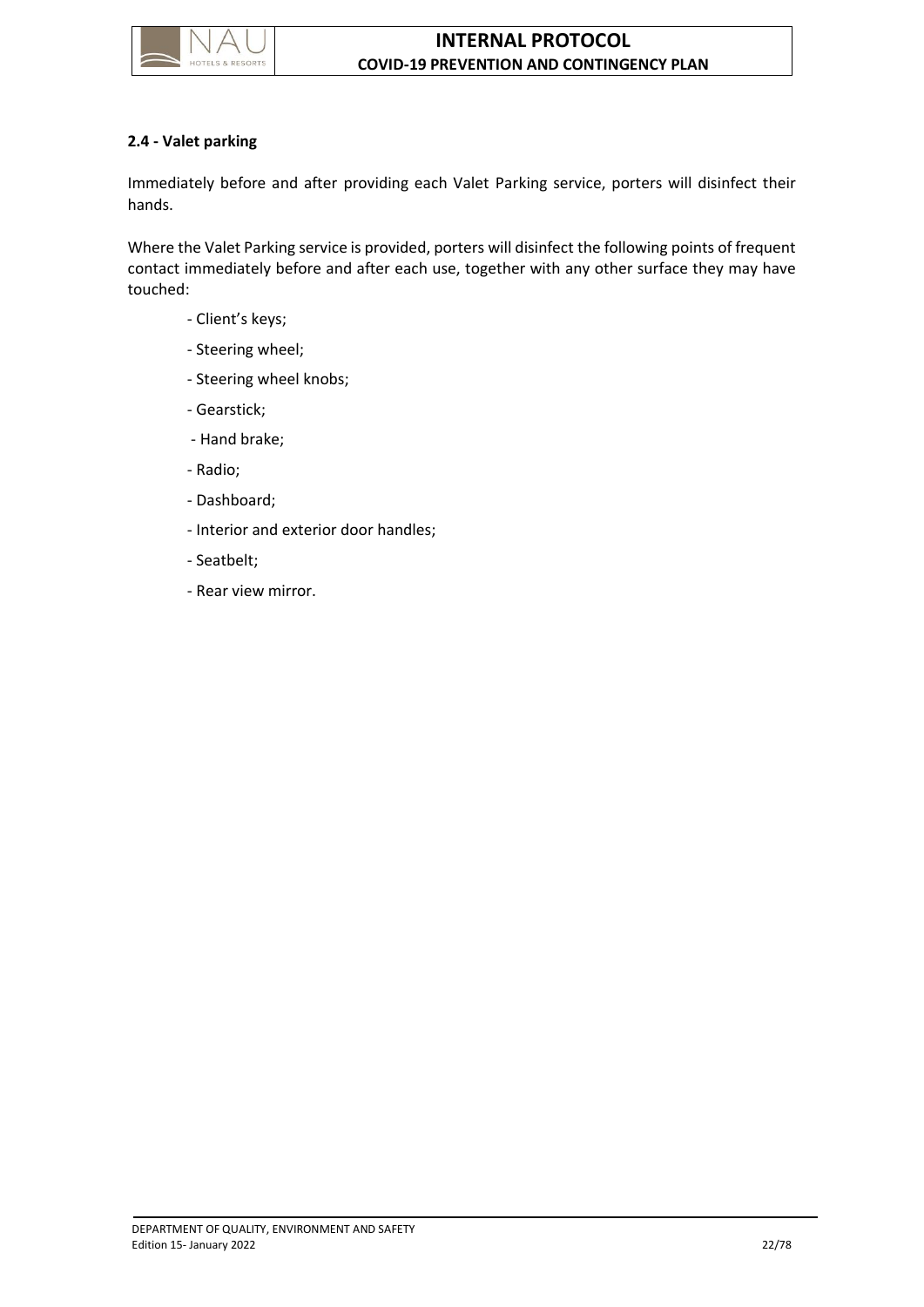### 2.4 - Valet parking

Immediately before and after providing each Valet Parking service, porters will disinfect their hands.

Where the Valet Parking service is provided, porters will disinfect the following points of frequent contact immediately before and after each use, together with any other surface they may have touched:

- Client's keys;
- Steering wheel;
- Steering wheel knobs;
- Gearstick;
- Hand brake;
- Radio;
- Dashboard;
- Interior and exterior door handles;
- Seatbelt;
- Rear view mirror.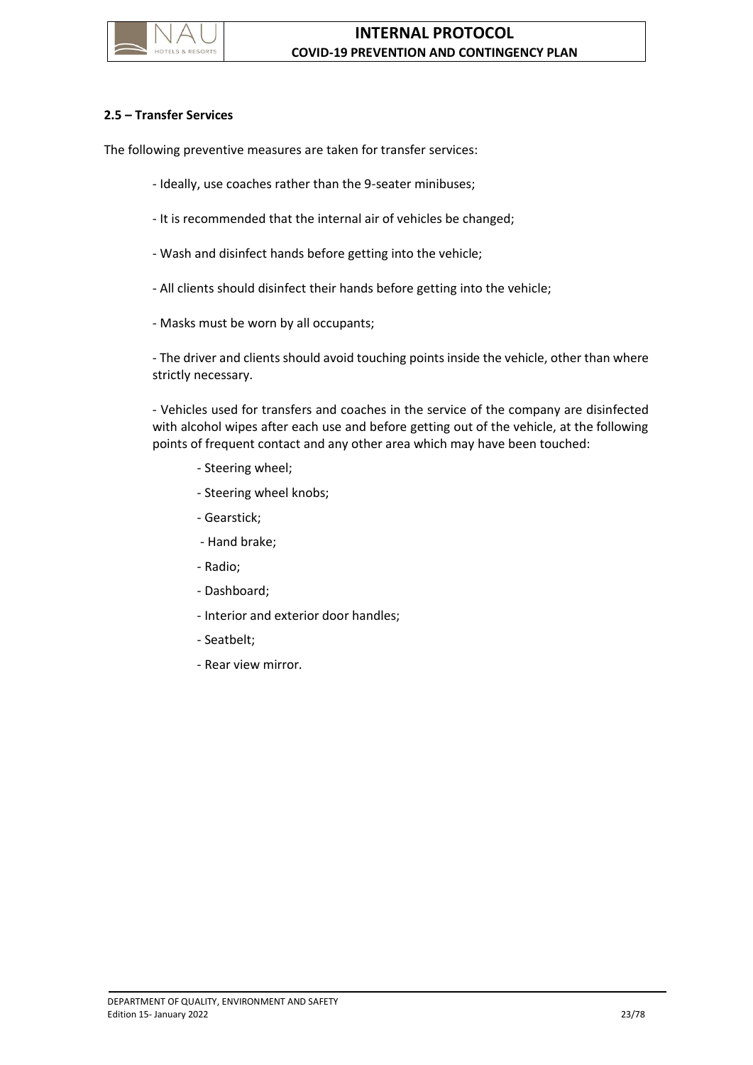### 2.5 – Transfer Services

The following preventive measures are taken for transfer services:

- Ideally, use coaches rather than the 9-seater minibuses;
- It is recommended that the internal air of vehicles be changed;
- Wash and disinfect hands before getting into the vehicle;
- All clients should disinfect their hands before getting into the vehicle;
- Masks must be worn by all occupants;
- The driver and clients should avoid touching points inside the vehicle, other than where strictly necessary.
- Vehicles used for transfers and coaches in the service of the company are disinfected with alcohol wipes after each use and before getting out of the vehicle, at the following points of frequent contact and any other area which may have been touched:
  - Steering wheel;
  - Steering wheel knobs;
  - Gearstick;
  - Hand brake;
  - Radio;
  - Dashboard;
  - Interior and exterior door handles;
  - Seatbelt;
  - Rear view mirror.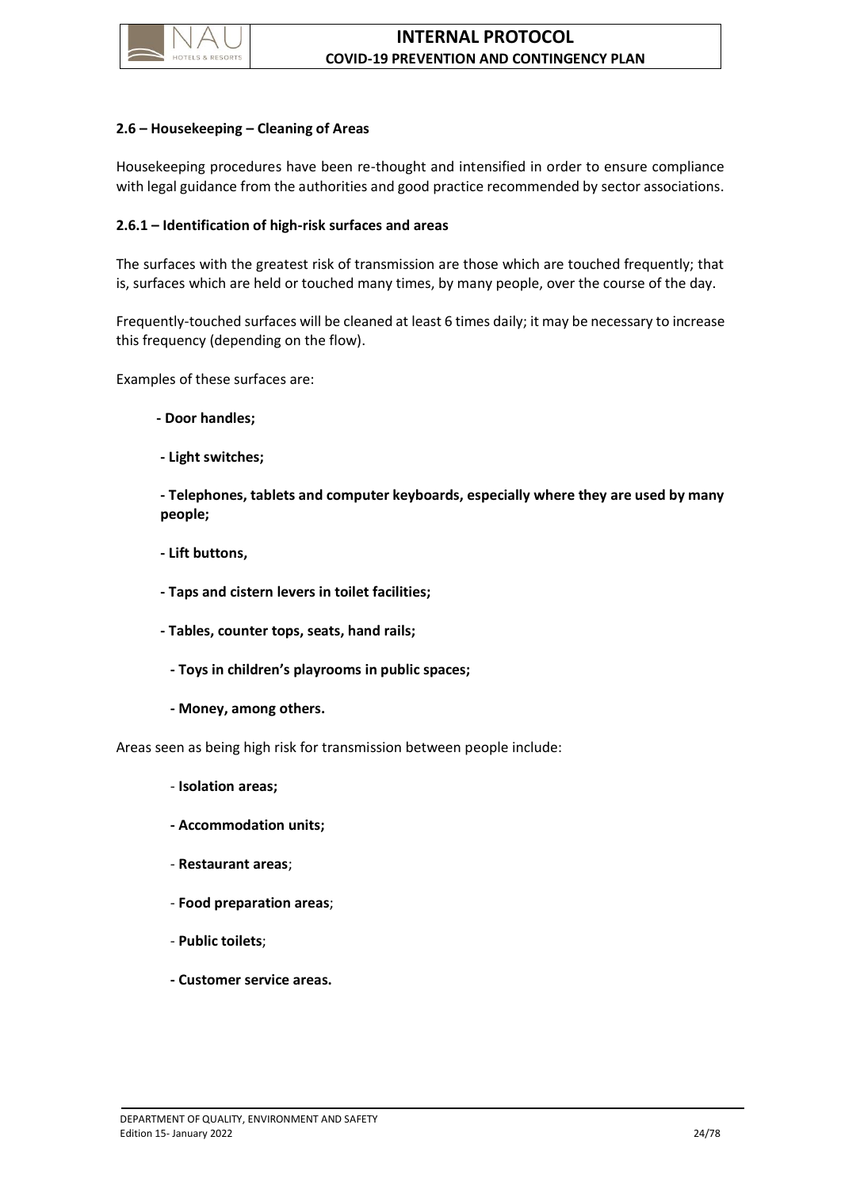### 2.6 – Housekeeping – Cleaning of Areas

Housekeeping procedures have been re-thought and intensified in order to ensure compliance with legal guidance from the authorities and good practice recommended by sector associations.

#### 2.6.1 – Identification of high-risk surfaces and areas

The surfaces with the greatest risk of transmission are those which are touched frequently; that is, surfaces which are held or touched many times, by many people, over the course of the day.

Frequently-touched surfaces will be cleaned at least 6 times daily; it may be necessary to increase this frequency (depending on the flow).

Examples of these surfaces are:

- **Door handles;**
- **Light switches;**
- **Telephones, tablets and computer keyboards, especially where they are used by many people;**
- **Lift buttons,**
- **Taps and cistern levers in toilet facilities;**
- **Tables, counter tops, seats, hand rails;**
- **Toys in children's playrooms in public spaces;**
- **Money, among others.**

Areas seen as being high risk for transmission between people include:

- **Isolation areas;**
- **Accommodation units;**
- **Restaurant areas**;
- **Food preparation areas**;
- **Public toilets**;
- **Customer service areas.**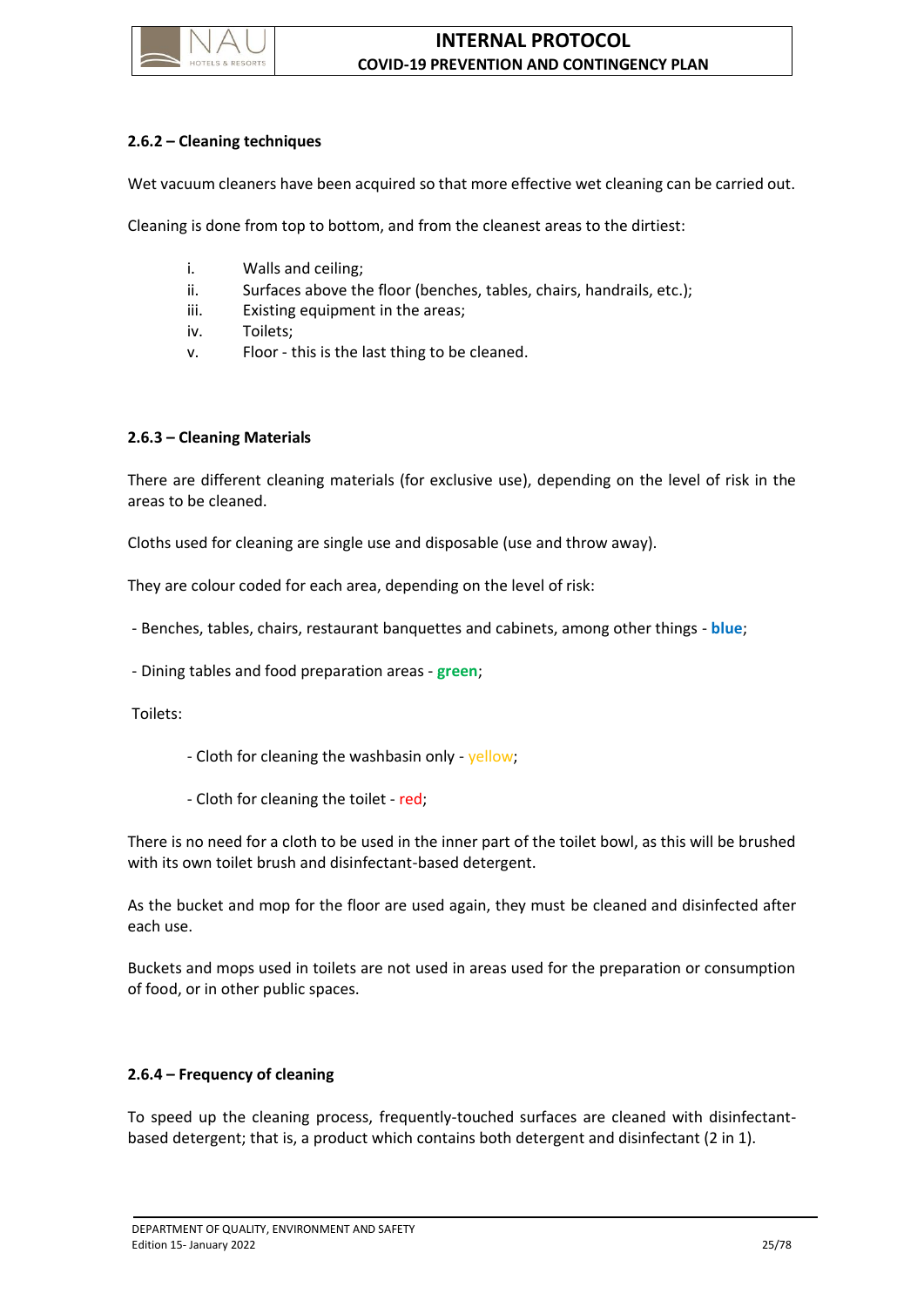### 2.6.2 – Cleaning techniques

Wet vacuum cleaners have been acquired so that more effective wet cleaning can be carried out.

Cleaning is done from top to bottom, and from the cleanest areas to the dirtiest:

i. Walls and ceiling;
ii. Surfaces above the floor (benches, tables, chairs, handrails, etc.);
iii. Existing equipment in the areas;
iv. Toilets;
v. Floor - this is the last thing to be cleaned.

### 2.6.3 – Cleaning Materials

There are different cleaning materials (for exclusive use), depending on the level of risk in the areas to be cleaned.

Cloths used for cleaning are single use and disposable (use and throw away).

They are colour coded for each area, depending on the level of risk:

- Benches, tables, chairs, restaurant banquettes and cabinets, among other things - **blue**;

- Dining tables and food preparation areas - **green**;

Toilets:

- Cloth for cleaning the washbasin only - yellow;

- Cloth for cleaning the toilet - red;

There is no need for a cloth to be used in the inner part of the toilet bowl, as this will be brushed with its own toilet brush and disinfectant-based detergent.

As the bucket and mop for the floor are used again, they must be cleaned and disinfected after each use.

Buckets and mops used in toilets are not used in areas used for the preparation or consumption of food, or in other public spaces.

### 2.6.4 – Frequency of cleaning

To speed up the cleaning process, frequently-touched surfaces are cleaned with disinfectant-based detergent; that is, a product which contains both detergent and disinfectant (2 in 1).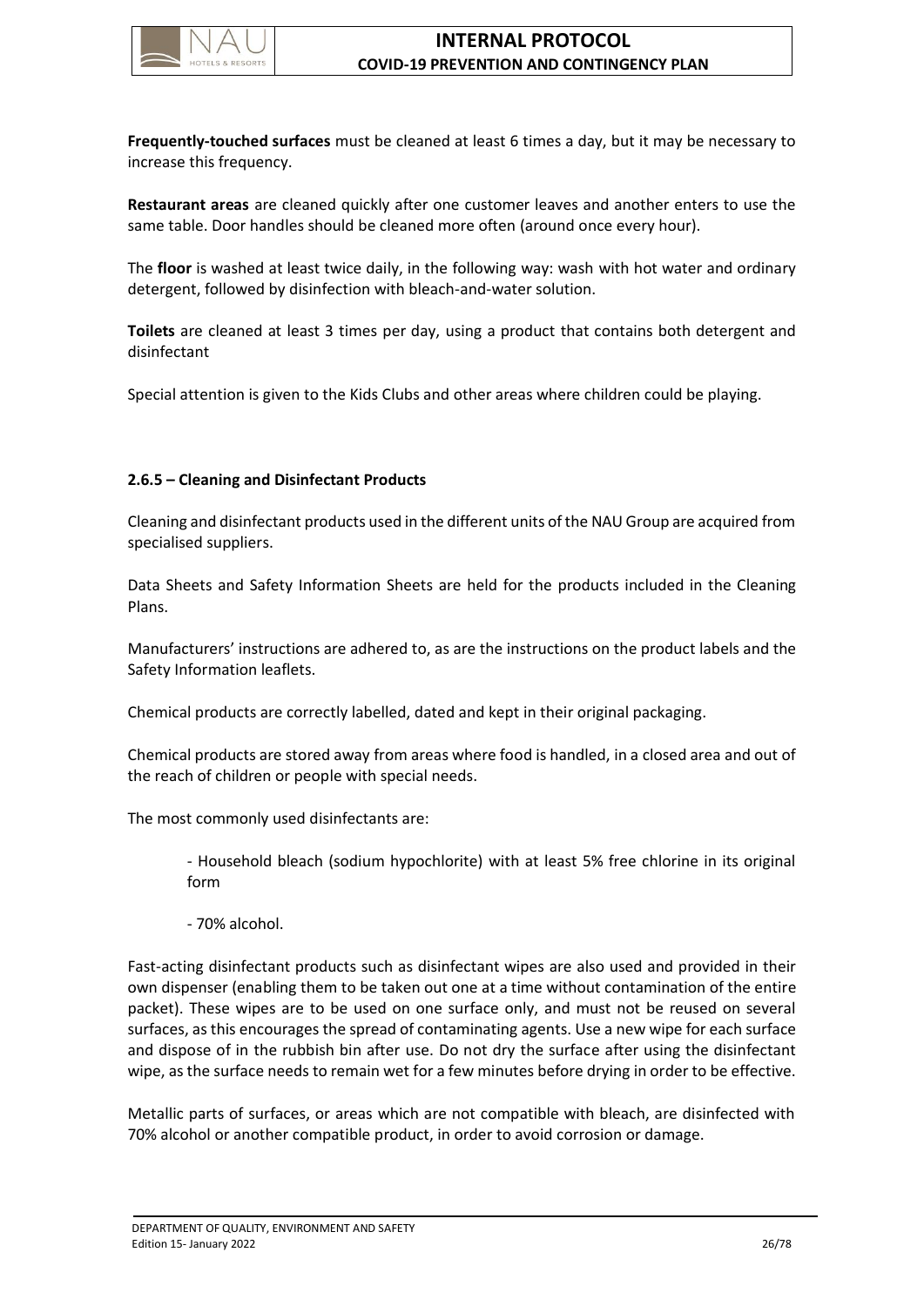**Frequently-touched surfaces** must be cleaned at least 6 times a day, but it may be necessary to increase this frequency.

**Restaurant areas** are cleaned quickly after one customer leaves and another enters to use the same table. Door handles should be cleaned more often (around once every hour).

The **floor** is washed at least twice daily, in the following way: wash with hot water and ordinary detergent, followed by disinfection with bleach-and-water solution.

**Toilets** are cleaned at least 3 times per day, using a product that contains both detergent and disinfectant

Special attention is given to the Kids Clubs and other areas where children could be playing.

#### 2.6.5 – Cleaning and Disinfectant Products

Cleaning and disinfectant products used in the different units of the NAU Group are acquired from specialised suppliers.

Data Sheets and Safety Information Sheets are held for the products included in the Cleaning Plans.

Manufacturers' instructions are adhered to, as are the instructions on the product labels and the Safety Information leaflets.

Chemical products are correctly labelled, dated and kept in their original packaging.

Chemical products are stored away from areas where food is handled, in a closed area and out of the reach of children or people with special needs.

The most commonly used disinfectants are:

- Household bleach (sodium hypochlorite) with at least 5% free chlorine in its original form

- 70% alcohol.

Fast-acting disinfectant products such as disinfectant wipes are also used and provided in their own dispenser (enabling them to be taken out one at a time without contamination of the entire packet). These wipes are to be used on one surface only, and must not be reused on several surfaces, as this encourages the spread of contaminating agents. Use a new wipe for each surface and dispose of in the rubbish bin after use. Do not dry the surface after using the disinfectant wipe, as the surface needs to remain wet for a few minutes before drying in order to be effective.

Metallic parts of surfaces, or areas which are not compatible with bleach, are disinfected with 70% alcohol or another compatible product, in order to avoid corrosion or damage.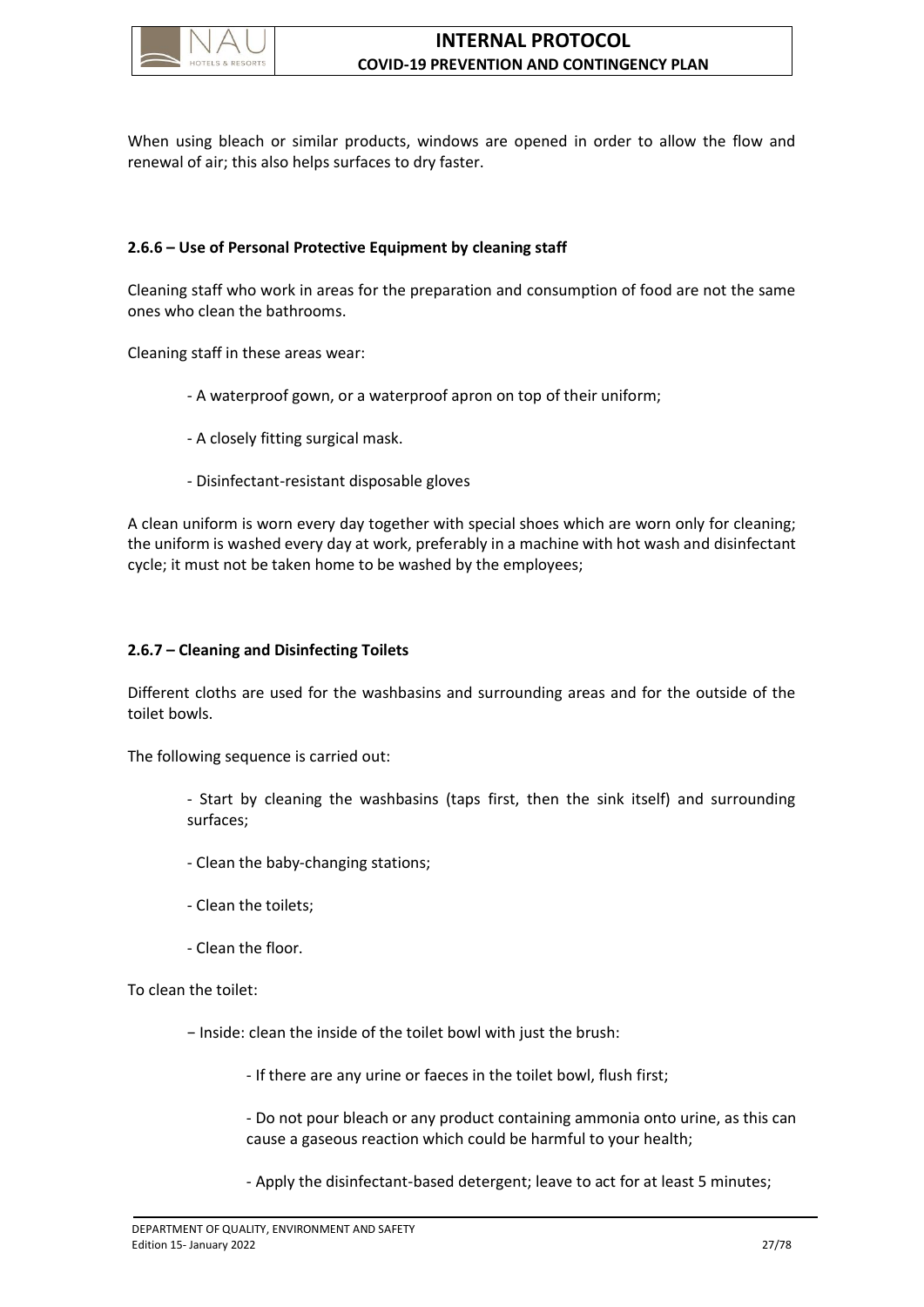When using bleach or similar products, windows are opened in order to allow the flow and renewal of air; this also helps surfaces to dry faster.

### 2.6.6 – Use of Personal Protective Equipment by cleaning staff

Cleaning staff who work in areas for the preparation and consumption of food are not the same ones who clean the bathrooms.

Cleaning staff in these areas wear:

- A waterproof gown, or a waterproof apron on top of their uniform;
- A closely fitting surgical mask.
- Disinfectant-resistant disposable gloves

A clean uniform is worn every day together with special shoes which are worn only for cleaning; the uniform is washed every day at work, preferably in a machine with hot wash and disinfectant cycle; it must not be taken home to be washed by the employees;

### 2.6.7 – Cleaning and Disinfecting Toilets

Different cloths are used for the washbasins and surrounding areas and for the outside of the toilet bowls.

The following sequence is carried out:

- Start by cleaning the washbasins (taps first, then the sink itself) and surrounding surfaces;
- Clean the baby-changing stations;
- Clean the toilets;
- Clean the floor.

To clean the toilet:

− Inside: clean the inside of the toilet bowl with just the brush:

  - If there are any urine or faeces in the toilet bowl, flush first;
  - Do not pour bleach or any product containing ammonia onto urine, as this can cause a gaseous reaction which could be harmful to your health;
  - Apply the disinfectant-based detergent; leave to act for at least 5 minutes;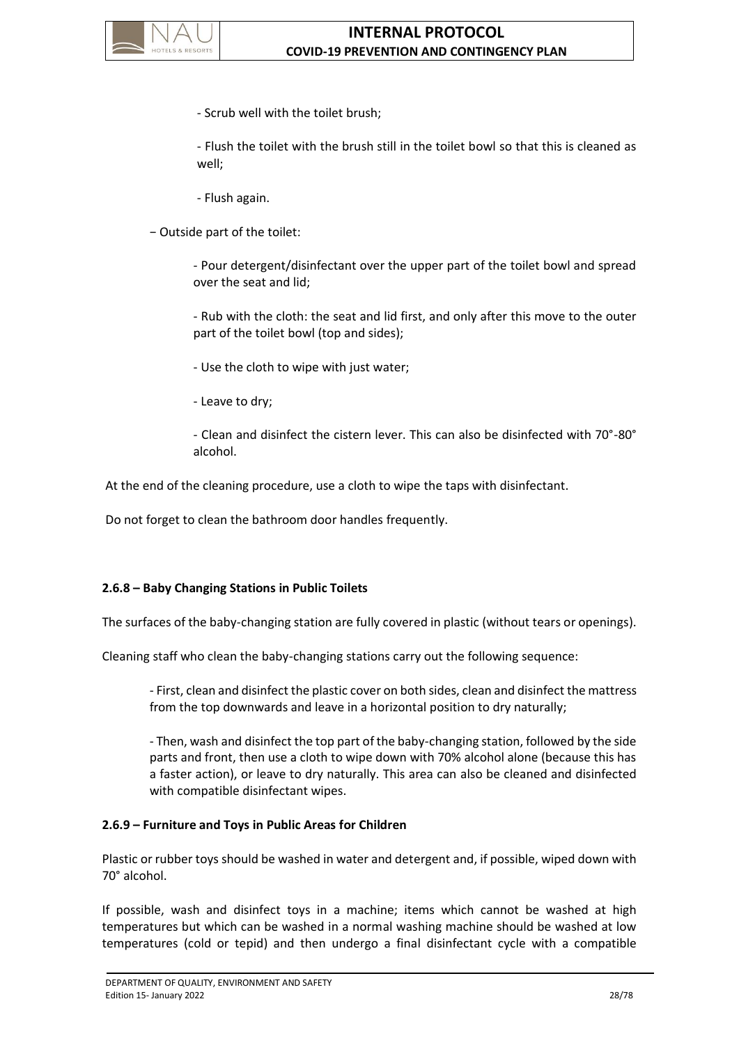- Scrub well with the toilet brush;

- Flush the toilet with the brush still in the toilet bowl so that this is cleaned as well;

- Flush again.

− Outside part of the toilet:

- Pour detergent/disinfectant over the upper part of the toilet bowl and spread over the seat and lid;

- Rub with the cloth: the seat and lid first, and only after this move to the outer part of the toilet bowl (top and sides);

- Use the cloth to wipe with just water;

- Leave to dry;

- Clean and disinfect the cistern lever. This can also be disinfected with 70°-80° alcohol.

At the end of the cleaning procedure, use a cloth to wipe the taps with disinfectant.

Do not forget to clean the bathroom door handles frequently.

### 2.6.8 – Baby Changing Stations in Public Toilets

The surfaces of the baby-changing station are fully covered in plastic (without tears or openings).

Cleaning staff who clean the baby-changing stations carry out the following sequence:

- First, clean and disinfect the plastic cover on both sides, clean and disinfect the mattress from the top downwards and leave in a horizontal position to dry naturally;

- Then, wash and disinfect the top part of the baby-changing station, followed by the side parts and front, then use a cloth to wipe down with 70% alcohol alone (because this has a faster action), or leave to dry naturally. This area can also be cleaned and disinfected with compatible disinfectant wipes.

### 2.6.9 – Furniture and Toys in Public Areas for Children

Plastic or rubber toys should be washed in water and detergent and, if possible, wiped down with 70° alcohol.

If possible, wash and disinfect toys in a machine; items which cannot be washed at high temperatures but which can be washed in a normal washing machine should be washed at low temperatures (cold or tepid) and then undergo a final disinfectant cycle with a compatible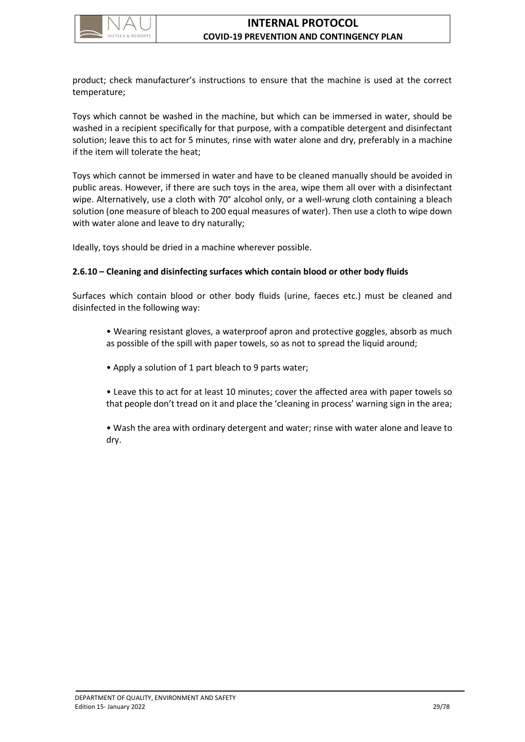product; check manufacturer's instructions to ensure that the machine is used at the correct temperature;

Toys which cannot be washed in the machine, but which can be immersed in water, should be washed in a recipient specifically for that purpose, with a compatible detergent and disinfectant solution; leave this to act for 5 minutes, rinse with water alone and dry, preferably in a machine if the item will tolerate the heat;

Toys which cannot be immersed in water and have to be cleaned manually should be avoided in public areas. However, if there are such toys in the area, wipe them all over with a disinfectant wipe. Alternatively, use a cloth with 70° alcohol only, or a well-wrung cloth containing a bleach solution (one measure of bleach to 200 equal measures of water). Then use a cloth to wipe down with water alone and leave to dry naturally;

Ideally, toys should be dried in a machine wherever possible.

**2.6.10 – Cleaning and disinfecting surfaces which contain blood or other body fluids**

Surfaces which contain blood or other body fluids (urine, faeces etc.) must be cleaned and disinfected in the following way:

- Wearing resistant gloves, a waterproof apron and protective goggles, absorb as much as possible of the spill with paper towels, so as not to spread the liquid around;
- Apply a solution of 1 part bleach to 9 parts water;
- Leave this to act for at least 10 minutes; cover the affected area with paper towels so that people don't tread on it and place the 'cleaning in process' warning sign in the area;
- Wash the area with ordinary detergent and water; rinse with water alone and leave to dry.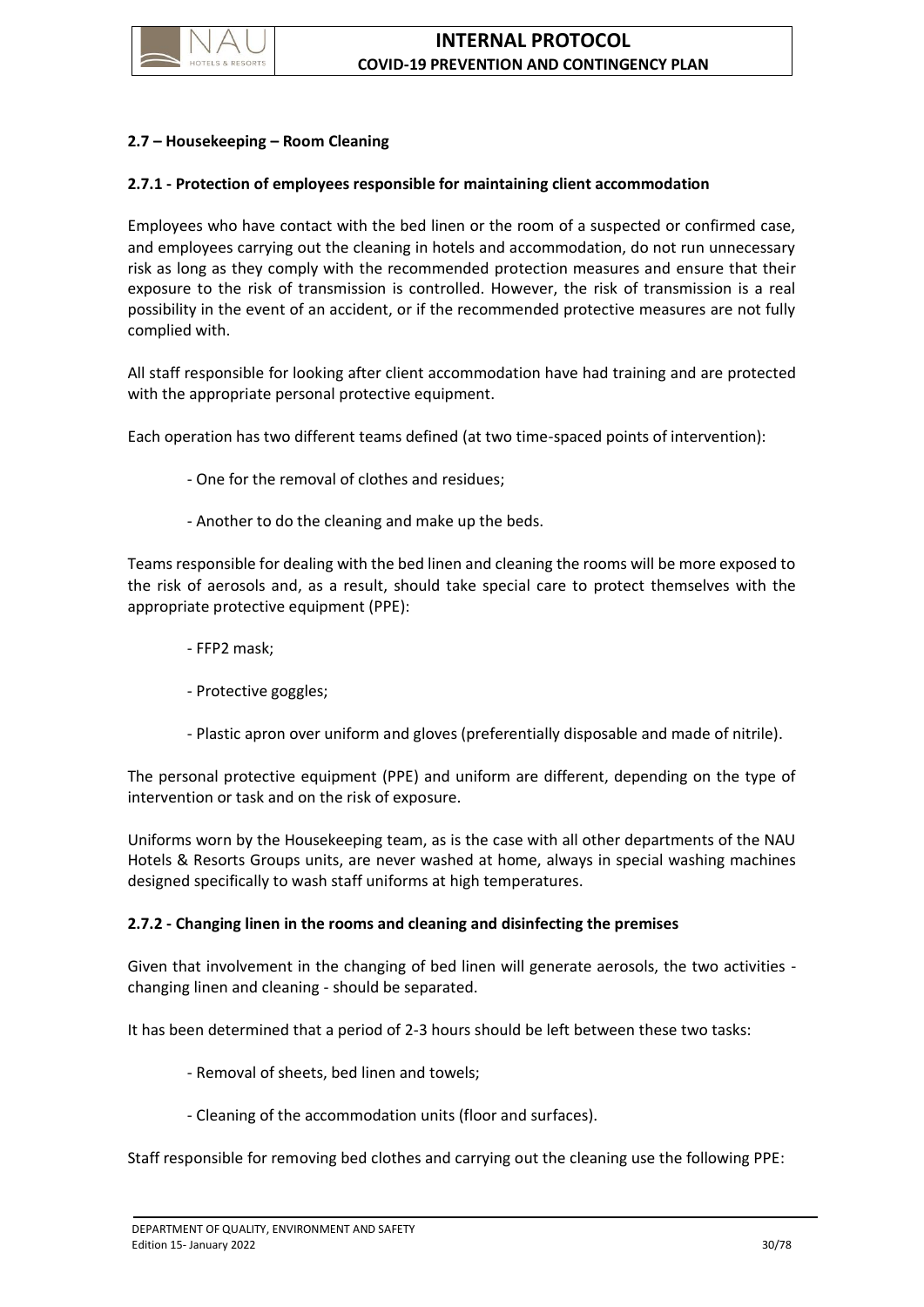## 2.7 – Housekeeping – Room Cleaning

### 2.7.1 - Protection of employees responsible for maintaining client accommodation

Employees who have contact with the bed linen or the room of a suspected or confirmed case, and employees carrying out the cleaning in hotels and accommodation, do not run unnecessary risk as long as they comply with the recommended protection measures and ensure that their exposure to the risk of transmission is controlled. However, the risk of transmission is a real possibility in the event of an accident, or if the recommended protective measures are not fully complied with.

All staff responsible for looking after client accommodation have had training and are protected with the appropriate personal protective equipment.

Each operation has two different teams defined (at two time-spaced points of intervention):

- One for the removal of clothes and residues;
- Another to do the cleaning and make up the beds.

Teams responsible for dealing with the bed linen and cleaning the rooms will be more exposed to the risk of aerosols and, as a result, should take special care to protect themselves with the appropriate protective equipment (PPE):

- FFP2 mask;
- Protective goggles;
- Plastic apron over uniform and gloves (preferentially disposable and made of nitrile).

The personal protective equipment (PPE) and uniform are different, depending on the type of intervention or task and on the risk of exposure.

Uniforms worn by the Housekeeping team, as is the case with all other departments of the NAU Hotels & Resorts Groups units, are never washed at home, always in special washing machines designed specifically to wash staff uniforms at high temperatures.

### 2.7.2 - Changing linen in the rooms and cleaning and disinfecting the premises

Given that involvement in the changing of bed linen will generate aerosols, the two activities - changing linen and cleaning - should be separated.

It has been determined that a period of 2-3 hours should be left between these two tasks:

- Removal of sheets, bed linen and towels;
- Cleaning of the accommodation units (floor and surfaces).

Staff responsible for removing bed clothes and carrying out the cleaning use the following PPE: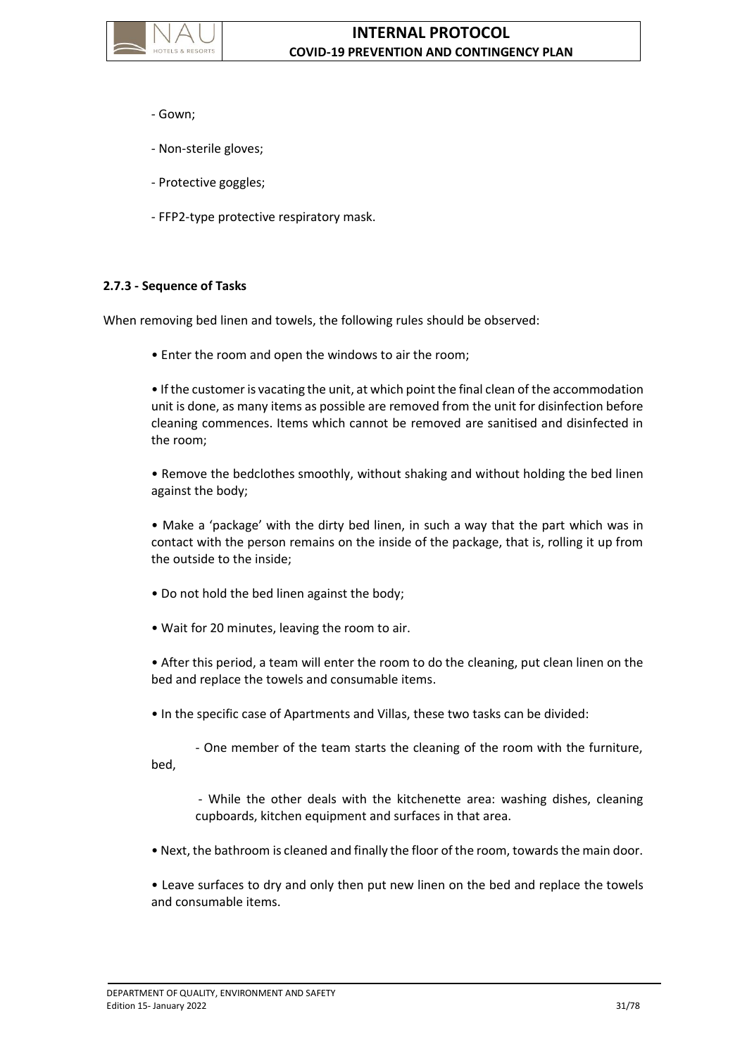- Gown;

- Non-sterile gloves;

- Protective goggles;

- FFP2-type protective respiratory mask.

### 2.7.3 - Sequence of Tasks

When removing bed linen and towels, the following rules should be observed:

- Enter the room and open the windows to air the room;
- If the customer is vacating the unit, at which point the final clean of the accommodation unit is done, as many items as possible are removed from the unit for disinfection before cleaning commences. Items which cannot be removed are sanitised and disinfected in the room;
- Remove the bedclothes smoothly, without shaking and without holding the bed linen against the body;
- Make a 'package' with the dirty bed linen, in such a way that the part which was in contact with the person remains on the inside of the package, that is, rolling it up from the outside to the inside;
- Do not hold the bed linen against the body;
- Wait for 20 minutes, leaving the room to air.
- After this period, a team will enter the room to do the cleaning, put clean linen on the bed and replace the towels and consumable items.
- In the specific case of Apartments and Villas, these two tasks can be divided:
    - One member of the team starts the cleaning of the room with the furniture, bed,
    - While the other deals with the kitchenette area: washing dishes, cleaning cupboards, kitchen equipment and surfaces in that area.
- Next, the bathroom is cleaned and finally the floor of the room, towards the main door.
- Leave surfaces to dry and only then put new linen on the bed and replace the towels and consumable items.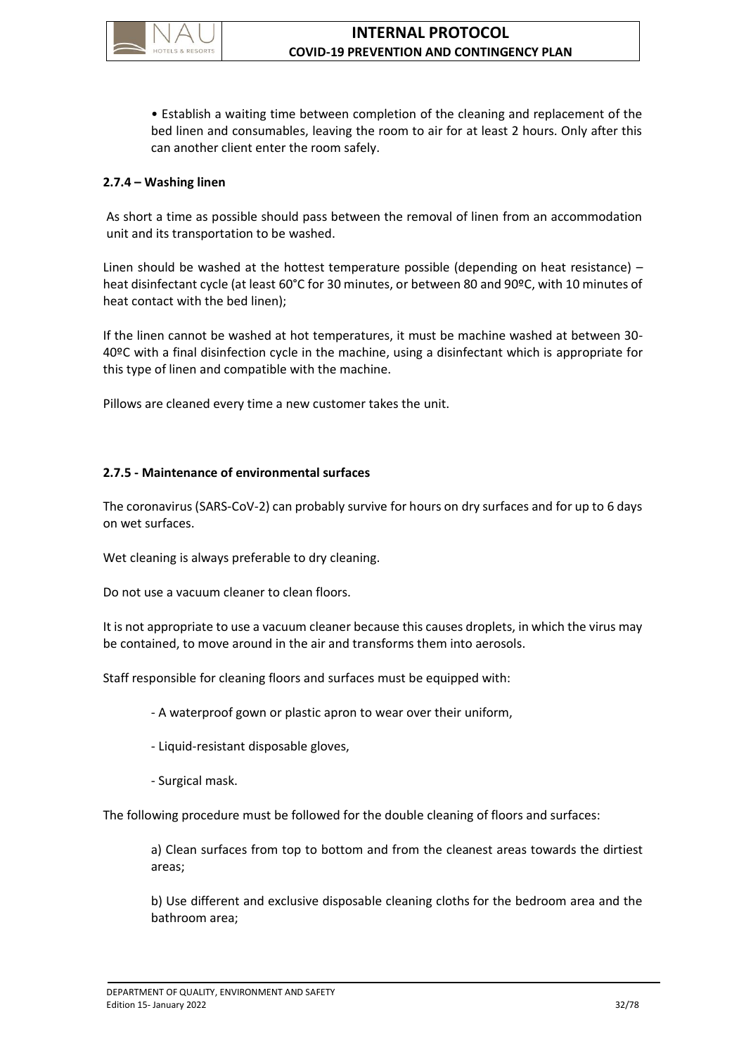• Establish a waiting time between completion of the cleaning and replacement of the bed linen and consumables, leaving the room to air for at least 2 hours. Only after this can another client enter the room safely.

#### 2.7.4 – Washing linen

As short a time as possible should pass between the removal of linen from an accommodation unit and its transportation to be washed.

Linen should be washed at the hottest temperature possible (depending on heat resistance) – heat disinfectant cycle (at least 60°C for 30 minutes, or between 80 and 90ºC, with 10 minutes of heat contact with the bed linen);

If the linen cannot be washed at hot temperatures, it must be machine washed at between 30-40ºC with a final disinfection cycle in the machine, using a disinfectant which is appropriate for this type of linen and compatible with the machine.

Pillows are cleaned every time a new customer takes the unit.

#### 2.7.5 - Maintenance of environmental surfaces

The coronavirus (SARS-CoV-2) can probably survive for hours on dry surfaces and for up to 6 days on wet surfaces.

Wet cleaning is always preferable to dry cleaning.

Do not use a vacuum cleaner to clean floors.

It is not appropriate to use a vacuum cleaner because this causes droplets, in which the virus may be contained, to move around in the air and transforms them into aerosols.

Staff responsible for cleaning floors and surfaces must be equipped with:

- A waterproof gown or plastic apron to wear over their uniform,
- Liquid-resistant disposable gloves,
- Surgical mask.

The following procedure must be followed for the double cleaning of floors and surfaces:

a) Clean surfaces from top to bottom and from the cleanest areas towards the dirtiest areas;

b) Use different and exclusive disposable cleaning cloths for the bedroom area and the bathroom area;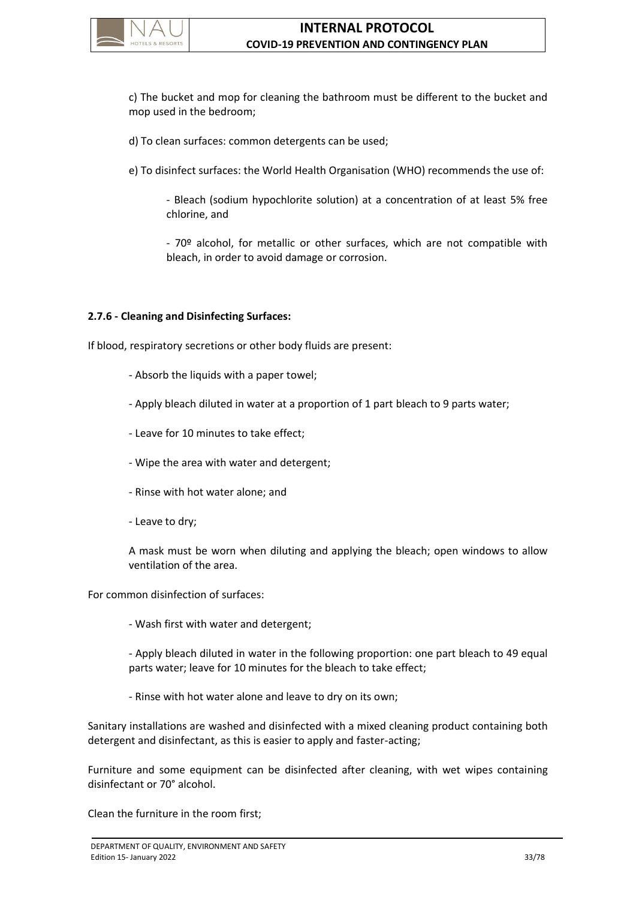c) The bucket and mop for cleaning the bathroom must be different to the bucket and mop used in the bedroom;

d) To clean surfaces: common detergents can be used;

e) To disinfect surfaces: the World Health Organisation (WHO) recommends the use of:

- Bleach (sodium hypochlorite solution) at a concentration of at least 5% free chlorine, and
- 70º alcohol, for metallic or other surfaces, which are not compatible with bleach, in order to avoid damage or corrosion.

**2.7.6 - Cleaning and Disinfecting Surfaces:**

If blood, respiratory secretions or other body fluids are present:

- Absorb the liquids with a paper towel;
- Apply bleach diluted in water at a proportion of 1 part bleach to 9 parts water;
- Leave for 10 minutes to take effect;
- Wipe the area with water and detergent;
- Rinse with hot water alone; and
- Leave to dry;

A mask must be worn when diluting and applying the bleach; open windows to allow ventilation of the area.

For common disinfection of surfaces:

- Wash first with water and detergent;
- Apply bleach diluted in water in the following proportion: one part bleach to 49 equal parts water; leave for 10 minutes for the bleach to take effect;
- Rinse with hot water alone and leave to dry on its own;

Sanitary installations are washed and disinfected with a mixed cleaning product containing both detergent and disinfectant, as this is easier to apply and faster-acting;

Furniture and some equipment can be disinfected after cleaning, with wet wipes containing disinfectant or 70° alcohol.

Clean the furniture in the room first;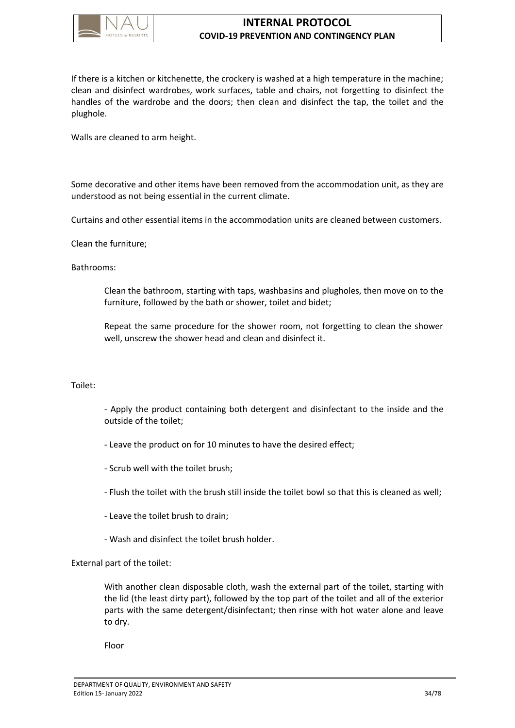If there is a kitchen or kitchenette, the crockery is washed at a high temperature in the machine; clean and disinfect wardrobes, work surfaces, table and chairs, not forgetting to disinfect the handles of the wardrobe and the doors; then clean and disinfect the tap, the toilet and the plughole.

Walls are cleaned to arm height.

Some decorative and other items have been removed from the accommodation unit, as they are understood as not being essential in the current climate.

Curtains and other essential items in the accommodation units are cleaned between customers.

Clean the furniture;

Bathrooms:

> Clean the bathroom, starting with taps, washbasins and plugholes, then move on to the furniture, followed by the bath or shower, toilet and bidet;
>
> Repeat the same procedure for the shower room, not forgetting to clean the shower well, unscrew the shower head and clean and disinfect it.

Toilet:

- Apply the product containing both detergent and disinfectant to the inside and the outside of the toilet;
- Leave the product on for 10 minutes to have the desired effect;
- Scrub well with the toilet brush;
- Flush the toilet with the brush still inside the toilet bowl so that this is cleaned as well;
- Leave the toilet brush to drain;
- Wash and disinfect the toilet brush holder.

External part of the toilet:

> With another clean disposable cloth, wash the external part of the toilet, starting with the lid (the least dirty part), followed by the top part of the toilet and all of the exterior parts with the same detergent/disinfectant; then rinse with hot water alone and leave to dry.
>
> Floor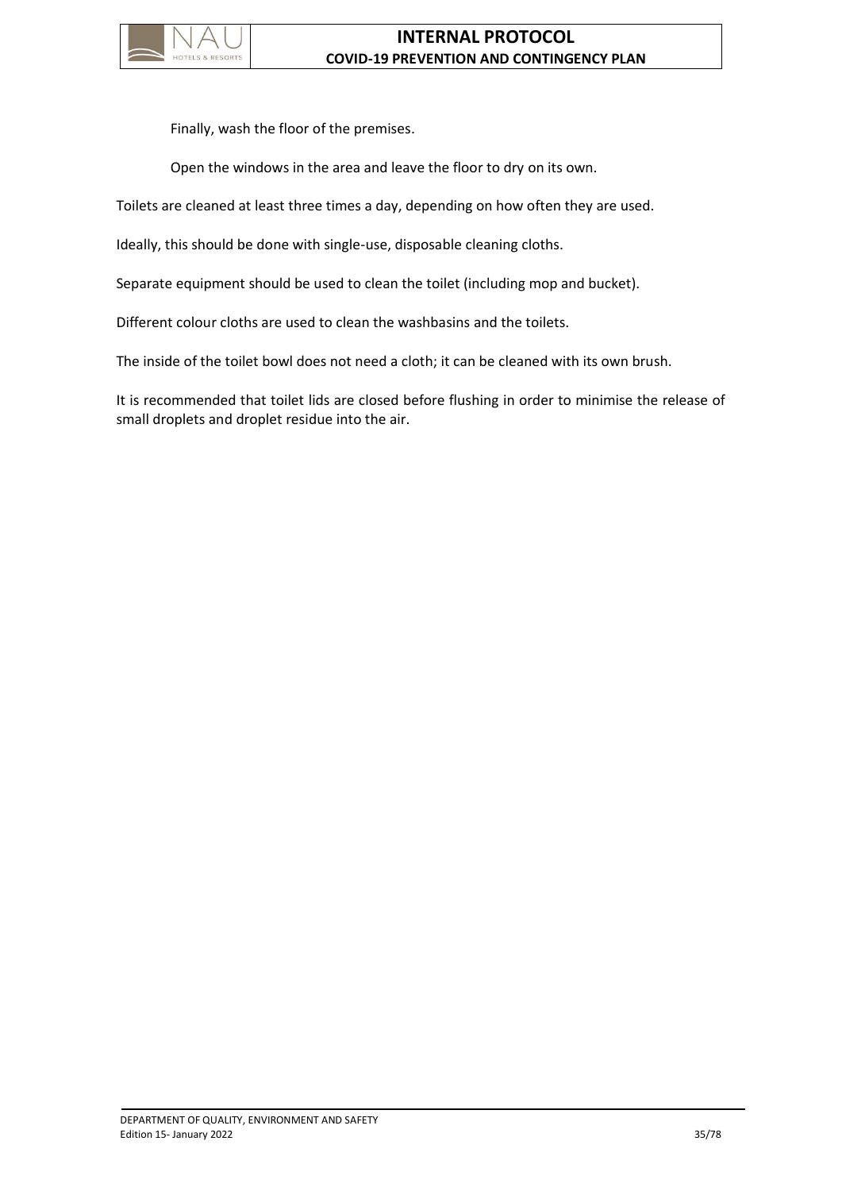Finally, wash the floor of the premises.

Open the windows in the area and leave the floor to dry on its own.

Toilets are cleaned at least three times a day, depending on how often they are used.

Ideally, this should be done with single-use, disposable cleaning cloths.

Separate equipment should be used to clean the toilet (including mop and bucket).

Different colour cloths are used to clean the washbasins and the toilets.

The inside of the toilet bowl does not need a cloth; it can be cleaned with its own brush.

It is recommended that toilet lids are closed before flushing in order to minimise the release of small droplets and droplet residue into the air.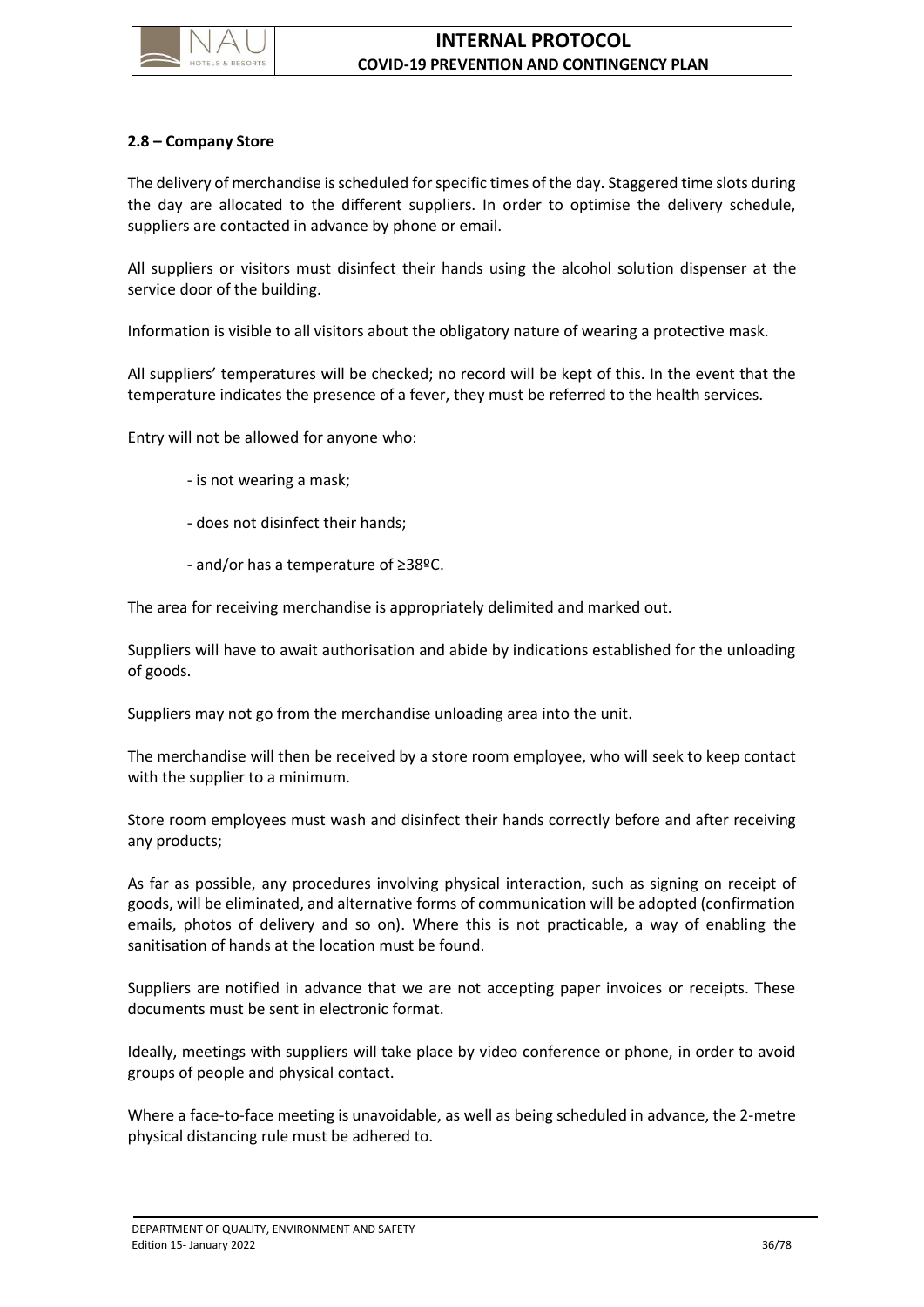### 2.8 – Company Store

The delivery of merchandise is scheduled for specific times of the day. Staggered time slots during the day are allocated to the different suppliers. In order to optimise the delivery schedule, suppliers are contacted in advance by phone or email.

All suppliers or visitors must disinfect their hands using the alcohol solution dispenser at the service door of the building.

Information is visible to all visitors about the obligatory nature of wearing a protective mask.

All suppliers' temperatures will be checked; no record will be kept of this. In the event that the temperature indicates the presence of a fever, they must be referred to the health services.

Entry will not be allowed for anyone who:

- is not wearing a mask;
- does not disinfect their hands;
- and/or has a temperature of ≥38ºC.

The area for receiving merchandise is appropriately delimited and marked out.

Suppliers will have to await authorisation and abide by indications established for the unloading of goods.

Suppliers may not go from the merchandise unloading area into the unit.

The merchandise will then be received by a store room employee, who will seek to keep contact with the supplier to a minimum.

Store room employees must wash and disinfect their hands correctly before and after receiving any products;

As far as possible, any procedures involving physical interaction, such as signing on receipt of goods, will be eliminated, and alternative forms of communication will be adopted (confirmation emails, photos of delivery and so on). Where this is not practicable, a way of enabling the sanitisation of hands at the location must be found.

Suppliers are notified in advance that we are not accepting paper invoices or receipts. These documents must be sent in electronic format.

Ideally, meetings with suppliers will take place by video conference or phone, in order to avoid groups of people and physical contact.

Where a face-to-face meeting is unavoidable, as well as being scheduled in advance, the 2-metre physical distancing rule must be adhered to.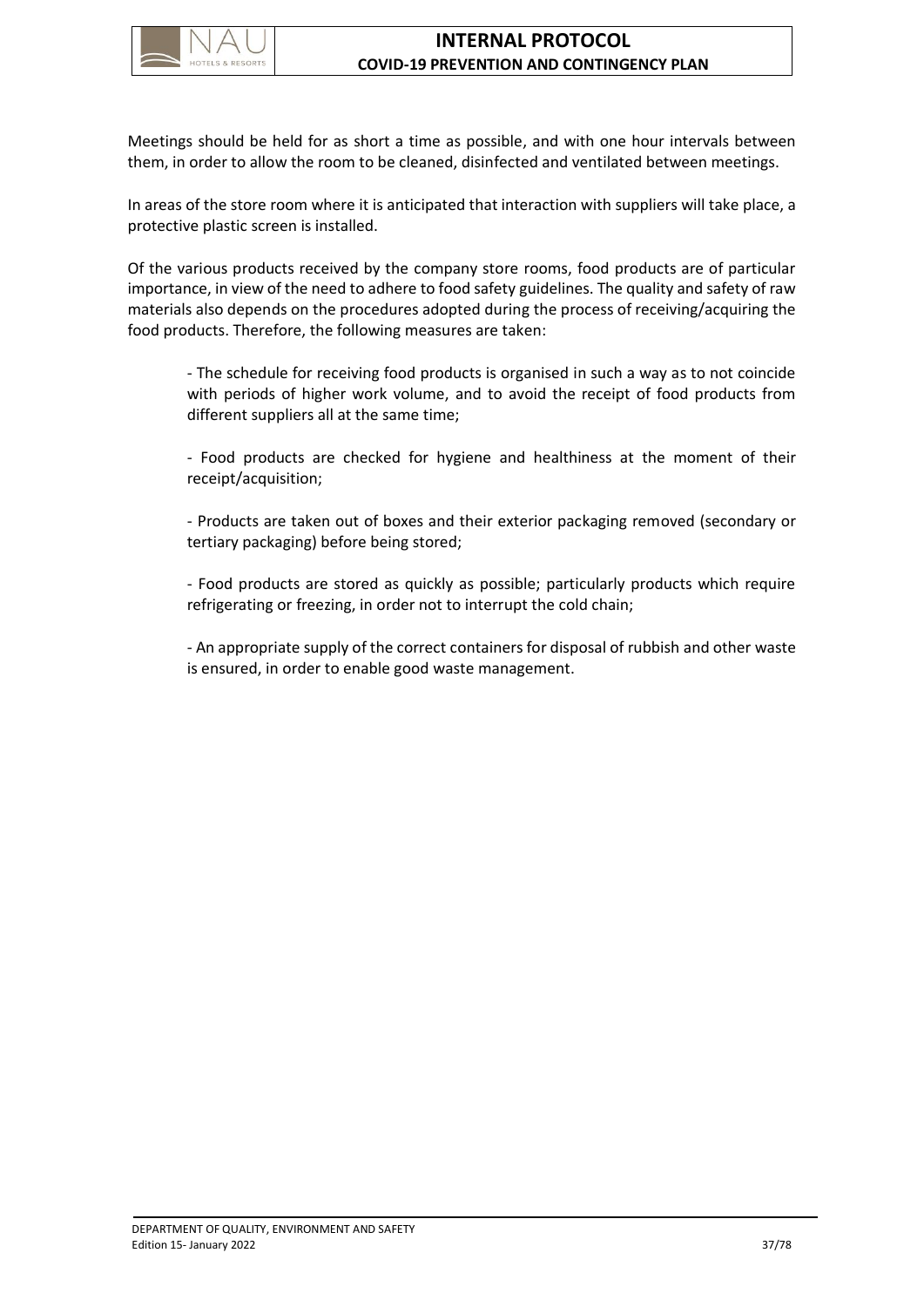Meetings should be held for as short a time as possible, and with one hour intervals between them, in order to allow the room to be cleaned, disinfected and ventilated between meetings.

In areas of the store room where it is anticipated that interaction with suppliers will take place, a protective plastic screen is installed.

Of the various products received by the company store rooms, food products are of particular importance, in view of the need to adhere to food safety guidelines. The quality and safety of raw materials also depends on the procedures adopted during the process of receiving/acquiring the food products. Therefore, the following measures are taken:

- The schedule for receiving food products is organised in such a way as to not coincide with periods of higher work volume, and to avoid the receipt of food products from different suppliers all at the same time;

- Food products are checked for hygiene and healthiness at the moment of their receipt/acquisition;

- Products are taken out of boxes and their exterior packaging removed (secondary or tertiary packaging) before being stored;

- Food products are stored as quickly as possible; particularly products which require refrigerating or freezing, in order not to interrupt the cold chain;

- An appropriate supply of the correct containers for disposal of rubbish and other waste is ensured, in order to enable good waste management.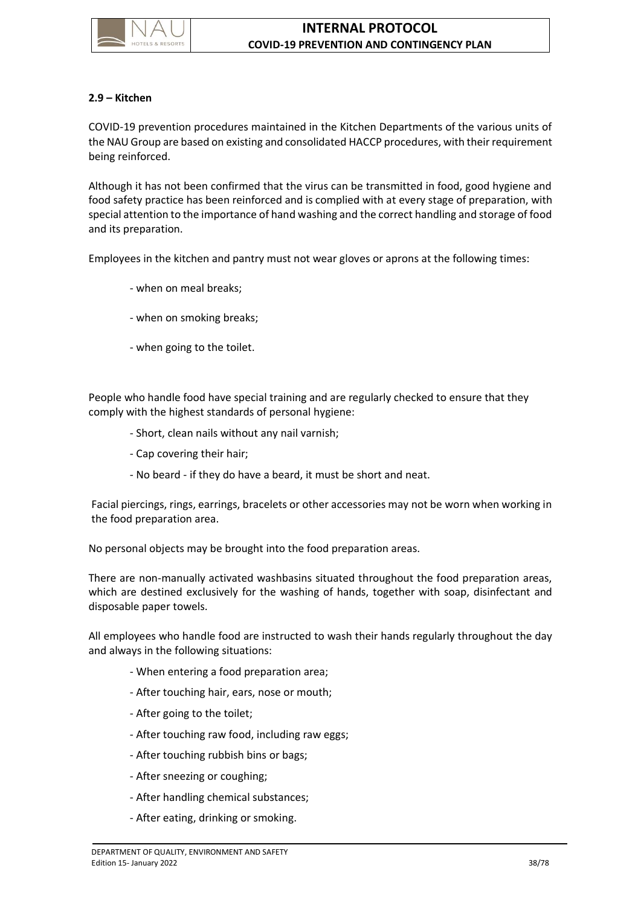### 2.9 – Kitchen

COVID-19 prevention procedures maintained in the Kitchen Departments of the various units of the NAU Group are based on existing and consolidated HACCP procedures, with their requirement being reinforced.

Although it has not been confirmed that the virus can be transmitted in food, good hygiene and food safety practice has been reinforced and is complied with at every stage of preparation, with special attention to the importance of hand washing and the correct handling and storage of food and its preparation.

Employees in the kitchen and pantry must not wear gloves or aprons at the following times:

- when on meal breaks;
- when on smoking breaks;
- when going to the toilet.

People who handle food have special training and are regularly checked to ensure that they comply with the highest standards of personal hygiene:

- Short, clean nails without any nail varnish;
- Cap covering their hair;
- No beard - if they do have a beard, it must be short and neat.

Facial piercings, rings, earrings, bracelets or other accessories may not be worn when working in the food preparation area.

No personal objects may be brought into the food preparation areas.

There are non-manually activated washbasins situated throughout the food preparation areas, which are destined exclusively for the washing of hands, together with soap, disinfectant and disposable paper towels.

All employees who handle food are instructed to wash their hands regularly throughout the day and always in the following situations:

- When entering a food preparation area;
- After touching hair, ears, nose or mouth;
- After going to the toilet;
- After touching raw food, including raw eggs;
- After touching rubbish bins or bags;
- After sneezing or coughing;
- After handling chemical substances;
- After eating, drinking or smoking.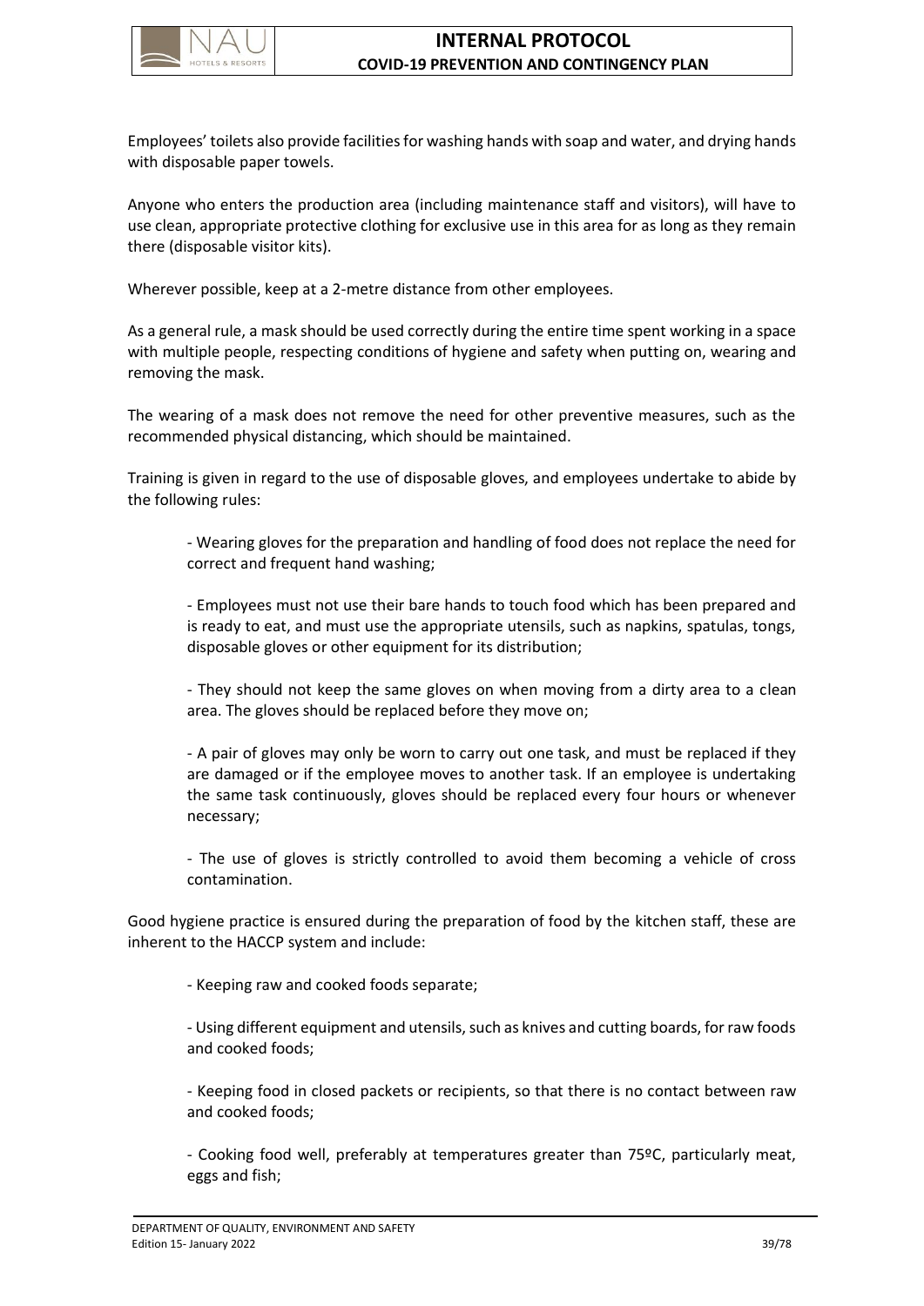Employees' toilets also provide facilities for washing hands with soap and water, and drying hands with disposable paper towels.

Anyone who enters the production area (including maintenance staff and visitors), will have to use clean, appropriate protective clothing for exclusive use in this area for as long as they remain there (disposable visitor kits).

Wherever possible, keep at a 2-metre distance from other employees.

As a general rule, a mask should be used correctly during the entire time spent working in a space with multiple people, respecting conditions of hygiene and safety when putting on, wearing and removing the mask.

The wearing of a mask does not remove the need for other preventive measures, such as the recommended physical distancing, which should be maintained.

Training is given in regard to the use of disposable gloves, and employees undertake to abide by the following rules:

- Wearing gloves for the preparation and handling of food does not replace the need for correct and frequent hand washing;

- Employees must not use their bare hands to touch food which has been prepared and is ready to eat, and must use the appropriate utensils, such as napkins, spatulas, tongs, disposable gloves or other equipment for its distribution;

- They should not keep the same gloves on when moving from a dirty area to a clean area. The gloves should be replaced before they move on;

- A pair of gloves may only be worn to carry out one task, and must be replaced if they are damaged or if the employee moves to another task. If an employee is undertaking the same task continuously, gloves should be replaced every four hours or whenever necessary;

- The use of gloves is strictly controlled to avoid them becoming a vehicle of cross contamination.

Good hygiene practice is ensured during the preparation of food by the kitchen staff, these are inherent to the HACCP system and include:

- Keeping raw and cooked foods separate;

- Using different equipment and utensils, such as knives and cutting boards, for raw foods and cooked foods;

- Keeping food in closed packets or recipients, so that there is no contact between raw and cooked foods;

- Cooking food well, preferably at temperatures greater than 75ºC, particularly meat, eggs and fish;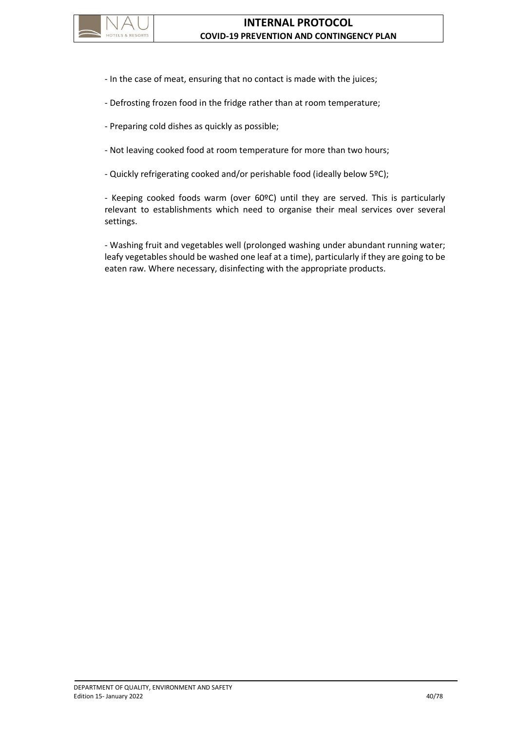- In the case of meat, ensuring that no contact is made with the juices;

- Defrosting frozen food in the fridge rather than at room temperature;

- Preparing cold dishes as quickly as possible;

- Not leaving cooked food at room temperature for more than two hours;

- Quickly refrigerating cooked and/or perishable food (ideally below 5ºC);

- Keeping cooked foods warm (over 60ºC) until they are served. This is particularly relevant to establishments which need to organise their meal services over several settings.

- Washing fruit and vegetables well (prolonged washing under abundant running water; leafy vegetables should be washed one leaf at a time), particularly if they are going to be eaten raw. Where necessary, disinfecting with the appropriate products.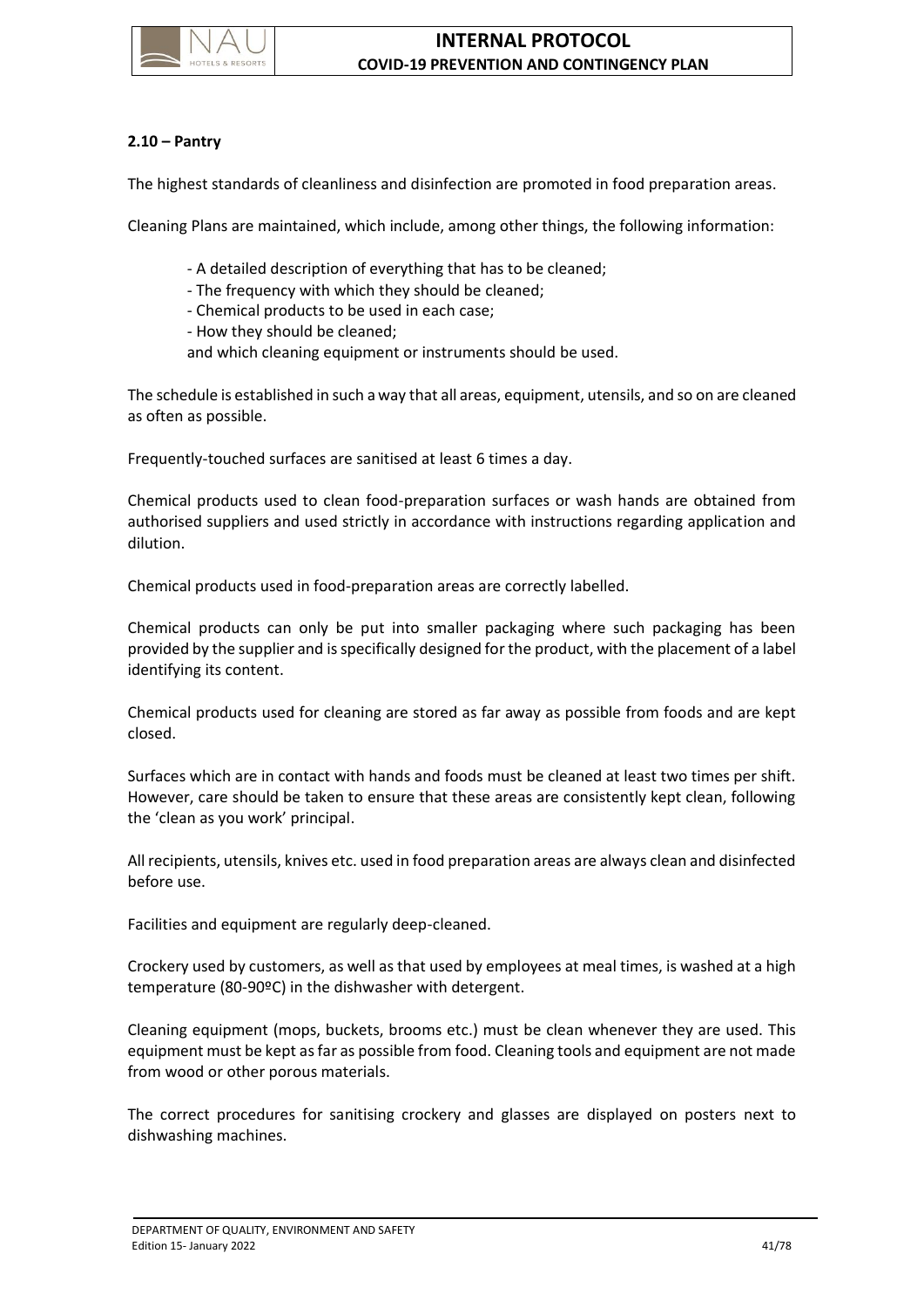## 2.10 – Pantry

The highest standards of cleanliness and disinfection are promoted in food preparation areas.

Cleaning Plans are maintained, which include, among other things, the following information:

- A detailed description of everything that has to be cleaned;
- The frequency with which they should be cleaned;
- Chemical products to be used in each case;
- How they should be cleaned;

and which cleaning equipment or instruments should be used.

The schedule is established in such a way that all areas, equipment, utensils, and so on are cleaned as often as possible.

Frequently-touched surfaces are sanitised at least 6 times a day.

Chemical products used to clean food-preparation surfaces or wash hands are obtained from authorised suppliers and used strictly in accordance with instructions regarding application and dilution.

Chemical products used in food-preparation areas are correctly labelled.

Chemical products can only be put into smaller packaging where such packaging has been provided by the supplier and is specifically designed for the product, with the placement of a label identifying its content.

Chemical products used for cleaning are stored as far away as possible from foods and are kept closed.

Surfaces which are in contact with hands and foods must be cleaned at least two times per shift. However, care should be taken to ensure that these areas are consistently kept clean, following the 'clean as you work' principal.

All recipients, utensils, knives etc. used in food preparation areas are always clean and disinfected before use.

Facilities and equipment are regularly deep-cleaned.

Crockery used by customers, as well as that used by employees at meal times, is washed at a high temperature (80-90ºC) in the dishwasher with detergent.

Cleaning equipment (mops, buckets, brooms etc.) must be clean whenever they are used. This equipment must be kept as far as possible from food. Cleaning tools and equipment are not made from wood or other porous materials.

The correct procedures for sanitising crockery and glasses are displayed on posters next to dishwashing machines.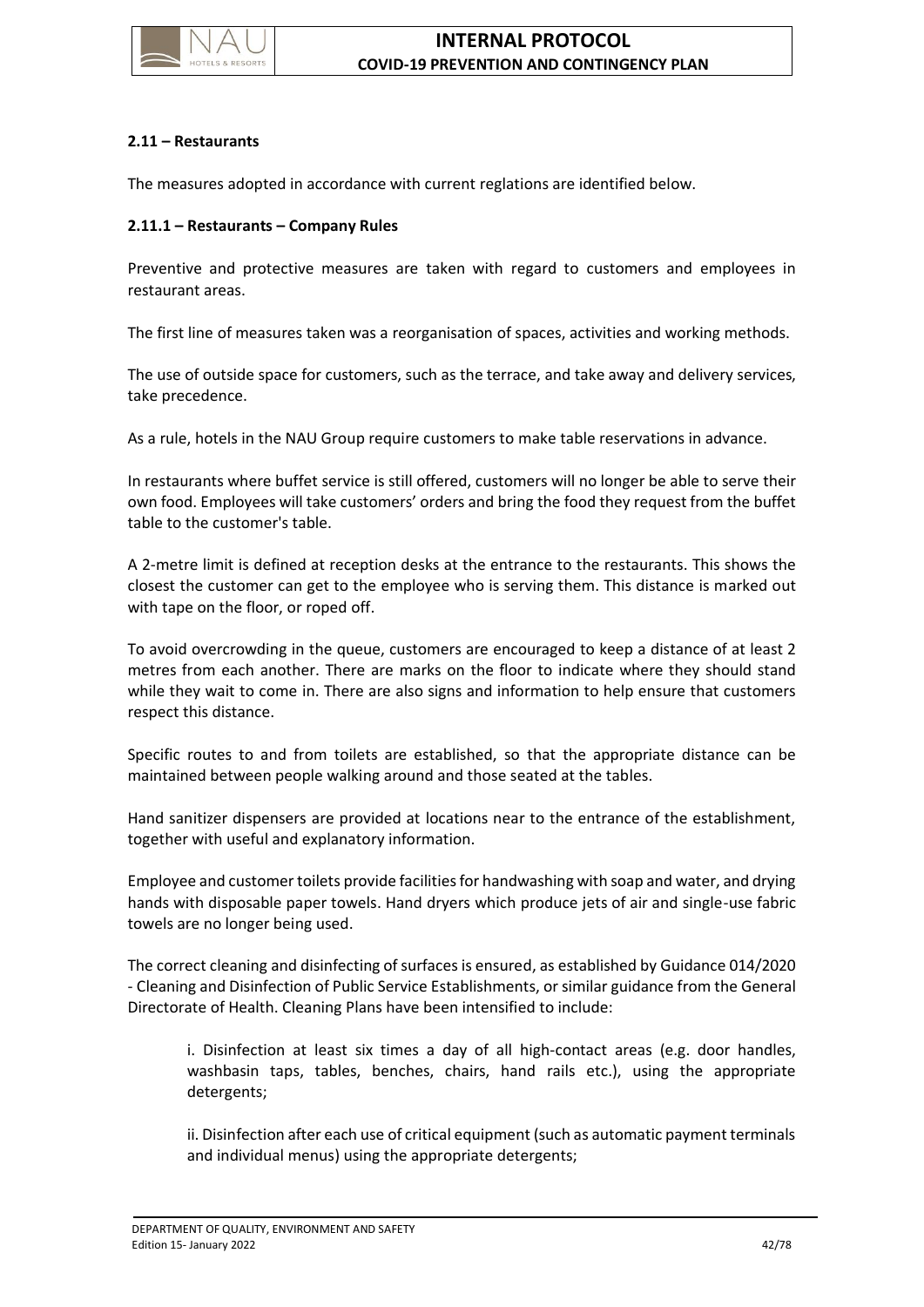### 2.11 – Restaurants

The measures adopted in accordance with current reglations are identified below.

#### 2.11.1 – Restaurants – Company Rules

Preventive and protective measures are taken with regard to customers and employees in restaurant areas.

The first line of measures taken was a reorganisation of spaces, activities and working methods.

The use of outside space for customers, such as the terrace, and take away and delivery services, take precedence.

As a rule, hotels in the NAU Group require customers to make table reservations in advance.

In restaurants where buffet service is still offered, customers will no longer be able to serve their own food. Employees will take customers' orders and bring the food they request from the buffet table to the customer's table.

A 2-metre limit is defined at reception desks at the entrance to the restaurants. This shows the closest the customer can get to the employee who is serving them. This distance is marked out with tape on the floor, or roped off.

To avoid overcrowding in the queue, customers are encouraged to keep a distance of at least 2 metres from each another. There are marks on the floor to indicate where they should stand while they wait to come in. There are also signs and information to help ensure that customers respect this distance.

Specific routes to and from toilets are established, so that the appropriate distance can be maintained between people walking around and those seated at the tables.

Hand sanitizer dispensers are provided at locations near to the entrance of the establishment, together with useful and explanatory information.

Employee and customer toilets provide facilities for handwashing with soap and water, and drying hands with disposable paper towels. Hand dryers which produce jets of air and single-use fabric towels are no longer being used.

The correct cleaning and disinfecting of surfaces is ensured, as established by Guidance 014/2020 - Cleaning and Disinfection of Public Service Establishments, or similar guidance from the General Directorate of Health. Cleaning Plans have been intensified to include:

> i. Disinfection at least six times a day of all high-contact areas (e.g. door handles, washbasin taps, tables, benches, chairs, hand rails etc.), using the appropriate detergents;
>
> ii. Disinfection after each use of critical equipment (such as automatic payment terminals and individual menus) using the appropriate detergents;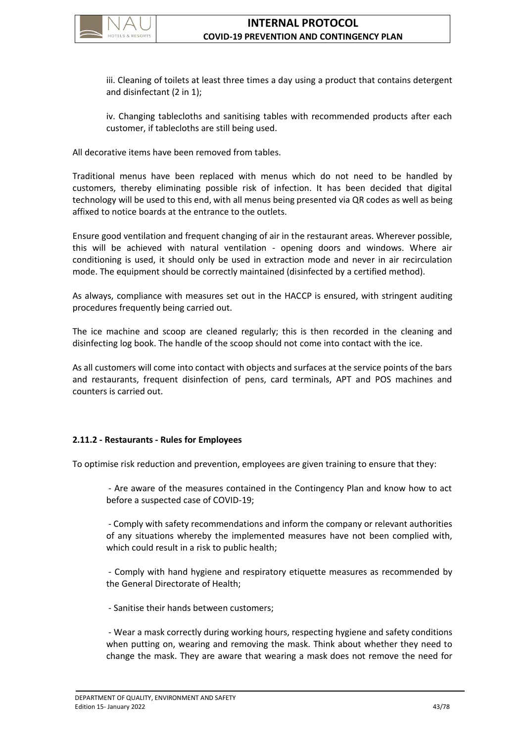iii. Cleaning of toilets at least three times a day using a product that contains detergent and disinfectant (2 in 1);

iv. Changing tablecloths and sanitising tables with recommended products after each customer, if tablecloths are still being used.

All decorative items have been removed from tables.

Traditional menus have been replaced with menus which do not need to be handled by customers, thereby eliminating possible risk of infection. It has been decided that digital technology will be used to this end, with all menus being presented via QR codes as well as being affixed to notice boards at the entrance to the outlets.

Ensure good ventilation and frequent changing of air in the restaurant areas. Wherever possible, this will be achieved with natural ventilation - opening doors and windows. Where air conditioning is used, it should only be used in extraction mode and never in air recirculation mode. The equipment should be correctly maintained (disinfected by a certified method).

As always, compliance with measures set out in the HACCP is ensured, with stringent auditing procedures frequently being carried out.

The ice machine and scoop are cleaned regularly; this is then recorded in the cleaning and disinfecting log book. The handle of the scoop should not come into contact with the ice.

As all customers will come into contact with objects and surfaces at the service points of the bars and restaurants, frequent disinfection of pens, card terminals, APT and POS machines and counters is carried out.

### 2.11.2 - Restaurants - Rules for Employees

To optimise risk reduction and prevention, employees are given training to ensure that they:

- Are aware of the measures contained in the Contingency Plan and know how to act before a suspected case of COVID-19;
- Comply with safety recommendations and inform the company or relevant authorities of any situations whereby the implemented measures have not been complied with, which could result in a risk to public health;
- Comply with hand hygiene and respiratory etiquette measures as recommended by the General Directorate of Health;
- Sanitise their hands between customers;
- Wear a mask correctly during working hours, respecting hygiene and safety conditions when putting on, wearing and removing the mask. Think about whether they need to change the mask. They are aware that wearing a mask does not remove the need for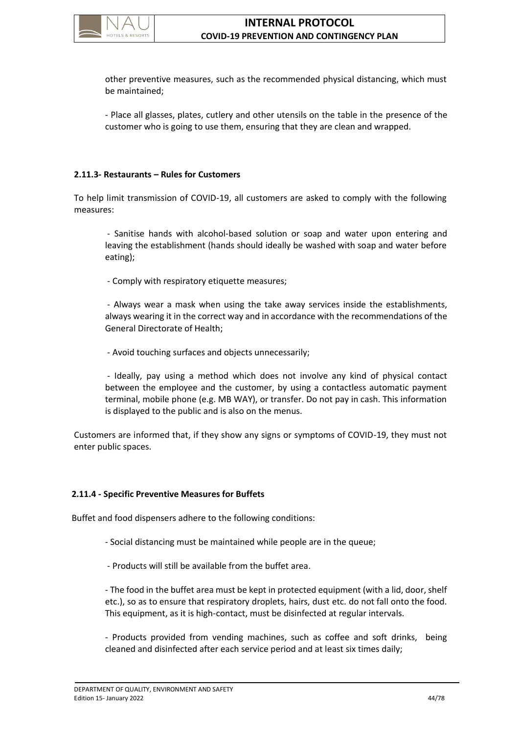other preventive measures, such as the recommended physical distancing, which must be maintained;

- Place all glasses, plates, cutlery and other utensils on the table in the presence of the customer who is going to use them, ensuring that they are clean and wrapped.

### 2.11.3- Restaurants – Rules for Customers

To help limit transmission of COVID-19, all customers are asked to comply with the following measures:

- Sanitise hands with alcohol-based solution or soap and water upon entering and leaving the establishment (hands should ideally be washed with soap and water before eating);

- Comply with respiratory etiquette measures;

- Always wear a mask when using the take away services inside the establishments, always wearing it in the correct way and in accordance with the recommendations of the General Directorate of Health;

- Avoid touching surfaces and objects unnecessarily;

- Ideally, pay using a method which does not involve any kind of physical contact between the employee and the customer, by using a contactless automatic payment terminal, mobile phone (e.g. MB WAY), or transfer. Do not pay in cash. This information is displayed to the public and is also on the menus.

Customers are informed that, if they show any signs or symptoms of COVID-19, they must not enter public spaces.

### 2.11.4 - Specific Preventive Measures for Buffets

Buffet and food dispensers adhere to the following conditions:

- Social distancing must be maintained while people are in the queue;

- Products will still be available from the buffet area.

- The food in the buffet area must be kept in protected equipment (with a lid, door, shelf etc.), so as to ensure that respiratory droplets, hairs, dust etc. do not fall onto the food. This equipment, as it is high-contact, must be disinfected at regular intervals.

- Products provided from vending machines, such as coffee and soft drinks, being cleaned and disinfected after each service period and at least six times daily;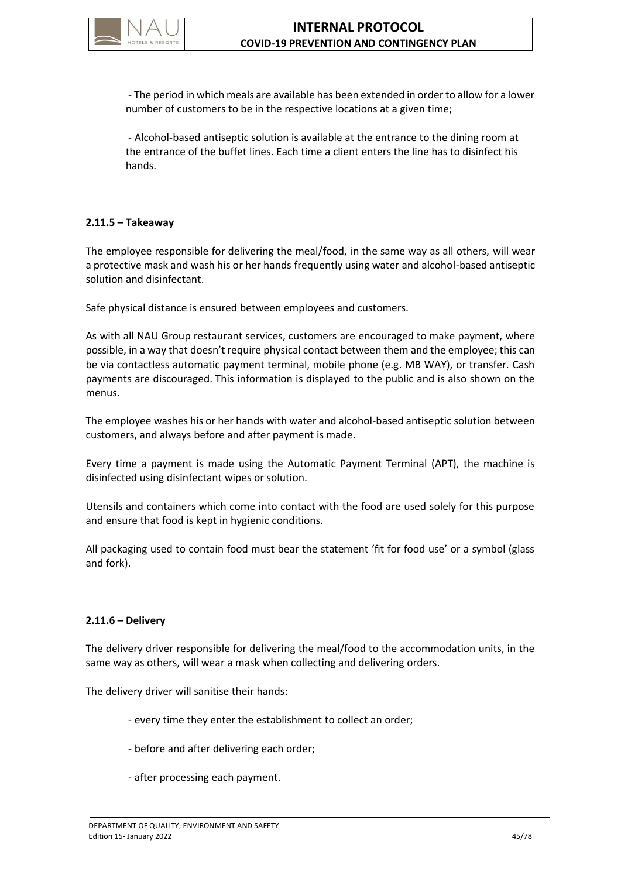- The period in which meals are available has been extended in order to allow for a lower number of customers to be in the respective locations at a given time;

- Alcohol-based antiseptic solution is available at the entrance to the dining room at the entrance of the buffet lines. Each time a client enters the line has to disinfect his hands.

#### 2.11.5 – Takeaway

The employee responsible for delivering the meal/food, in the same way as all others, will wear a protective mask and wash his or her hands frequently using water and alcohol-based antiseptic solution and disinfectant.

Safe physical distance is ensured between employees and customers.

As with all NAU Group restaurant services, customers are encouraged to make payment, where possible, in a way that doesn't require physical contact between them and the employee; this can be via contactless automatic payment terminal, mobile phone (e.g. MB WAY), or transfer. Cash payments are discouraged. This information is displayed to the public and is also shown on the menus.

The employee washes his or her hands with water and alcohol-based antiseptic solution between customers, and always before and after payment is made.

Every time a payment is made using the Automatic Payment Terminal (APT), the machine is disinfected using disinfectant wipes or solution.

Utensils and containers which come into contact with the food are used solely for this purpose and ensure that food is kept in hygienic conditions.

All packaging used to contain food must bear the statement 'fit for food use' or a symbol (glass and fork).

#### 2.11.6 – Delivery

The delivery driver responsible for delivering the meal/food to the accommodation units, in the same way as others, will wear a mask when collecting and delivering orders.

The delivery driver will sanitise their hands:

- every time they enter the establishment to collect an order;
- before and after delivering each order;
- after processing each payment.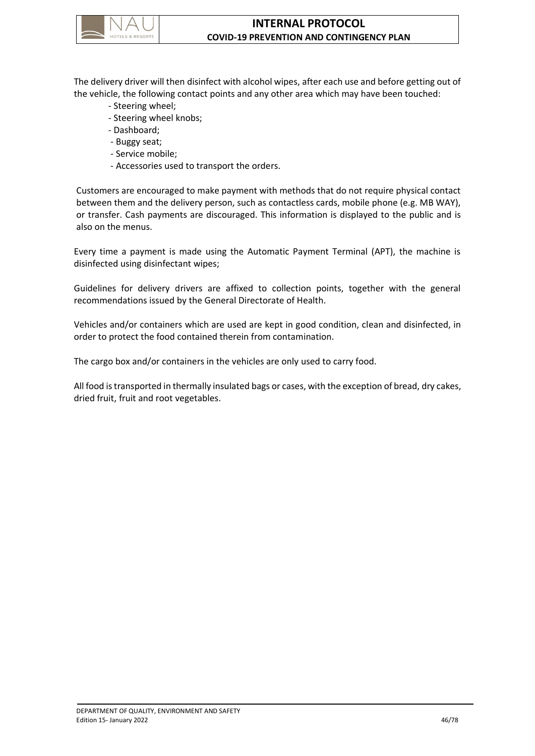The delivery driver will then disinfect with alcohol wipes, after each use and before getting out of the vehicle, the following contact points and any other area which may have been touched:

- Steering wheel;
- Steering wheel knobs;
- Dashboard;
- Buggy seat;
- Service mobile;
- Accessories used to transport the orders.

Customers are encouraged to make payment with methods that do not require physical contact between them and the delivery person, such as contactless cards, mobile phone (e.g. MB WAY), or transfer. Cash payments are discouraged. This information is displayed to the public and is also on the menus.

Every time a payment is made using the Automatic Payment Terminal (APT), the machine is disinfected using disinfectant wipes;

Guidelines for delivery drivers are affixed to collection points, together with the general recommendations issued by the General Directorate of Health.

Vehicles and/or containers which are used are kept in good condition, clean and disinfected, in order to protect the food contained therein from contamination.

The cargo box and/or containers in the vehicles are only used to carry food.

All food is transported in thermally insulated bags or cases, with the exception of bread, dry cakes, dried fruit, fruit and root vegetables.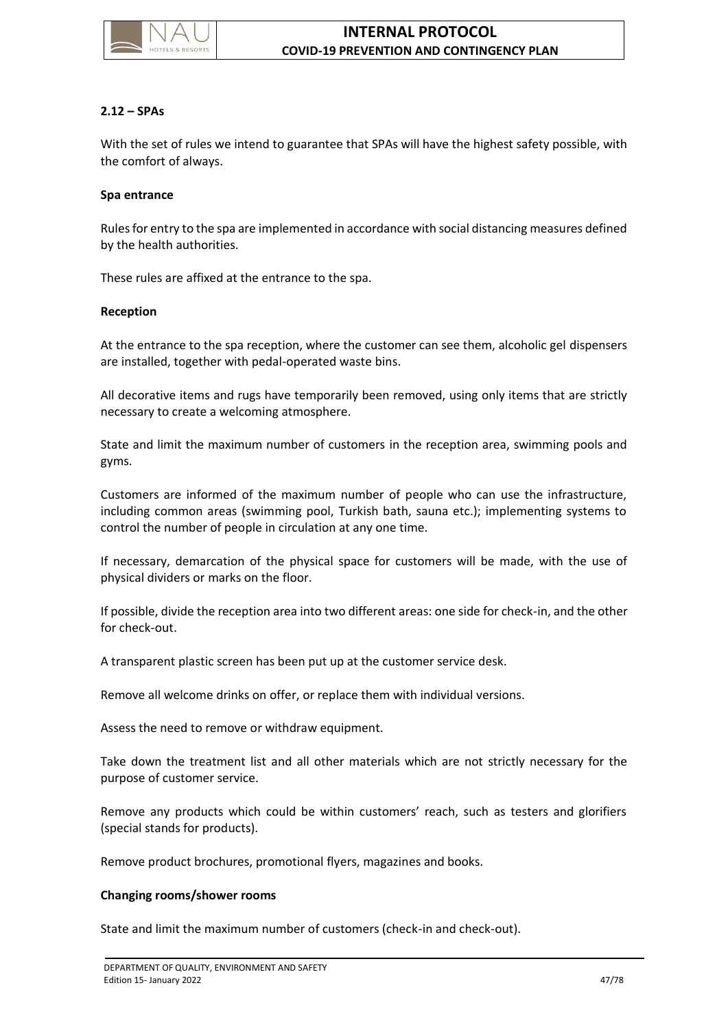### 2.12 – SPAs

With the set of rules we intend to guarantee that SPAs will have the highest safety possible, with the comfort of always.

**Spa entrance**

Rules for entry to the spa are implemented in accordance with social distancing measures defined by the health authorities.

These rules are affixed at the entrance to the spa.

**Reception**

At the entrance to the spa reception, where the customer can see them, alcoholic gel dispensers are installed, together with pedal-operated waste bins.

All decorative items and rugs have temporarily been removed, using only items that are strictly necessary to create a welcoming atmosphere.

State and limit the maximum number of customers in the reception area, swimming pools and gyms.

Customers are informed of the maximum number of people who can use the infrastructure, including common areas (swimming pool, Turkish bath, sauna etc.); implementing systems to control the number of people in circulation at any one time.

If necessary, demarcation of the physical space for customers will be made, with the use of physical dividers or marks on the floor.

If possible, divide the reception area into two different areas: one side for check-in, and the other for check-out.

A transparent plastic screen has been put up at the customer service desk.

Remove all welcome drinks on offer, or replace them with individual versions.

Assess the need to remove or withdraw equipment.

Take down the treatment list and all other materials which are not strictly necessary for the purpose of customer service.

Remove any products which could be within customers' reach, such as testers and glorifiers (special stands for products).

Remove product brochures, promotional flyers, magazines and books.

**Changing rooms/shower rooms**

State and limit the maximum number of customers (check-in and check-out).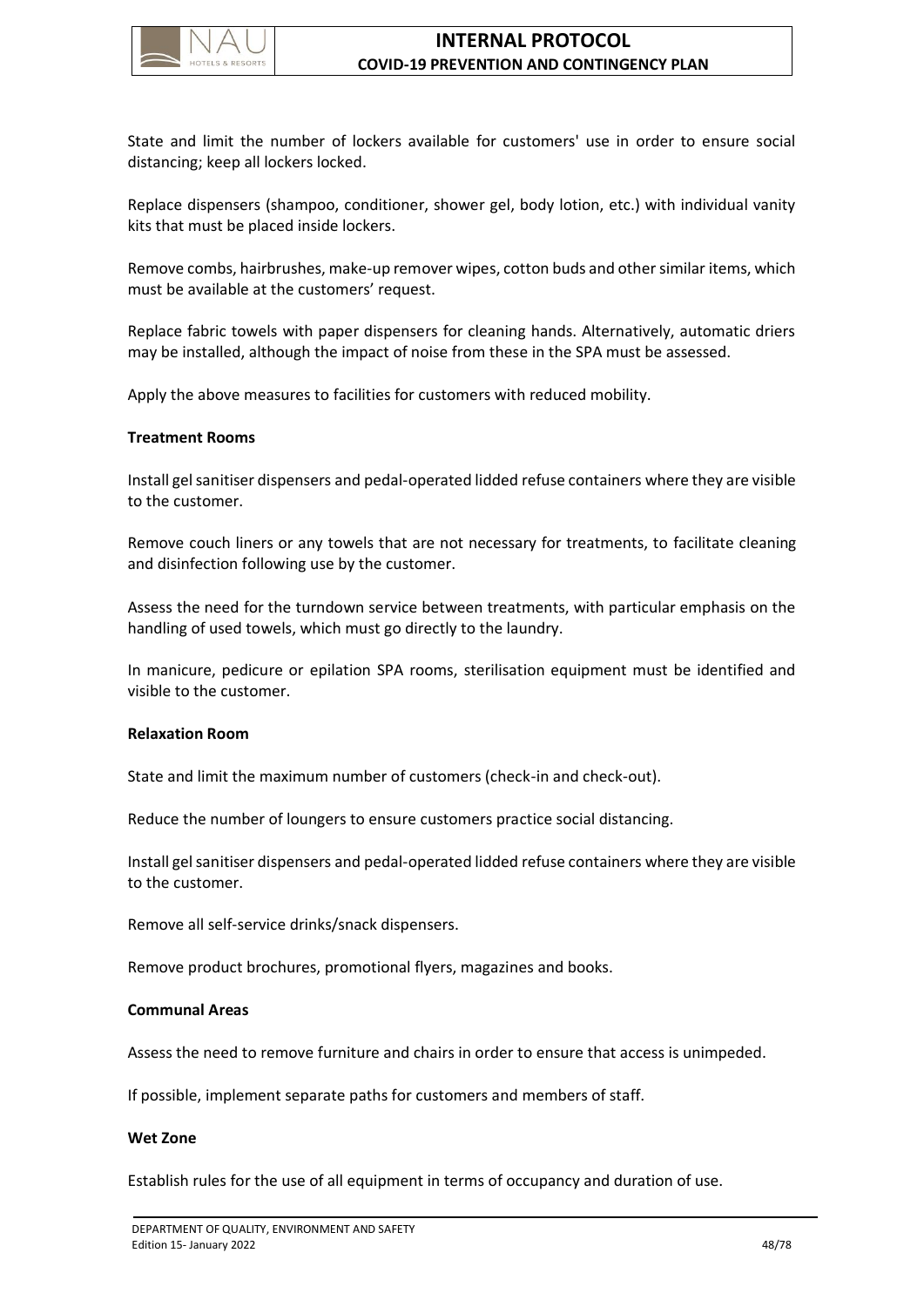State and limit the number of lockers available for customers' use in order to ensure social distancing; keep all lockers locked.

Replace dispensers (shampoo, conditioner, shower gel, body lotion, etc.) with individual vanity kits that must be placed inside lockers.

Remove combs, hairbrushes, make-up remover wipes, cotton buds and other similar items, which must be available at the customers' request.

Replace fabric towels with paper dispensers for cleaning hands. Alternatively, automatic driers may be installed, although the impact of noise from these in the SPA must be assessed.

Apply the above measures to facilities for customers with reduced mobility.

**Treatment Rooms**

Install gel sanitiser dispensers and pedal-operated lidded refuse containers where they are visible to the customer.

Remove couch liners or any towels that are not necessary for treatments, to facilitate cleaning and disinfection following use by the customer.

Assess the need for the turndown service between treatments, with particular emphasis on the handling of used towels, which must go directly to the laundry.

In manicure, pedicure or epilation SPA rooms, sterilisation equipment must be identified and visible to the customer.

**Relaxation Room**

State and limit the maximum number of customers (check-in and check-out).

Reduce the number of loungers to ensure customers practice social distancing.

Install gel sanitiser dispensers and pedal-operated lidded refuse containers where they are visible to the customer.

Remove all self-service drinks/snack dispensers.

Remove product brochures, promotional flyers, magazines and books.

**Communal Areas**

Assess the need to remove furniture and chairs in order to ensure that access is unimpeded.

If possible, implement separate paths for customers and members of staff.

**Wet Zone**

Establish rules for the use of all equipment in terms of occupancy and duration of use.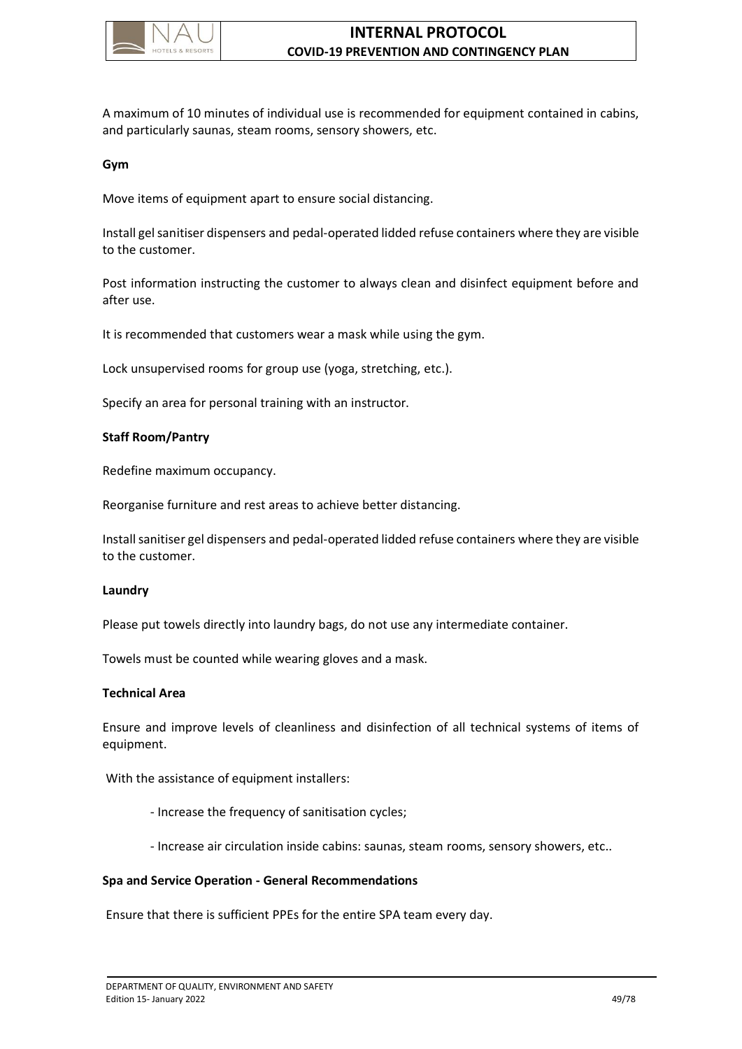A maximum of 10 minutes of individual use is recommended for equipment contained in cabins, and particularly saunas, steam rooms, sensory showers, etc.

**Gym**

Move items of equipment apart to ensure social distancing.

Install gel sanitiser dispensers and pedal-operated lidded refuse containers where they are visible to the customer.

Post information instructing the customer to always clean and disinfect equipment before and after use.

It is recommended that customers wear a mask while using the gym.

Lock unsupervised rooms for group use (yoga, stretching, etc.).

Specify an area for personal training with an instructor.

**Staff Room/Pantry**

Redefine maximum occupancy.

Reorganise furniture and rest areas to achieve better distancing.

Install sanitiser gel dispensers and pedal-operated lidded refuse containers where they are visible to the customer.

**Laundry**

Please put towels directly into laundry bags, do not use any intermediate container.

Towels must be counted while wearing gloves and a mask.

**Technical Area**

Ensure and improve levels of cleanliness and disinfection of all technical systems of items of equipment.

With the assistance of equipment installers:

- Increase the frequency of sanitisation cycles;
- Increase air circulation inside cabins: saunas, steam rooms, sensory showers, etc..

**Spa and Service Operation - General Recommendations**

Ensure that there is sufficient PPEs for the entire SPA team every day.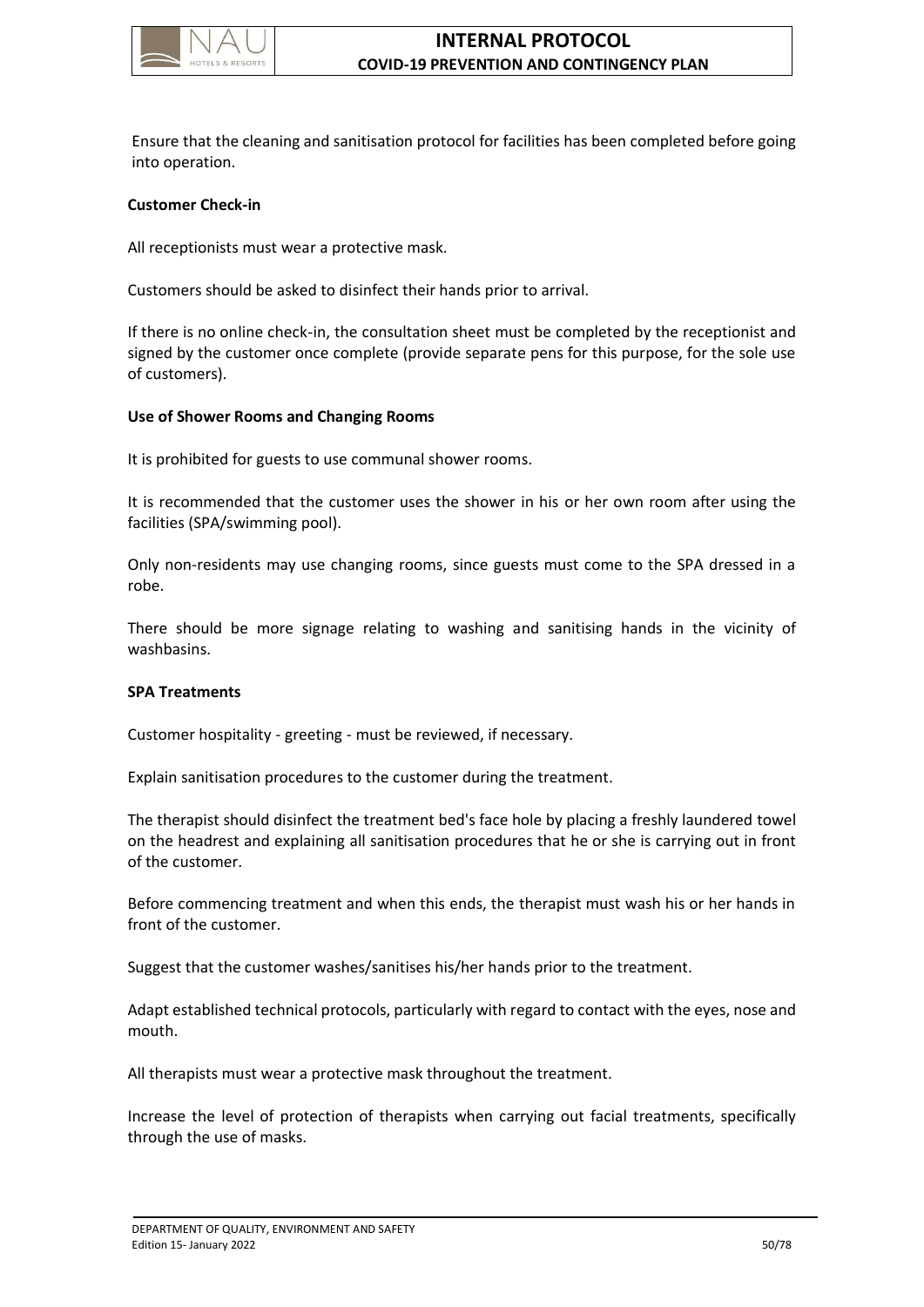Ensure that the cleaning and sanitisation protocol for facilities has been completed before going into operation.

**Customer Check-in**

All receptionists must wear a protective mask.

Customers should be asked to disinfect their hands prior to arrival.

If there is no online check-in, the consultation sheet must be completed by the receptionist and signed by the customer once complete (provide separate pens for this purpose, for the sole use of customers).

**Use of Shower Rooms and Changing Rooms**

It is prohibited for guests to use communal shower rooms.

It is recommended that the customer uses the shower in his or her own room after using the facilities (SPA/swimming pool).

Only non-residents may use changing rooms, since guests must come to the SPA dressed in a robe.

There should be more signage relating to washing and sanitising hands in the vicinity of washbasins.

**SPA Treatments**

Customer hospitality - greeting - must be reviewed, if necessary.

Explain sanitisation procedures to the customer during the treatment.

The therapist should disinfect the treatment bed's face hole by placing a freshly laundered towel on the headrest and explaining all sanitisation procedures that he or she is carrying out in front of the customer.

Before commencing treatment and when this ends, the therapist must wash his or her hands in front of the customer.

Suggest that the customer washes/sanitises his/her hands prior to the treatment.

Adapt established technical protocols, particularly with regard to contact with the eyes, nose and mouth.

All therapists must wear a protective mask throughout the treatment.

Increase the level of protection of therapists when carrying out facial treatments, specifically through the use of masks.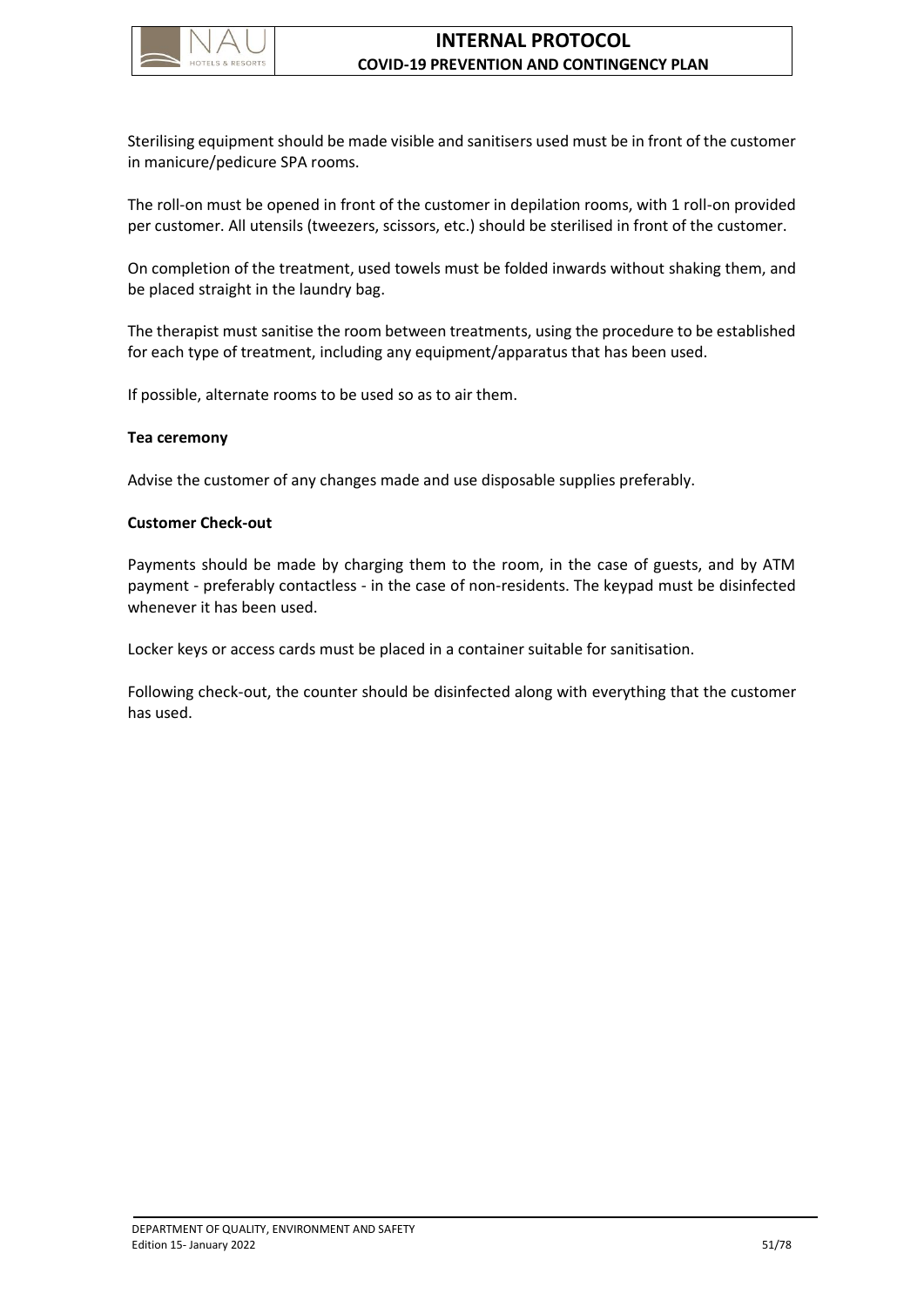Sterilising equipment should be made visible and sanitisers used must be in front of the customer in manicure/pedicure SPA rooms.

The roll-on must be opened in front of the customer in depilation rooms, with 1 roll-on provided per customer. All utensils (tweezers, scissors, etc.) should be sterilised in front of the customer.

On completion of the treatment, used towels must be folded inwards without shaking them, and be placed straight in the laundry bag.

The therapist must sanitise the room between treatments, using the procedure to be established for each type of treatment, including any equipment/apparatus that has been used.

If possible, alternate rooms to be used so as to air them.

**Tea ceremony**

Advise the customer of any changes made and use disposable supplies preferably.

**Customer Check-out**

Payments should be made by charging them to the room, in the case of guests, and by ATM payment - preferably contactless - in the case of non-residents. The keypad must be disinfected whenever it has been used.

Locker keys or access cards must be placed in a container suitable for sanitisation.

Following check-out, the counter should be disinfected along with everything that the customer has used.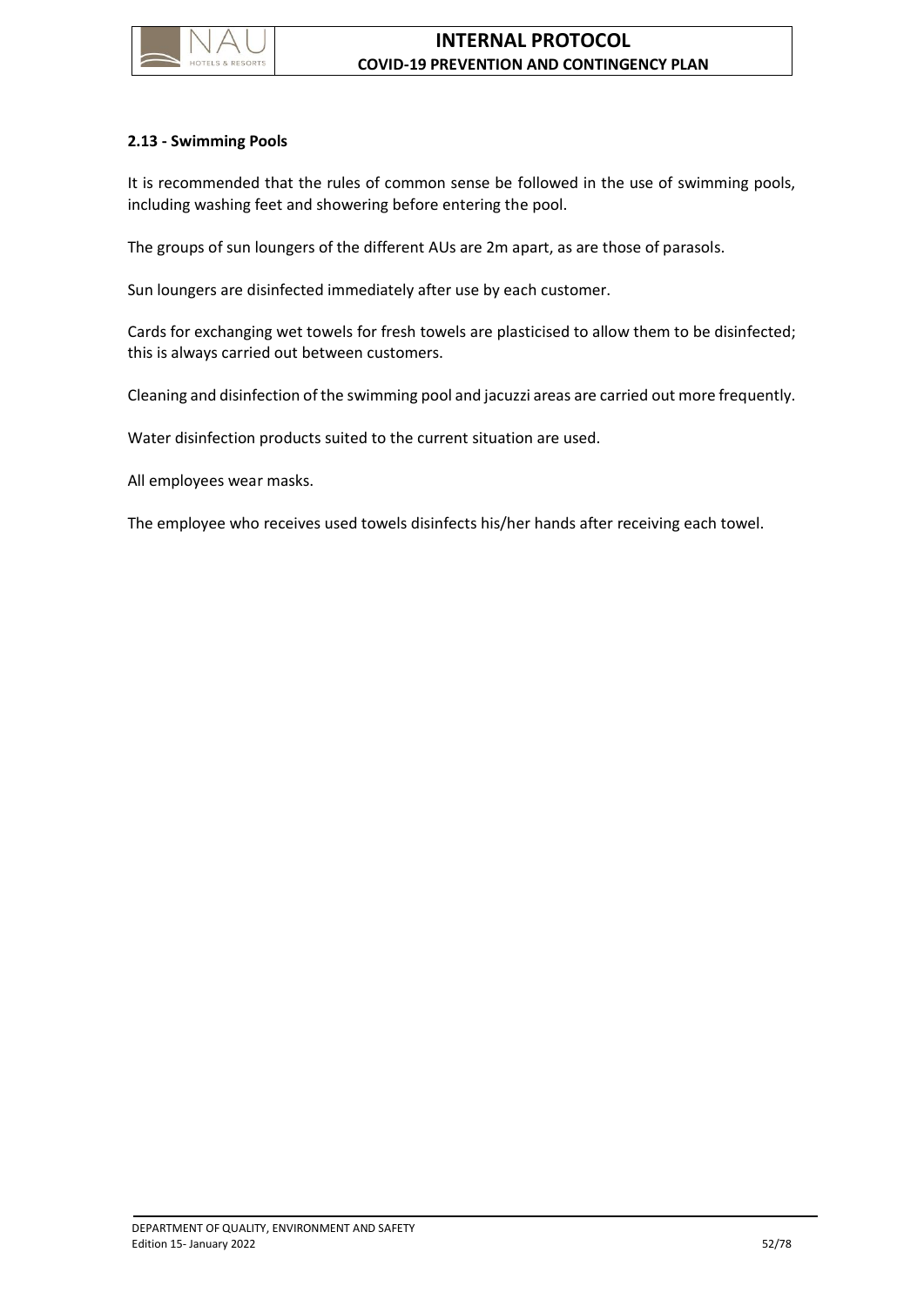### 2.13 - Swimming Pools

It is recommended that the rules of common sense be followed in the use of swimming pools, including washing feet and showering before entering the pool.

The groups of sun loungers of the different AUs are 2m apart, as are those of parasols.

Sun loungers are disinfected immediately after use by each customer.

Cards for exchanging wet towels for fresh towels are plasticised to allow them to be disinfected; this is always carried out between customers.

Cleaning and disinfection of the swimming pool and jacuzzi areas are carried out more frequently.

Water disinfection products suited to the current situation are used.

All employees wear masks.

The employee who receives used towels disinfects his/her hands after receiving each towel.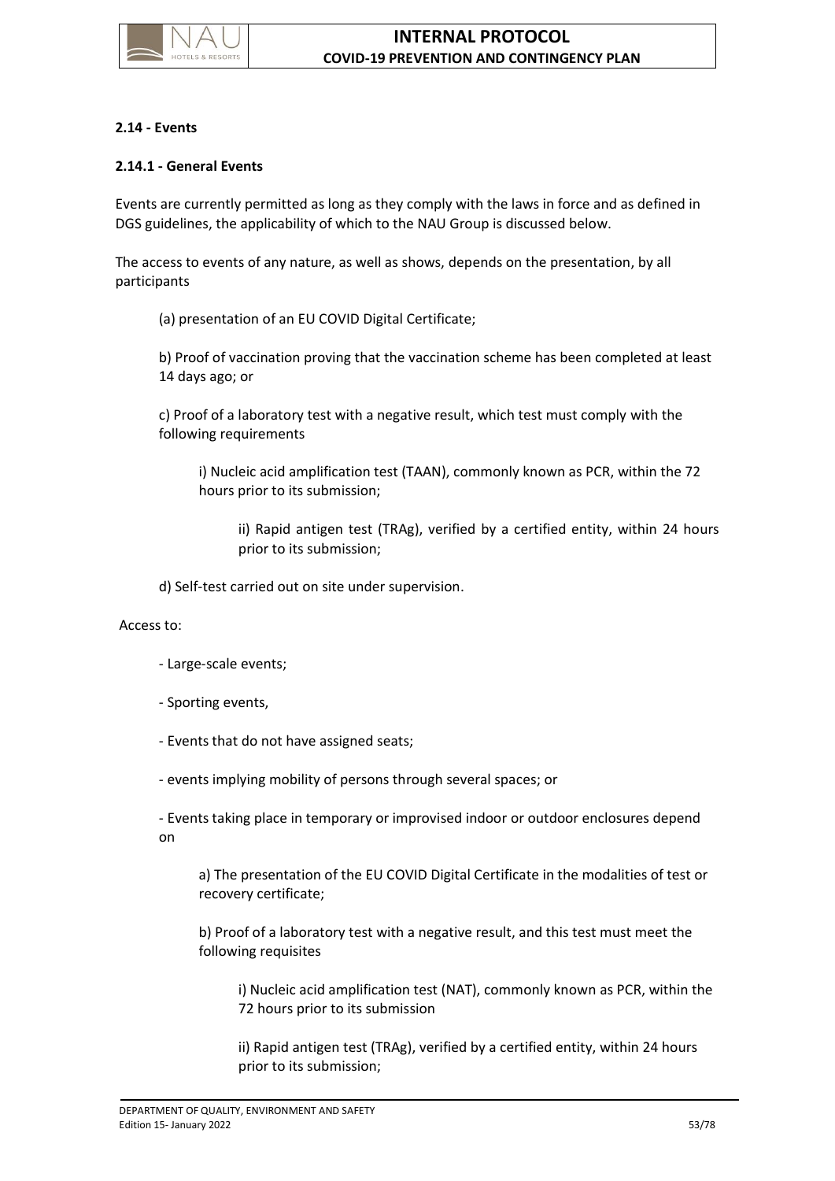### 2.14 - Events

#### 2.14.1 - General Events

Events are currently permitted as long as they comply with the laws in force and as defined in DGS guidelines, the applicability of which to the NAU Group is discussed below.

The access to events of any nature, as well as shows, depends on the presentation, by all participants

(a) presentation of an EU COVID Digital Certificate;

b) Proof of vaccination proving that the vaccination scheme has been completed at least 14 days ago; or

c) Proof of a laboratory test with a negative result, which test must comply with the following requirements

i) Nucleic acid amplification test (TAAN), commonly known as PCR, within the 72 hours prior to its submission;

ii) Rapid antigen test (TRAg), verified by a certified entity, within 24 hours prior to its submission;

d) Self-test carried out on site under supervision.

Access to:

- Large-scale events;
- Sporting events,
- Events that do not have assigned seats;
- events implying mobility of persons through several spaces; or
- Events taking place in temporary or improvised indoor or outdoor enclosures depend on

a) The presentation of the EU COVID Digital Certificate in the modalities of test or recovery certificate;

b) Proof of a laboratory test with a negative result, and this test must meet the following requisites

i) Nucleic acid amplification test (NAT), commonly known as PCR, within the 72 hours prior to its submission

ii) Rapid antigen test (TRAg), verified by a certified entity, within 24 hours prior to its submission;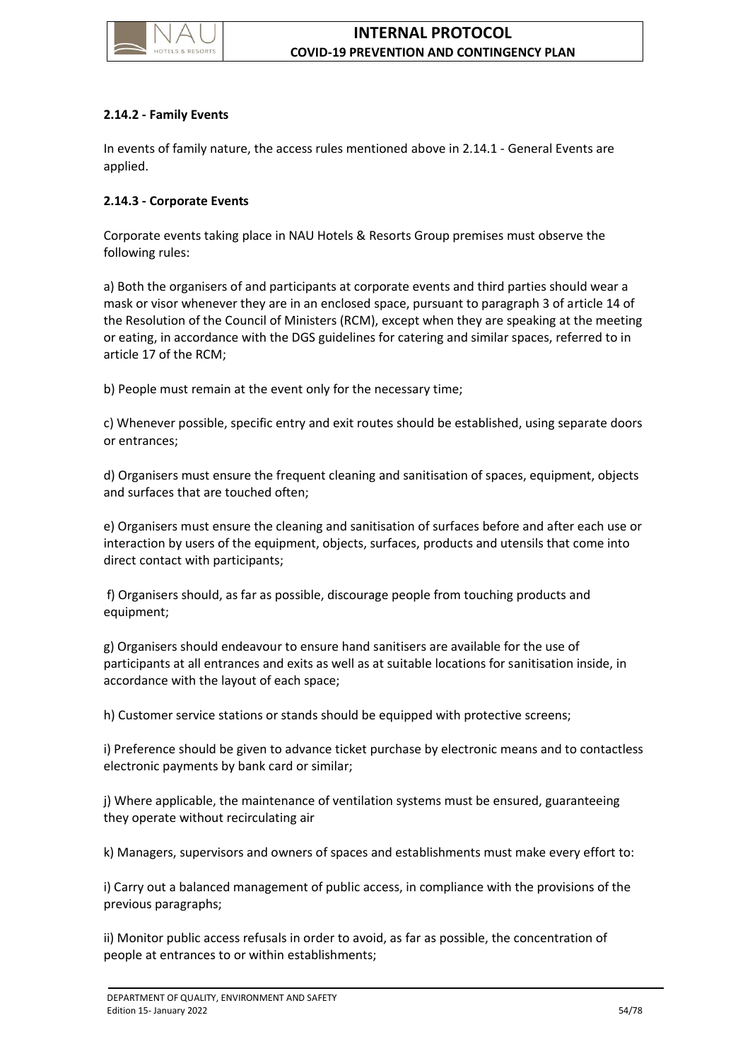#### 2.14.2 - Family Events

In events of family nature, the access rules mentioned above in 2.14.1 - General Events are applied.

#### 2.14.3 - Corporate Events

Corporate events taking place in NAU Hotels & Resorts Group premises must observe the following rules:

a) Both the organisers of and participants at corporate events and third parties should wear a mask or visor whenever they are in an enclosed space, pursuant to paragraph 3 of article 14 of the Resolution of the Council of Ministers (RCM), except when they are speaking at the meeting or eating, in accordance with the DGS guidelines for catering and similar spaces, referred to in article 17 of the RCM;

b) People must remain at the event only for the necessary time;

c) Whenever possible, specific entry and exit routes should be established, using separate doors or entrances;

d) Organisers must ensure the frequent cleaning and sanitisation of spaces, equipment, objects and surfaces that are touched often;

e) Organisers must ensure the cleaning and sanitisation of surfaces before and after each use or interaction by users of the equipment, objects, surfaces, products and utensils that come into direct contact with participants;

f) Organisers should, as far as possible, discourage people from touching products and equipment;

g) Organisers should endeavour to ensure hand sanitisers are available for the use of participants at all entrances and exits as well as at suitable locations for sanitisation inside, in accordance with the layout of each space;

h) Customer service stations or stands should be equipped with protective screens;

i) Preference should be given to advance ticket purchase by electronic means and to contactless electronic payments by bank card or similar;

j) Where applicable, the maintenance of ventilation systems must be ensured, guaranteeing they operate without recirculating air

k) Managers, supervisors and owners of spaces and establishments must make every effort to:

i) Carry out a balanced management of public access, in compliance with the provisions of the previous paragraphs;

ii) Monitor public access refusals in order to avoid, as far as possible, the concentration of people at entrances to or within establishments;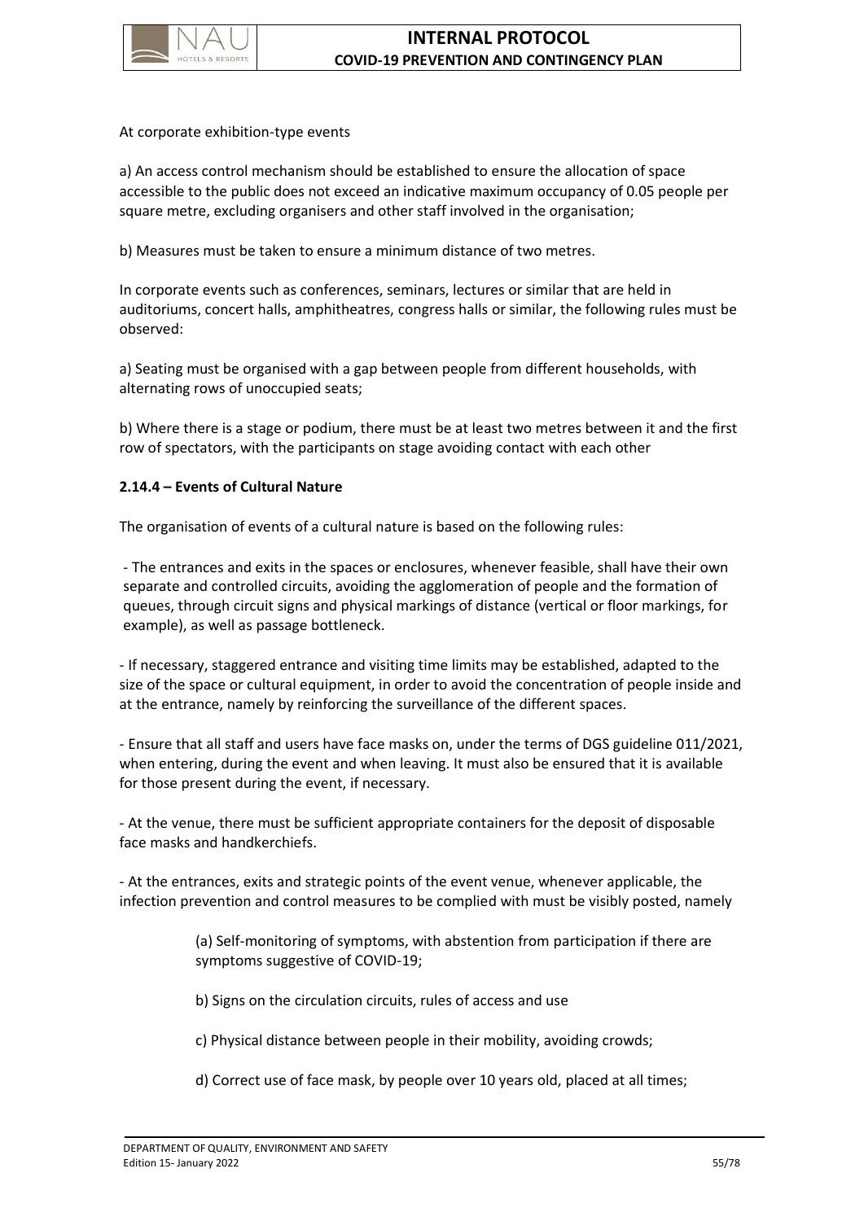At corporate exhibition-type events

a) An access control mechanism should be established to ensure the allocation of space accessible to the public does not exceed an indicative maximum occupancy of 0.05 people per square metre, excluding organisers and other staff involved in the organisation;

b) Measures must be taken to ensure a minimum distance of two metres.

In corporate events such as conferences, seminars, lectures or similar that are held in auditoriums, concert halls, amphitheatres, congress halls or similar, the following rules must be observed:

a) Seating must be organised with a gap between people from different households, with alternating rows of unoccupied seats;

b) Where there is a stage or podium, there must be at least two metres between it and the first row of spectators, with the participants on stage avoiding contact with each other

**2.14.4 – Events of Cultural Nature**

The organisation of events of a cultural nature is based on the following rules:

- The entrances and exits in the spaces or enclosures, whenever feasible, shall have their own separate and controlled circuits, avoiding the agglomeration of people and the formation of queues, through circuit signs and physical markings of distance (vertical or floor markings, for example), as well as passage bottleneck.

- If necessary, staggered entrance and visiting time limits may be established, adapted to the size of the space or cultural equipment, in order to avoid the concentration of people inside and at the entrance, namely by reinforcing the surveillance of the different spaces.

- Ensure that all staff and users have face masks on, under the terms of DGS guideline 011/2021, when entering, during the event and when leaving. It must also be ensured that it is available for those present during the event, if necessary.

- At the venue, there must be sufficient appropriate containers for the deposit of disposable face masks and handkerchiefs.

- At the entrances, exits and strategic points of the event venue, whenever applicable, the infection prevention and control measures to be complied with must be visibly posted, namely

  (a) Self-monitoring of symptoms, with abstention from participation if there are symptoms suggestive of COVID-19;

  b) Signs on the circulation circuits, rules of access and use

  c) Physical distance between people in their mobility, avoiding crowds;

  d) Correct use of face mask, by people over 10 years old, placed at all times;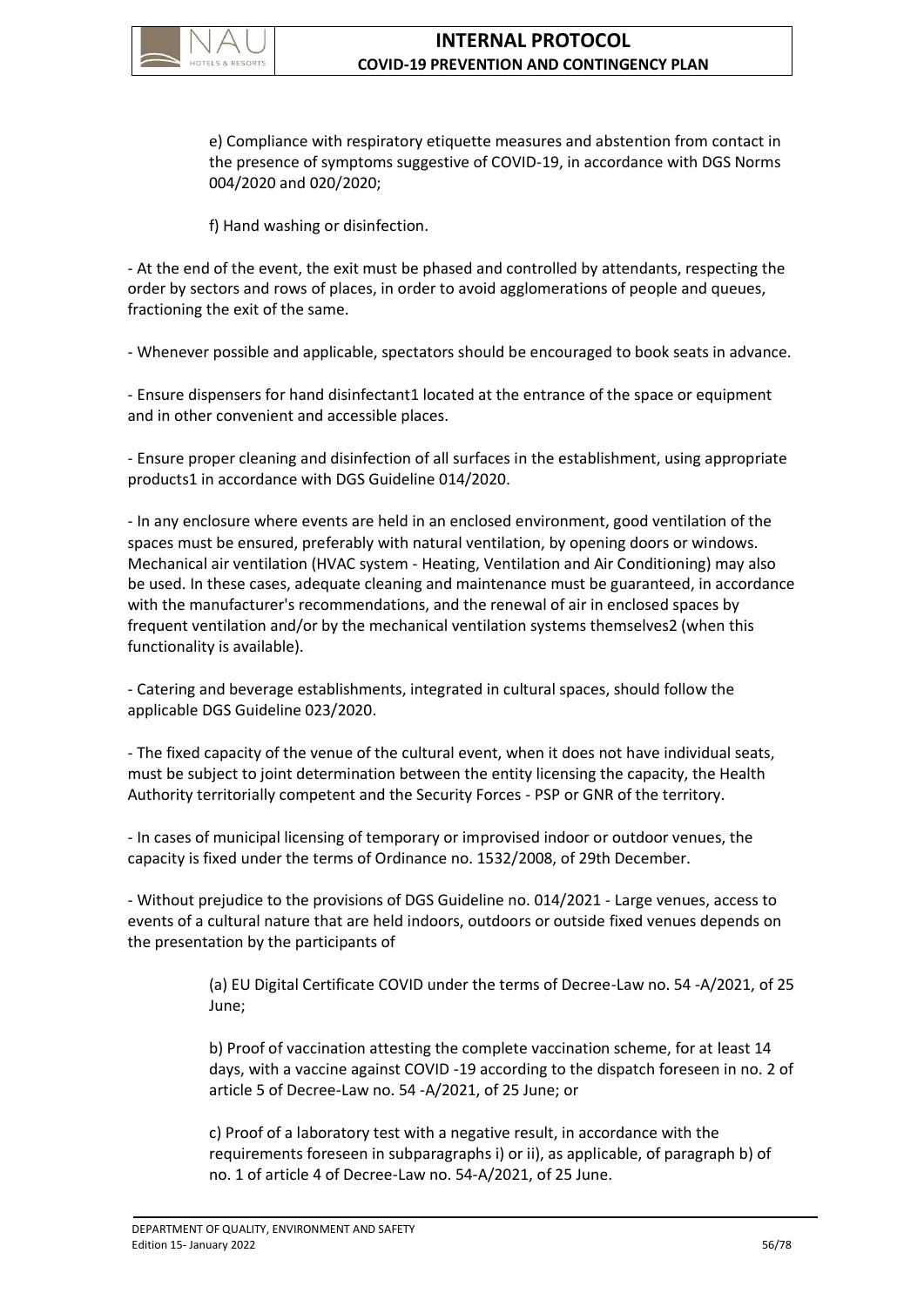e) Compliance with respiratory etiquette measures and abstention from contact in the presence of symptoms suggestive of COVID-19, in accordance with DGS Norms 004/2020 and 020/2020;

f) Hand washing or disinfection.

- At the end of the event, the exit must be phased and controlled by attendants, respecting the order by sectors and rows of places, in order to avoid agglomerations of people and queues, fractioning the exit of the same.

- Whenever possible and applicable, spectators should be encouraged to book seats in advance.

- Ensure dispensers for hand disinfectant[1] located at the entrance of the space or equipment and in other convenient and accessible places.

- Ensure proper cleaning and disinfection of all surfaces in the establishment, using appropriate products[1] in accordance with DGS Guideline 014/2020.

- In any enclosure where events are held in an enclosed environment, good ventilation of the spaces must be ensured, preferably with natural ventilation, by opening doors or windows. Mechanical air ventilation (HVAC system - Heating, Ventilation and Air Conditioning) may also be used. In these cases, adequate cleaning and maintenance must be guaranteed, in accordance with the manufacturer's recommendations, and the renewal of air in enclosed spaces by frequent ventilation and/or by the mechanical ventilation systems themselves[2] (when this functionality is available).

- Catering and beverage establishments, integrated in cultural spaces, should follow the applicable DGS Guideline 023/2020.

- The fixed capacity of the venue of the cultural event, when it does not have individual seats, must be subject to joint determination between the entity licensing the capacity, the Health Authority territorially competent and the Security Forces - PSP or GNR of the territory.

- In cases of municipal licensing of temporary or improvised indoor or outdoor venues, the capacity is fixed under the terms of Ordinance no. 1532/2008, of 29th December.

- Without prejudice to the provisions of DGS Guideline no. 014/2021 - Large venues, access to events of a cultural nature that are held indoors, outdoors or outside fixed venues depends on the presentation by the participants of

(a) EU Digital Certificate COVID under the terms of Decree-Law no. 54 -A/2021, of 25 June;

b) Proof of vaccination attesting the complete vaccination scheme, for at least 14 days, with a vaccine against COVID -19 according to the dispatch foreseen in no. 2 of article 5 of Decree-Law no. 54 -A/2021, of 25 June; or

c) Proof of a laboratory test with a negative result, in accordance with the requirements foreseen in subparagraphs i) or ii), as applicable, of paragraph b) of no. 1 of article 4 of Decree-Law no. 54-A/2021, of 25 June.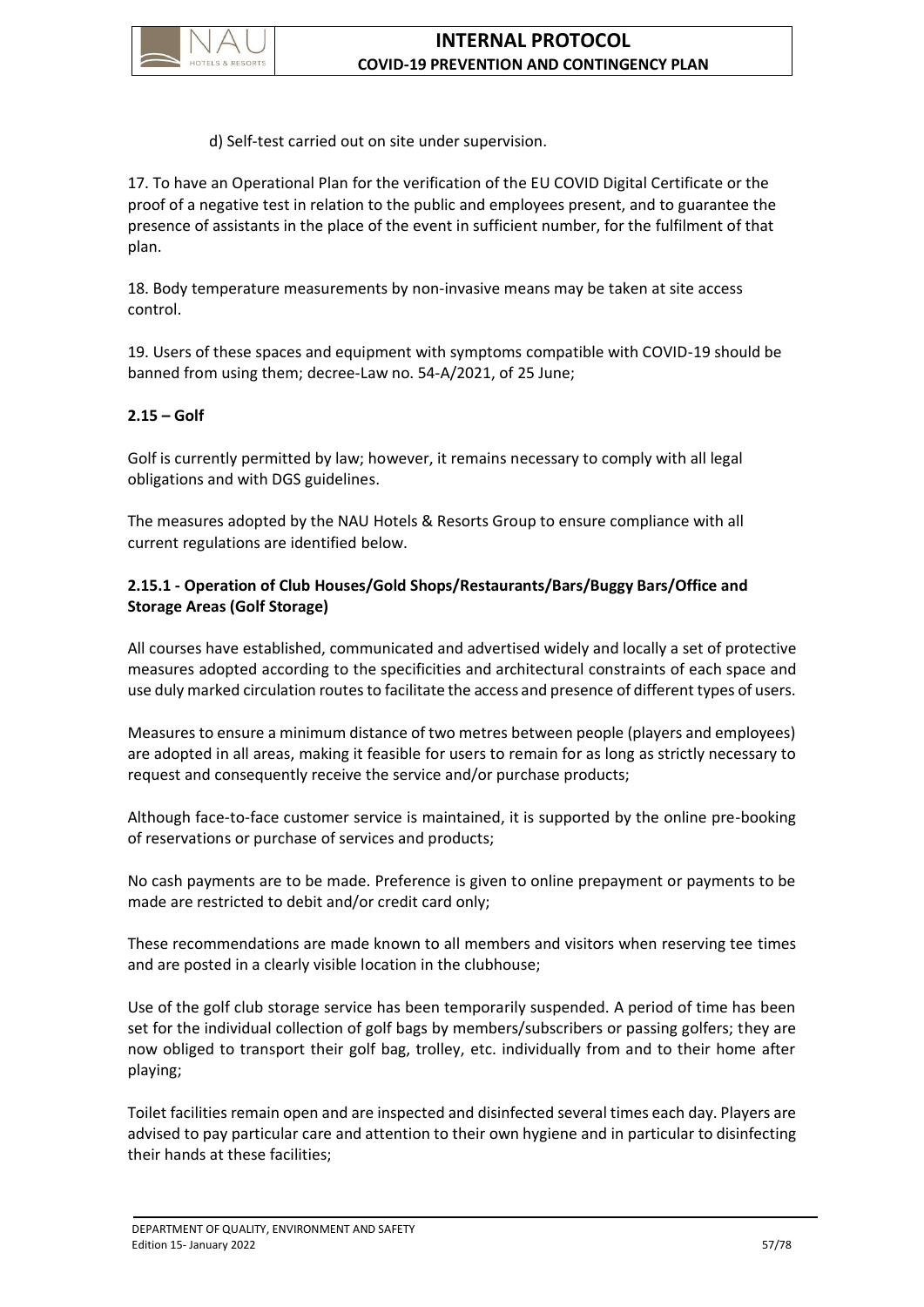d) Self-test carried out on site under supervision.

17. To have an Operational Plan for the verification of the EU COVID Digital Certificate or the proof of a negative test in relation to the public and employees present, and to guarantee the presence of assistants in the place of the event in sufficient number, for the fulfilment of that plan.

18. Body temperature measurements by non-invasive means may be taken at site access control.

19. Users of these spaces and equipment with symptoms compatible with COVID-19 should be banned from using them; decree-Law no. 54-A/2021, of 25 June;

### 2.15 – Golf

Golf is currently permitted by law; however, it remains necessary to comply with all legal obligations and with DGS guidelines.

The measures adopted by the NAU Hotels & Resorts Group to ensure compliance with all current regulations are identified below.

#### 2.15.1 - Operation of Club Houses/Gold Shops/Restaurants/Bars/Buggy Bars/Office and Storage Areas (Golf Storage)

All courses have established, communicated and advertised widely and locally a set of protective measures adopted according to the specificities and architectural constraints of each space and use duly marked circulation routes to facilitate the access and presence of different types of users.

Measures to ensure a minimum distance of two metres between people (players and employees) are adopted in all areas, making it feasible for users to remain for as long as strictly necessary to request and consequently receive the service and/or purchase products;

Although face-to-face customer service is maintained, it is supported by the online pre-booking of reservations or purchase of services and products;

No cash payments are to be made. Preference is given to online prepayment or payments to be made are restricted to debit and/or credit card only;

These recommendations are made known to all members and visitors when reserving tee times and are posted in a clearly visible location in the clubhouse;

Use of the golf club storage service has been temporarily suspended. A period of time has been set for the individual collection of golf bags by members/subscribers or passing golfers; they are now obliged to transport their golf bag, trolley, etc. individually from and to their home after playing;

Toilet facilities remain open and are inspected and disinfected several times each day. Players are advised to pay particular care and attention to their own hygiene and in particular to disinfecting their hands at these facilities;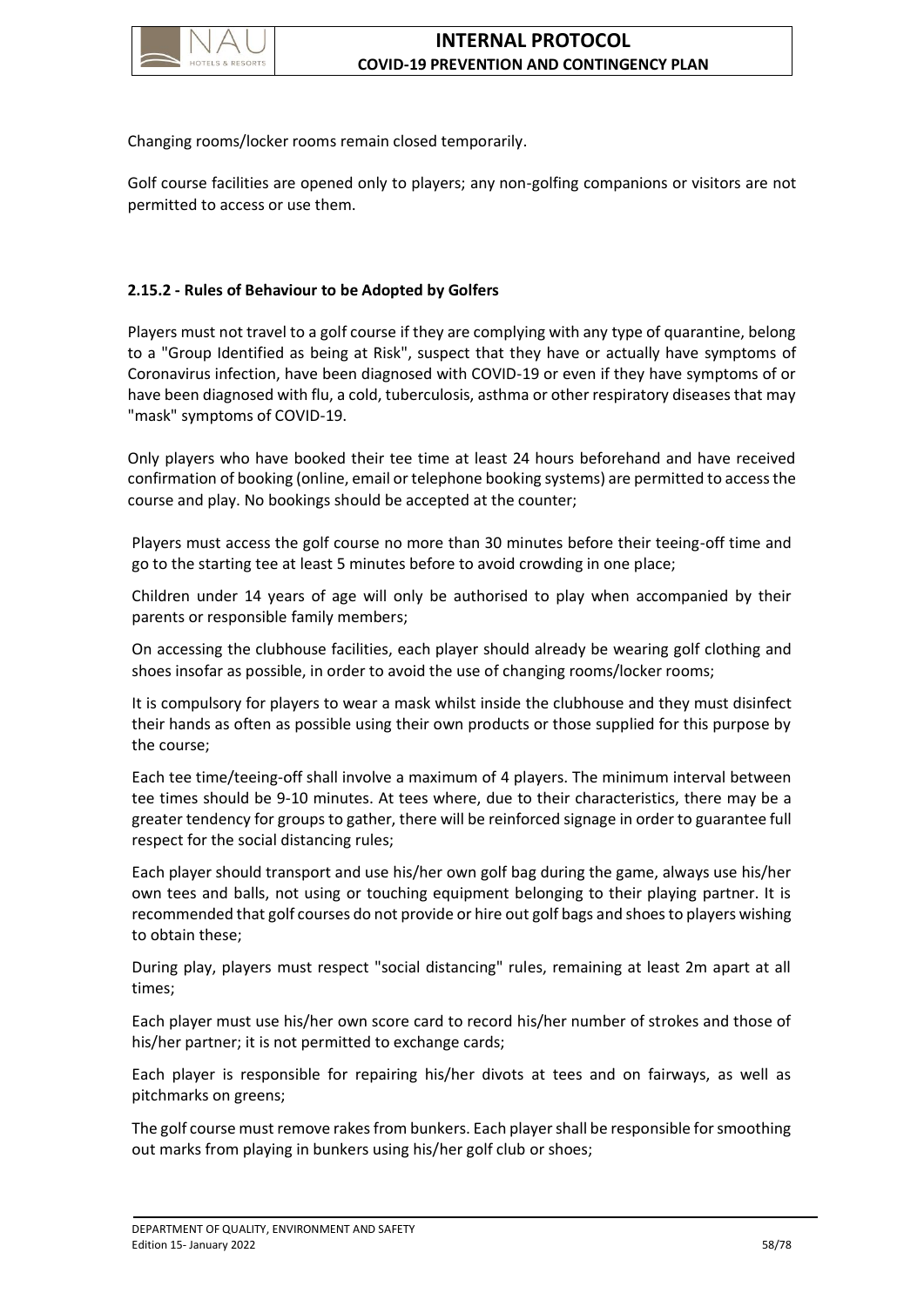Changing rooms/locker rooms remain closed temporarily.

Golf course facilities are opened only to players; any non-golfing companions or visitors are not permitted to access or use them.

### 2.15.2 - Rules of Behaviour to be Adopted by Golfers

Players must not travel to a golf course if they are complying with any type of quarantine, belong to a "Group Identified as being at Risk", suspect that they have or actually have symptoms of Coronavirus infection, have been diagnosed with COVID-19 or even if they have symptoms of or have been diagnosed with flu, a cold, tuberculosis, asthma or other respiratory diseases that may "mask" symptoms of COVID-19.

Only players who have booked their tee time at least 24 hours beforehand and have received confirmation of booking (online, email or telephone booking systems) are permitted to access the course and play. No bookings should be accepted at the counter;

Players must access the golf course no more than 30 minutes before their teeing-off time and go to the starting tee at least 5 minutes before to avoid crowding in one place;

Children under 14 years of age will only be authorised to play when accompanied by their parents or responsible family members;

On accessing the clubhouse facilities, each player should already be wearing golf clothing and shoes insofar as possible, in order to avoid the use of changing rooms/locker rooms;

It is compulsory for players to wear a mask whilst inside the clubhouse and they must disinfect their hands as often as possible using their own products or those supplied for this purpose by the course;

Each tee time/teeing-off shall involve a maximum of 4 players. The minimum interval between tee times should be 9-10 minutes. At tees where, due to their characteristics, there may be a greater tendency for groups to gather, there will be reinforced signage in order to guarantee full respect for the social distancing rules;

Each player should transport and use his/her own golf bag during the game, always use his/her own tees and balls, not using or touching equipment belonging to their playing partner. It is recommended that golf courses do not provide or hire out golf bags and shoes to players wishing to obtain these;

During play, players must respect "social distancing" rules, remaining at least 2m apart at all times;

Each player must use his/her own score card to record his/her number of strokes and those of his/her partner; it is not permitted to exchange cards;

Each player is responsible for repairing his/her divots at tees and on fairways, as well as pitchmarks on greens;

The golf course must remove rakes from bunkers. Each player shall be responsible for smoothing out marks from playing in bunkers using his/her golf club or shoes;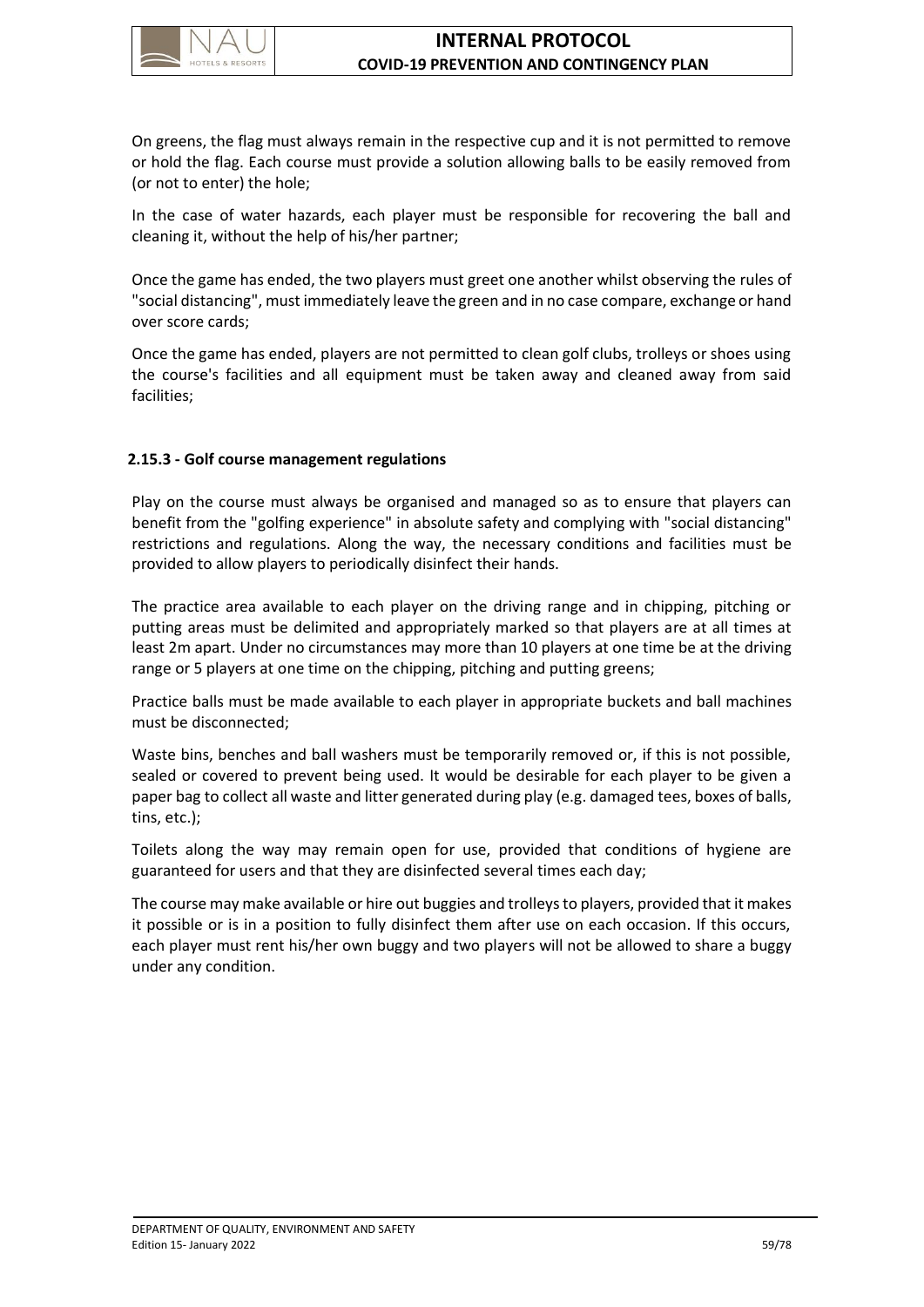On greens, the flag must always remain in the respective cup and it is not permitted to remove or hold the flag. Each course must provide a solution allowing balls to be easily removed from (or not to enter) the hole;

In the case of water hazards, each player must be responsible for recovering the ball and cleaning it, without the help of his/her partner;

Once the game has ended, the two players must greet one another whilst observing the rules of "social distancing", must immediately leave the green and in no case compare, exchange or hand over score cards;

Once the game has ended, players are not permitted to clean golf clubs, trolleys or shoes using the course's facilities and all equipment must be taken away and cleaned away from said facilities;

### 2.15.3 - Golf course management regulations

Play on the course must always be organised and managed so as to ensure that players can benefit from the "golfing experience" in absolute safety and complying with "social distancing" restrictions and regulations. Along the way, the necessary conditions and facilities must be provided to allow players to periodically disinfect their hands.

The practice area available to each player on the driving range and in chipping, pitching or putting areas must be delimited and appropriately marked so that players are at all times at least 2m apart. Under no circumstances may more than 10 players at one time be at the driving range or 5 players at one time on the chipping, pitching and putting greens;

Practice balls must be made available to each player in appropriate buckets and ball machines must be disconnected;

Waste bins, benches and ball washers must be temporarily removed or, if this is not possible, sealed or covered to prevent being used. It would be desirable for each player to be given a paper bag to collect all waste and litter generated during play (e.g. damaged tees, boxes of balls, tins, etc.);

Toilets along the way may remain open for use, provided that conditions of hygiene are guaranteed for users and that they are disinfected several times each day;

The course may make available or hire out buggies and trolleys to players, provided that it makes it possible or is in a position to fully disinfect them after use on each occasion. If this occurs, each player must rent his/her own buggy and two players will not be allowed to share a buggy under any condition.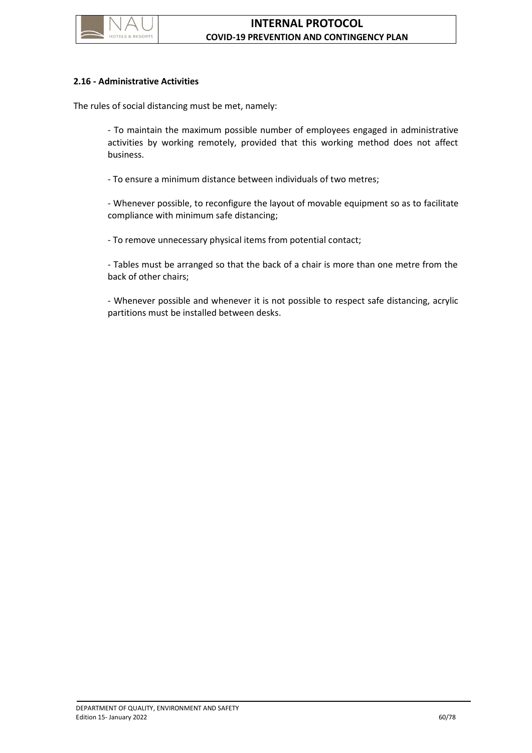### 2.16 - Administrative Activities

The rules of social distancing must be met, namely:

- To maintain the maximum possible number of employees engaged in administrative activities by working remotely, provided that this working method does not affect business.
- To ensure a minimum distance between individuals of two metres;
- Whenever possible, to reconfigure the layout of movable equipment so as to facilitate compliance with minimum safe distancing;
- To remove unnecessary physical items from potential contact;
- Tables must be arranged so that the back of a chair is more than one metre from the back of other chairs;
- Whenever possible and whenever it is not possible to respect safe distancing, acrylic partitions must be installed between desks.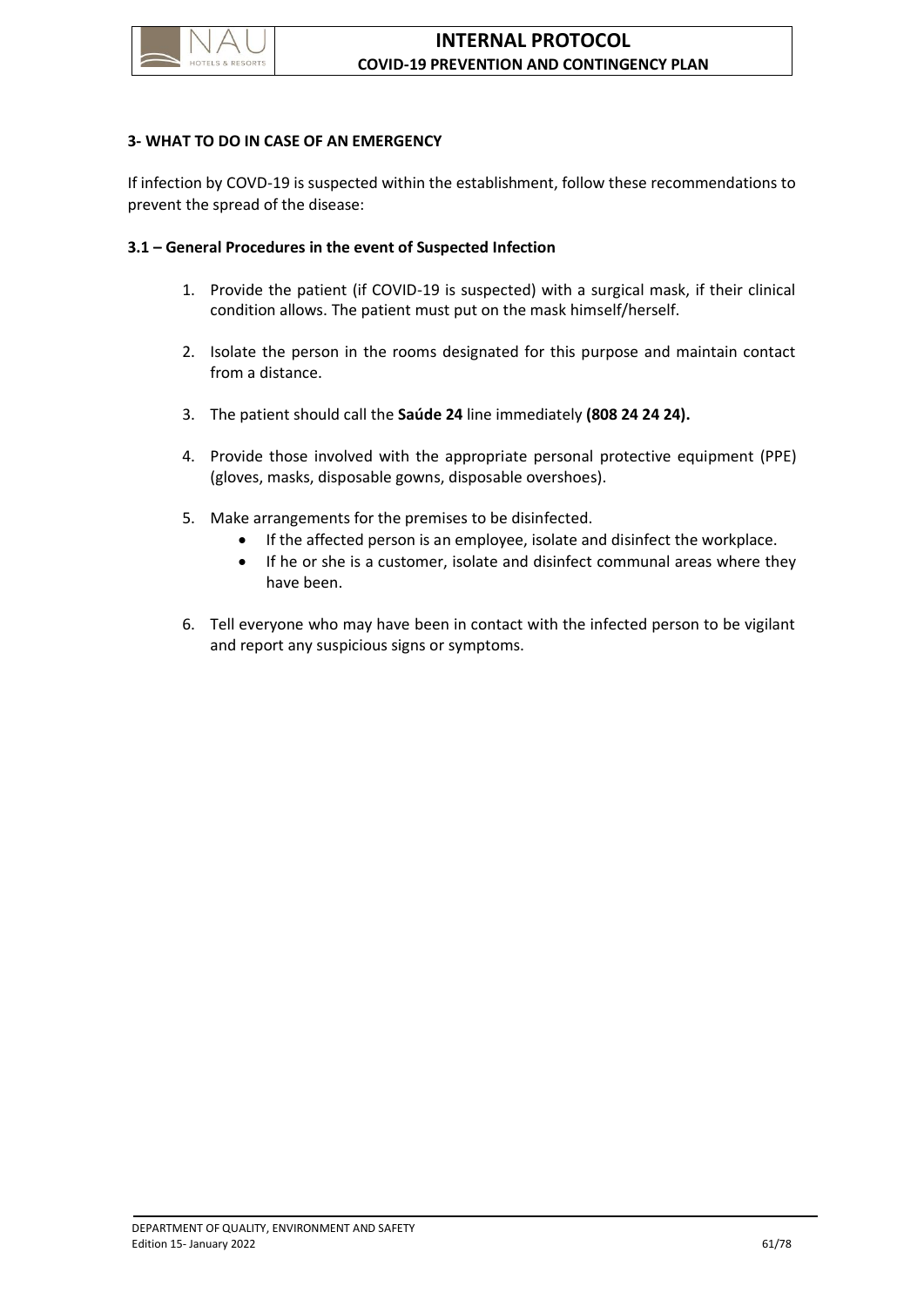### 3- WHAT TO DO IN CASE OF AN EMERGENCY

If infection by COVD-19 is suspected within the establishment, follow these recommendations to prevent the spread of the disease:

#### 3.1 – General Procedures in the event of Suspected Infection

1. Provide the patient (if COVID-19 is suspected) with a surgical mask, if their clinical condition allows. The patient must put on the mask himself/herself.

2. Isolate the person in the rooms designated for this purpose and maintain contact from a distance.

3. The patient should call the **Saúde 24** line immediately **(808 24 24 24).**

4. Provide those involved with the appropriate personal protective equipment (PPE) (gloves, masks, disposable gowns, disposable overshoes).

5. Make arrangements for the premises to be disinfected.
    - If the affected person is an employee, isolate and disinfect the workplace.
    - If he or she is a customer, isolate and disinfect communal areas where they have been.

6. Tell everyone who may have been in contact with the infected person to be vigilant and report any suspicious signs or symptoms.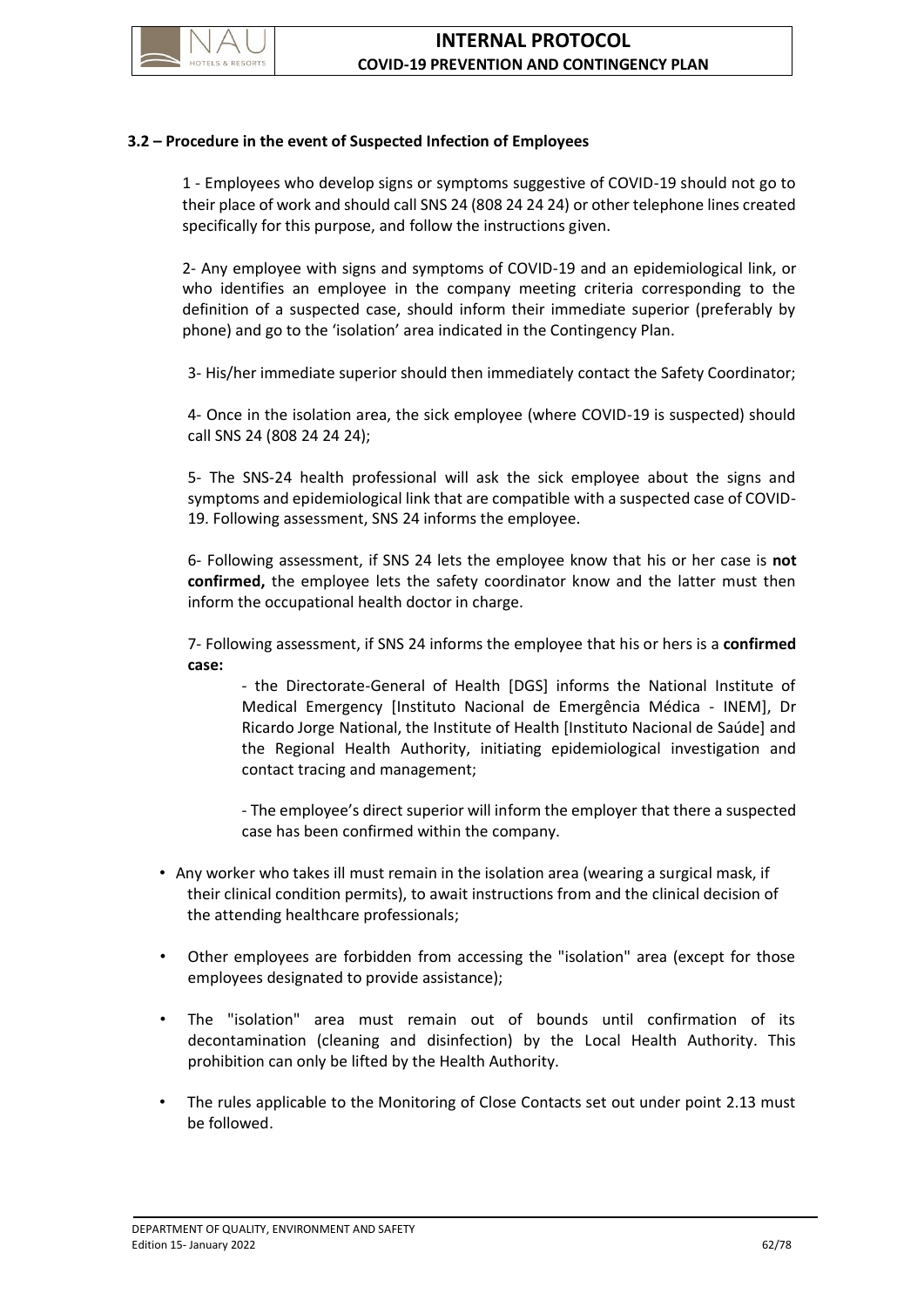### 3.2 – Procedure in the event of Suspected Infection of Employees

1 - Employees who develop signs or symptoms suggestive of COVID-19 should not go to their place of work and should call SNS 24 (808 24 24 24) or other telephone lines created specifically for this purpose, and follow the instructions given.

2- Any employee with signs and symptoms of COVID-19 and an epidemiological link, or who identifies an employee in the company meeting criteria corresponding to the definition of a suspected case, should inform their immediate superior (preferably by phone) and go to the 'isolation' area indicated in the Contingency Plan.

3- His/her immediate superior should then immediately contact the Safety Coordinator;

4- Once in the isolation area, the sick employee (where COVID-19 is suspected) should call SNS 24 (808 24 24 24);

5- The SNS-24 health professional will ask the sick employee about the signs and symptoms and epidemiological link that are compatible with a suspected case of COVID-19. Following assessment, SNS 24 informs the employee.

6- Following assessment, if SNS 24 lets the employee know that his or her case is **not confirmed,** the employee lets the safety coordinator know and the latter must then inform the occupational health doctor in charge.

7- Following assessment, if SNS 24 informs the employee that his or hers is a **confirmed case:**

- the Directorate-General of Health [DGS] informs the National Institute of Medical Emergency [Instituto Nacional de Emergência Médica - INEM], Dr Ricardo Jorge National, the Institute of Health [Instituto Nacional de Saúde] and the Regional Health Authority, initiating epidemiological investigation and contact tracing and management;

- The employee's direct superior will inform the employer that there a suspected case has been confirmed within the company.

- Any worker who takes ill must remain in the isolation area (wearing a surgical mask, if their clinical condition permits), to await instructions from and the clinical decision of the attending healthcare professionals;
- Other employees are forbidden from accessing the "isolation" area (except for those employees designated to provide assistance);
- The "isolation" area must remain out of bounds until confirmation of its decontamination (cleaning and disinfection) by the Local Health Authority. This prohibition can only be lifted by the Health Authority.
- The rules applicable to the Monitoring of Close Contacts set out under point 2.13 must be followed.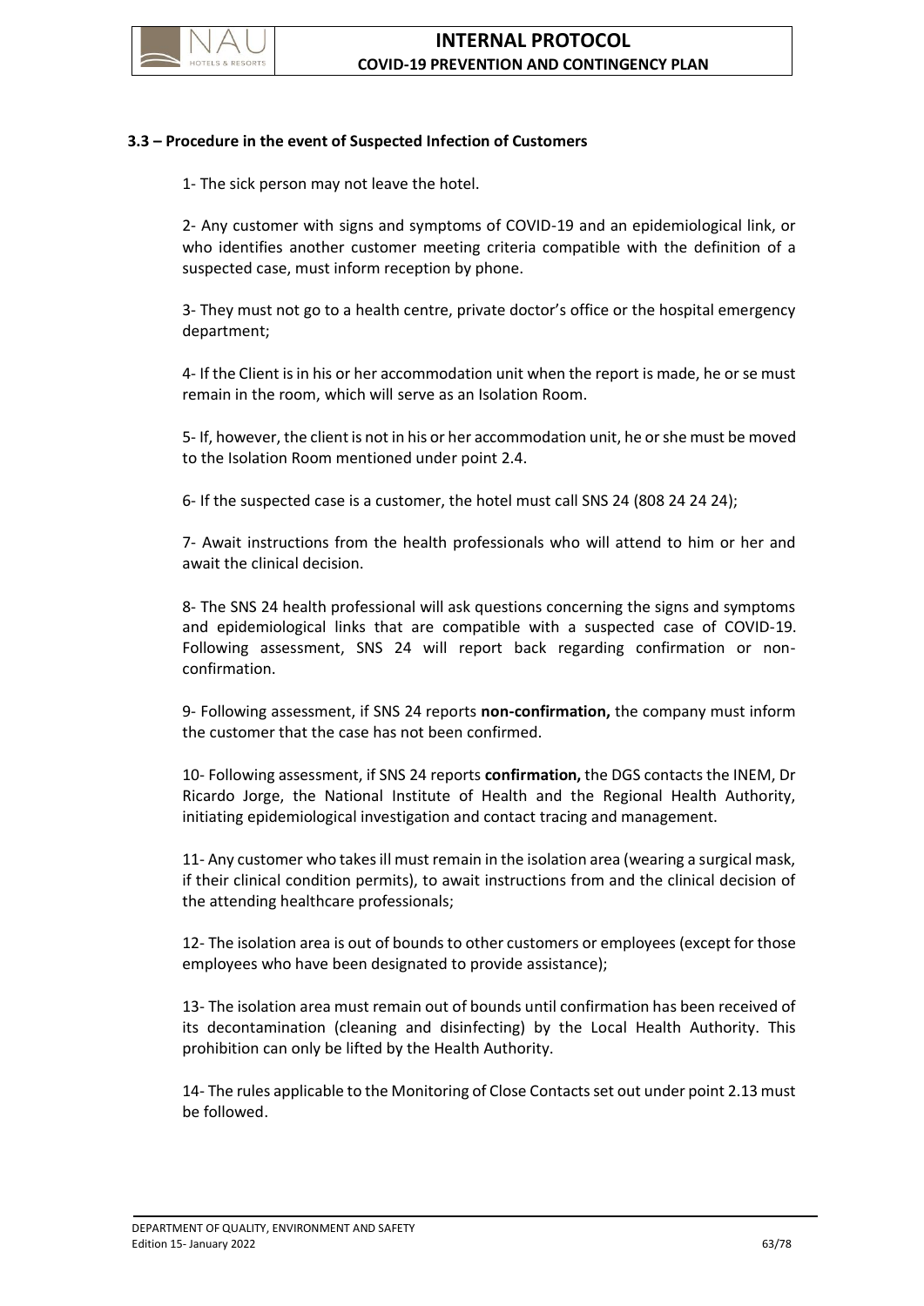### 3.3 – Procedure in the event of Suspected Infection of Customers

1- The sick person may not leave the hotel.

2- Any customer with signs and symptoms of COVID-19 and an epidemiological link, or who identifies another customer meeting criteria compatible with the definition of a suspected case, must inform reception by phone.

3- They must not go to a health centre, private doctor's office or the hospital emergency department;

4- If the Client is in his or her accommodation unit when the report is made, he or se must remain in the room, which will serve as an Isolation Room.

5- If, however, the client is not in his or her accommodation unit, he or she must be moved to the Isolation Room mentioned under point 2.4.

6- If the suspected case is a customer, the hotel must call SNS 24 (808 24 24 24);

7- Await instructions from the health professionals who will attend to him or her and await the clinical decision.

8- The SNS 24 health professional will ask questions concerning the signs and symptoms and epidemiological links that are compatible with a suspected case of COVID-19. Following assessment, SNS 24 will report back regarding confirmation or non-confirmation.

9- Following assessment, if SNS 24 reports **non-confirmation,** the company must inform the customer that the case has not been confirmed.

10- Following assessment, if SNS 24 reports **confirmation,** the DGS contacts the INEM, Dr Ricardo Jorge, the National Institute of Health and the Regional Health Authority, initiating epidemiological investigation and contact tracing and management.

11- Any customer who takes ill must remain in the isolation area (wearing a surgical mask, if their clinical condition permits), to await instructions from and the clinical decision of the attending healthcare professionals;

12- The isolation area is out of bounds to other customers or employees (except for those employees who have been designated to provide assistance);

13- The isolation area must remain out of bounds until confirmation has been received of its decontamination (cleaning and disinfecting) by the Local Health Authority. This prohibition can only be lifted by the Health Authority.

14- The rules applicable to the Monitoring of Close Contacts set out under point 2.13 must be followed.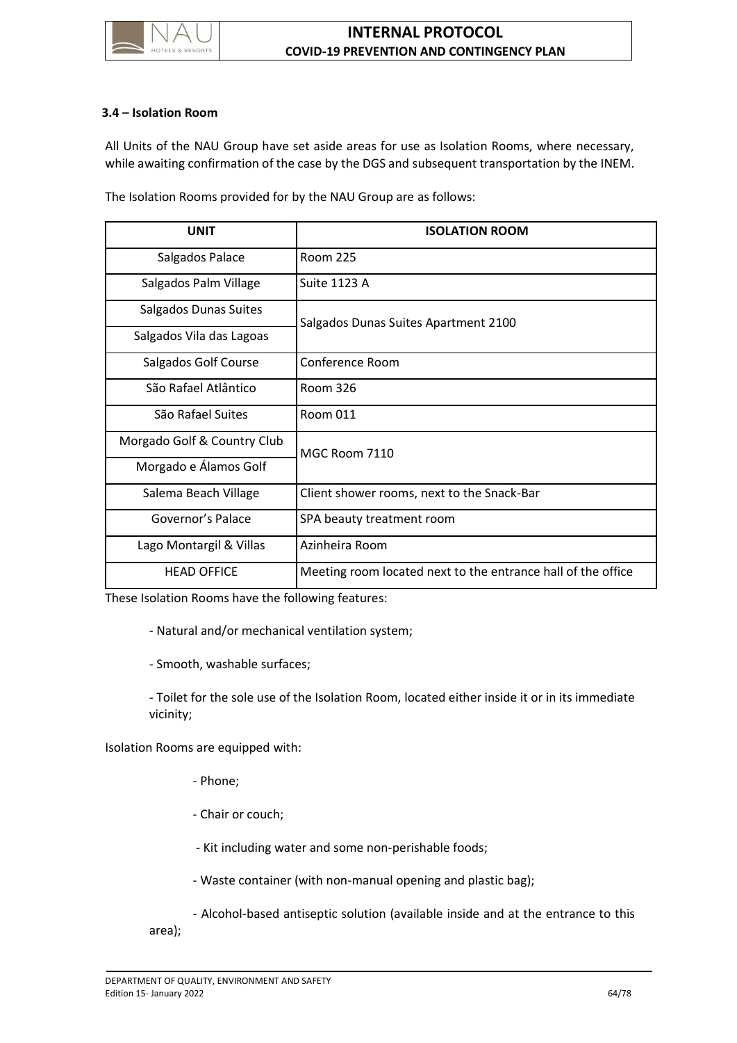### 3.4 – Isolation Room

All Units of the NAU Group have set aside areas for use as Isolation Rooms, where necessary, while awaiting confirmation of the case by the DGS and subsequent transportation by the INEM.

The Isolation Rooms provided for by the NAU Group are as follows:

| UNIT | ISOLATION ROOM |
|---|---|
| Salgados Palace | Room 225 |
| Salgados Palm Village | Suite 1123 A |
| Salgados Dunas Suites | Salgados Dunas Suites Apartment 2100 |
| Salgados Vila das Lagoas | |
| Salgados Golf Course | Conference Room |
| São Rafael Atlântico | Room 326 |
| São Rafael Suites | Room 011 |
| Morgado Golf & Country Club | MGC Room 7110 |
| Morgado e Álamos Golf | |
| Salema Beach Village | Client shower rooms, next to the Snack-Bar |
| Governor's Palace | SPA beauty treatment room |
| Lago Montargil & Villas | Azinheira Room |
| HEAD OFFICE | Meeting room located next to the entrance hall of the office |

These Isolation Rooms have the following features:

- Natural and/or mechanical ventilation system;
- Smooth, washable surfaces;
- Toilet for the sole use of the Isolation Room, located either inside it or in its immediate vicinity;

Isolation Rooms are equipped with:

- Phone;
- Chair or couch;
- Kit including water and some non-perishable foods;
- Waste container (with non-manual opening and plastic bag);
- Alcohol-based antiseptic solution (available inside and at the entrance to this area);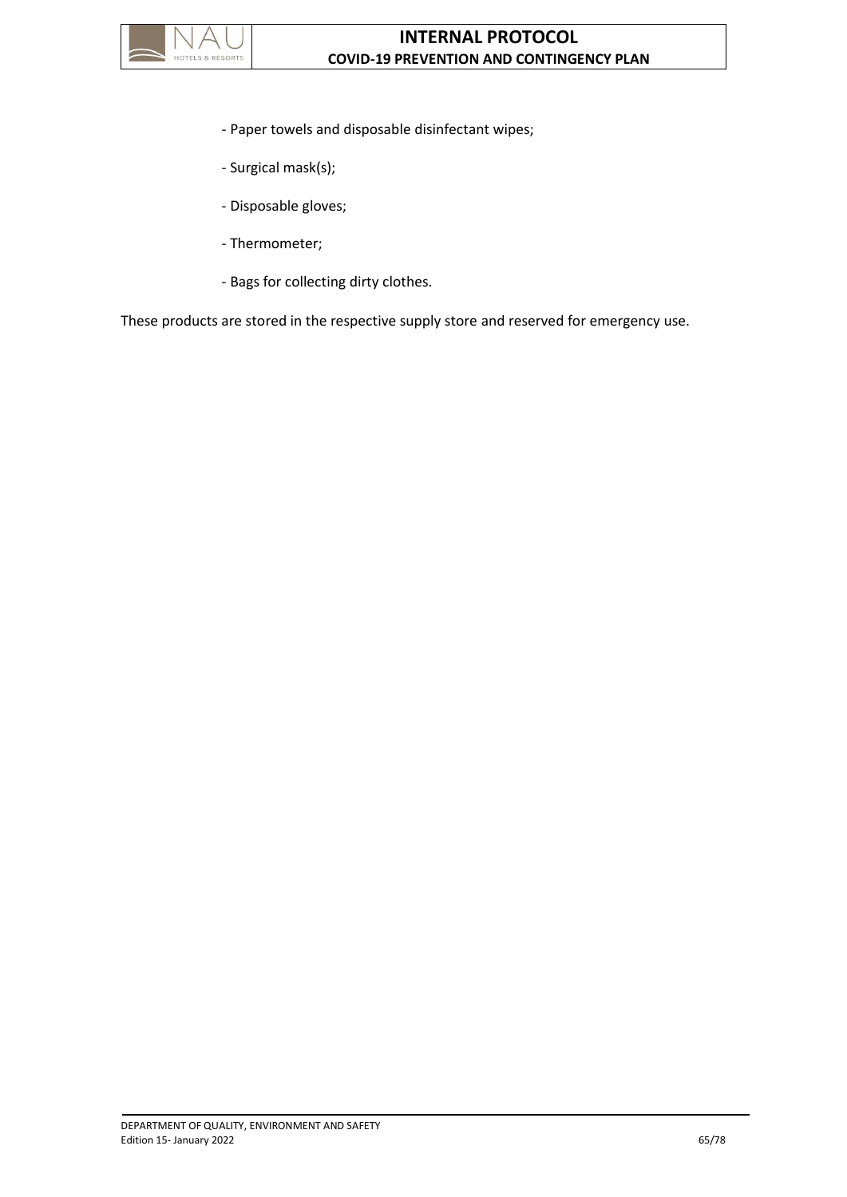- Paper towels and disposable disinfectant wipes;

- Surgical mask(s);

- Disposable gloves;

- Thermometer;

- Bags for collecting dirty clothes.

These products are stored in the respective supply store and reserved for emergency use.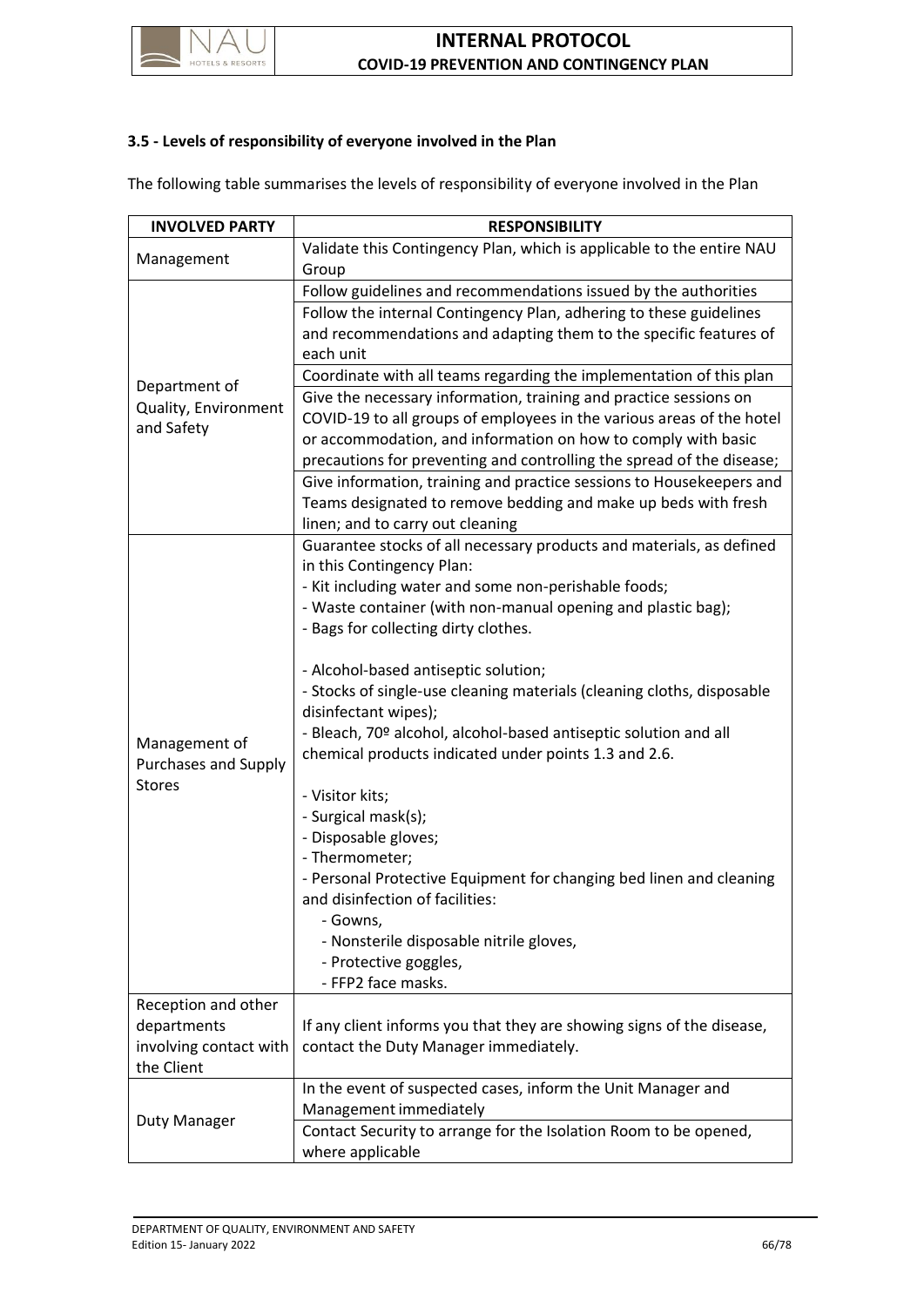### 3.5 - Levels of responsibility of everyone involved in the Plan

The following table summarises the levels of responsibility of everyone involved in the Plan

| INVOLVED PARTY | RESPONSIBILITY |
|---|---|
| Management | Validate this Contingency Plan, which is applicable to the entire NAU Group |
| Department of Quality, Environment and Safety | Follow guidelines and recommendations issued by the authorities |
| | Follow the internal Contingency Plan, adhering to these guidelines and recommendations and adapting them to the specific features of each unit |
| | Coordinate with all teams regarding the implementation of this plan |
| | Give the necessary information, training and practice sessions on COVID-19 to all groups of employees in the various areas of the hotel or accommodation, and information on how to comply with basic precautions for preventing and controlling the spread of the disease; |
| | Give information, training and practice sessions to Housekeepers and Teams designated to remove bedding and make up beds with fresh linen; and to carry out cleaning |
| Management of Purchases and Supply Stores | Guarantee stocks of all necessary products and materials, as defined in this Contingency Plan:<br>- Kit including water and some non-perishable foods;<br>- Waste container (with non-manual opening and plastic bag);<br>- Bags for collecting dirty clothes.<br><br>- Alcohol-based antiseptic solution;<br>- Stocks of single-use cleaning materials (cleaning cloths, disposable disinfectant wipes);<br>- Bleach, 70º alcohol, alcohol-based antiseptic solution and all chemical products indicated under points 1.3 and 2.6.<br><br>- Visitor kits;<br>- Surgical mask(s);<br>- Disposable gloves;<br>- Thermometer;<br>- Personal Protective Equipment for changing bed linen and cleaning and disinfection of facilities:<br>- Gowns,<br>- Nonsterile disposable nitrile gloves,<br>- Protective goggles,<br>- FFP2 face masks. |
| Reception and other departments involving contact with the Client | If any client informs you that they are showing signs of the disease, contact the Duty Manager immediately. |
| Duty Manager | In the event of suspected cases, inform the Unit Manager and Management immediately |
| | Contact Security to arrange for the Isolation Room to be opened, where applicable |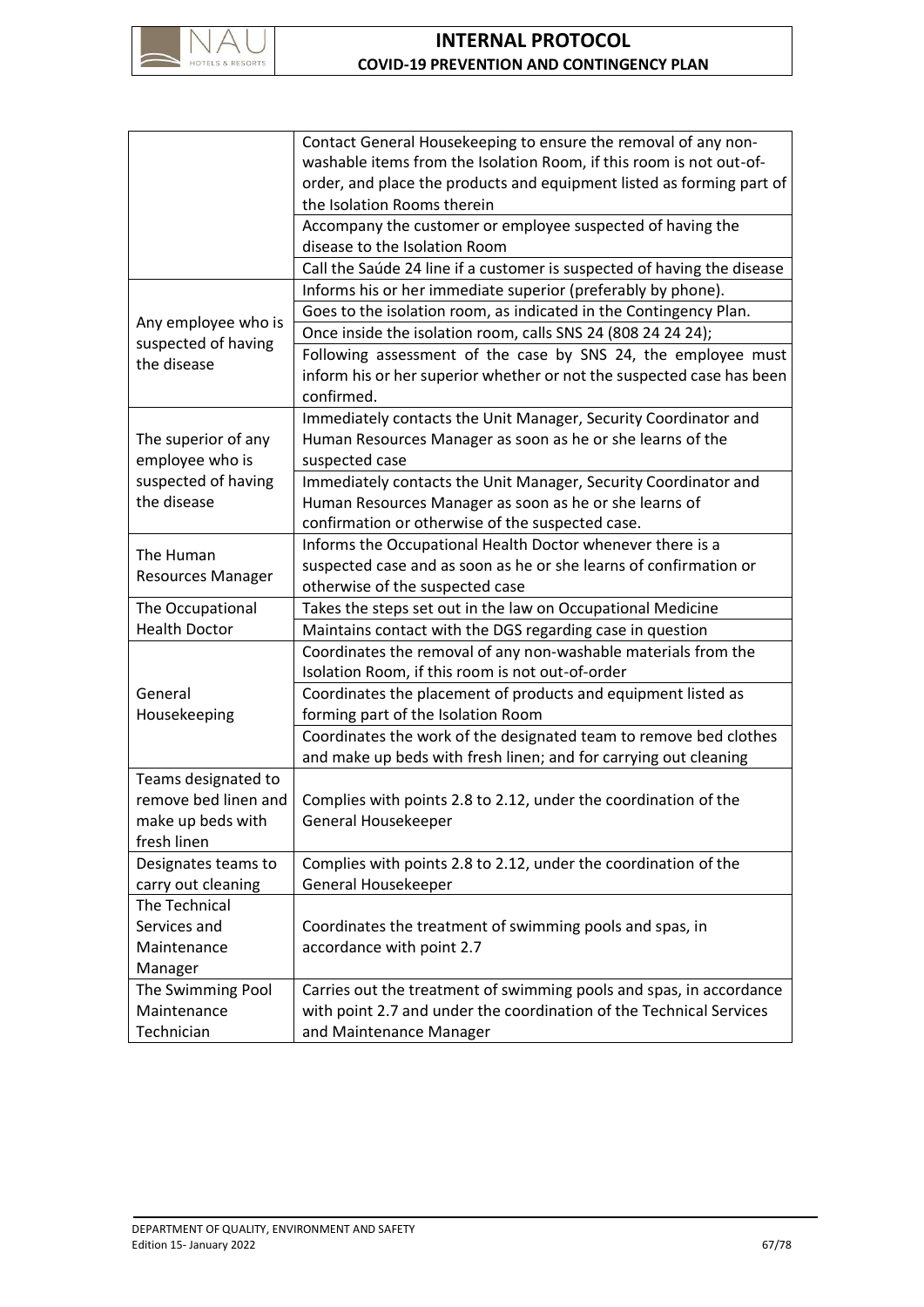| | |
|---|---|
| | Contact General Housekeeping to ensure the removal of any non-washable items from the Isolation Room, if this room is not out-of-order, and place the products and equipment listed as forming part of the Isolation Rooms therein |
| | Accompany the customer or employee suspected of having the disease to the Isolation Room |
| | Call the Saúde 24 line if a customer is suspected of having the disease |
| Any employee who is suspected of having the disease | Informs his or her immediate superior (preferably by phone). |
| | Goes to the isolation room, as indicated in the Contingency Plan. |
| | Once inside the isolation room, calls SNS 24 (808 24 24 24); |
| | Following assessment of the case by SNS 24, the employee must inform his or her superior whether or not the suspected case has been confirmed. |
| The superior of any employee who is suspected of having the disease | Immediately contacts the Unit Manager, Security Coordinator and Human Resources Manager as soon as he or she learns of the suspected case |
| | Immediately contacts the Unit Manager, Security Coordinator and Human Resources Manager as soon as he or she learns of confirmation or otherwise of the suspected case. |
| The Human Resources Manager | Informs the Occupational Health Doctor whenever there is a suspected case and as soon as he or she learns of confirmation or otherwise of the suspected case |
| The Occupational Health Doctor | Takes the steps set out in the law on Occupational Medicine |
| | Maintains contact with the DGS regarding case in question |
| General Housekeeping | Coordinates the removal of any non-washable materials from the Isolation Room, if this room is not out-of-order |
| | Coordinates the placement of products and equipment listed as forming part of the Isolation Room |
| | Coordinates the work of the designated team to remove bed clothes and make up beds with fresh linen; and for carrying out cleaning |
| Teams designated to remove bed linen and make up beds with fresh linen | Complies with points 2.8 to 2.12, under the coordination of the General Housekeeper |
| Designates teams to carry out cleaning | Complies with points 2.8 to 2.12, under the coordination of the General Housekeeper |
| The Technical Services and Maintenance Manager | Coordinates the treatment of swimming pools and spas, in accordance with point 2.7 |
| The Swimming Pool Maintenance Technician | Carries out the treatment of swimming pools and spas, in accordance with point 2.7 and under the coordination of the Technical Services and Maintenance Manager |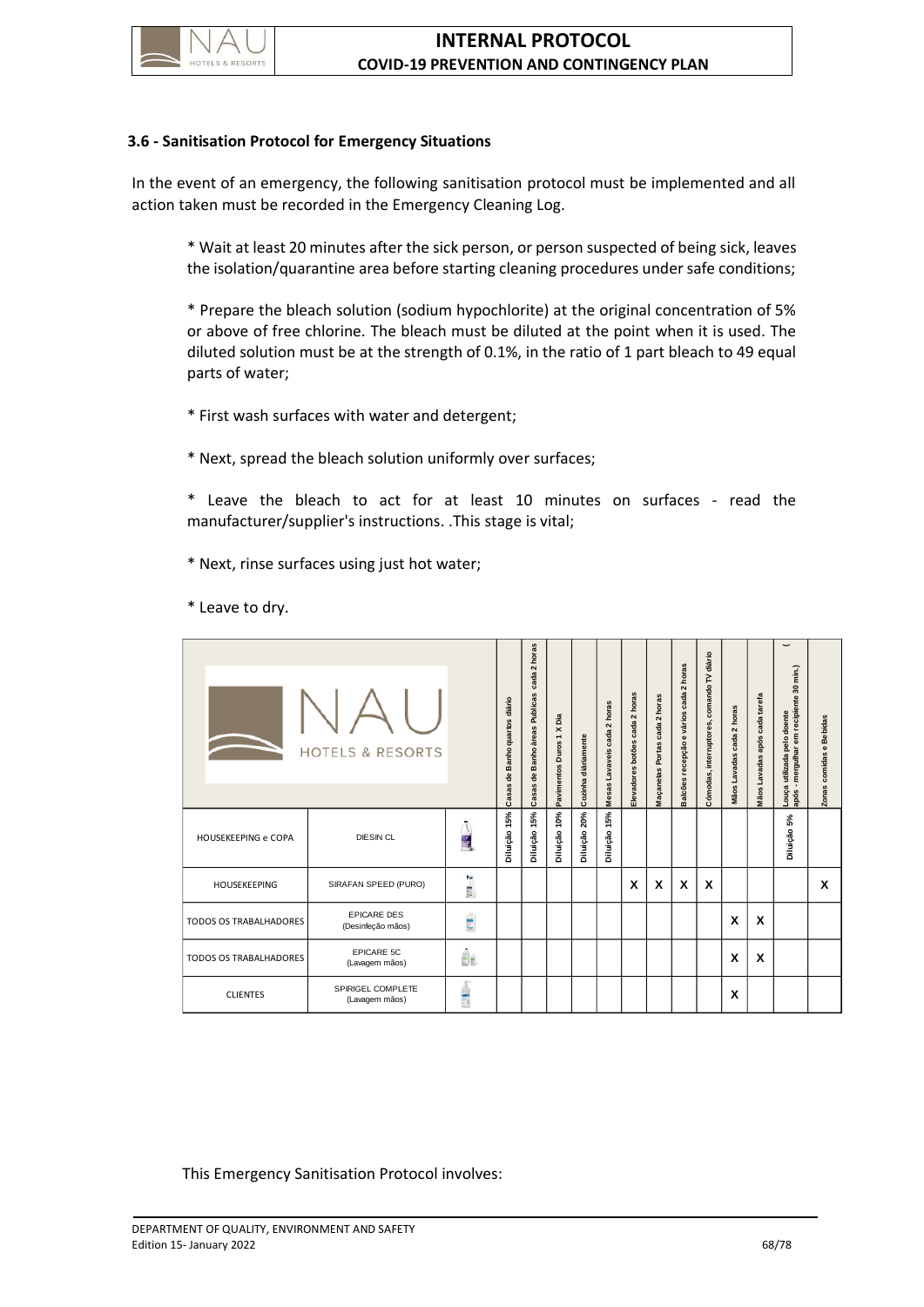### 3.6 - Sanitisation Protocol for Emergency Situations

In the event of an emergency, the following sanitisation protocol must be implemented and all action taken must be recorded in the Emergency Cleaning Log.

* Wait at least 20 minutes after the sick person, or person suspected of being sick, leaves the isolation/quarantine area before starting cleaning procedures under safe conditions;

* Prepare the bleach solution (sodium hypochlorite) at the original concentration of 5% or above of free chlorine. The bleach must be diluted at the point when it is used. The diluted solution must be at the strength of 0.1%, in the ratio of 1 part bleach to 49 equal parts of water;

* First wash surfaces with water and detergent;

* Next, spread the bleach solution uniformly over surfaces;

* Leave the bleach to act for at least 10 minutes on surfaces - read the manufacturer/supplier's instructions. .This stage is vital;

* Next, rinse surfaces using just hot water;

* Leave to dry.

| | | | Casas de Banho quartos diário | Casas de Banho áreas Publicas cada 2 horas | Pavimentos Duros 1 X Dia | Cozinha diáriamente | Mesas Lavaveis cada 2 horas | Elevadores botões cada 2 horas | Maçanetas Portas cada 2 horas | Balcões recepção e vários cada 2 horas | Cómodas, interruptores, comando TV diário | Mãos Lavadas cada 2 horas | Mãos Lavadas após cada tarefa | Louça utilizada pelo doente (após - mergulhar em recipiente 30 min.) | Zonas comidas e Bebidas |
|---|---|---|---|---|---|---|---|---|---|---|---|---|---|---|---|
| HOUSEKEEPING e COPA | DIESIN CL | | Diluição 15% | Diluição 15% | Diluição 10% | Diluição 20% | Diluição 15% | | | | | | | Diluição 5% | |
| HOUSEKEEPING | SIRAFAN SPEED (PURO) | | | | | | | X | X | X | X | | | | X |
| TODOS OS TRABALHADORES | EPICARE DES (Desinfeção mãos) | | | | | | | | | | | X | X | | |
| TODOS OS TRABALHADORES | EPICARE 5C (Lavagem mãos) | | | | | | | | | | | X | X | | |
| CLIENTES | SPIRIGEL COMPLETE (Lavagem mãos) | | | | | | | | | | | X | | | |

This Emergency Sanitisation Protocol involves: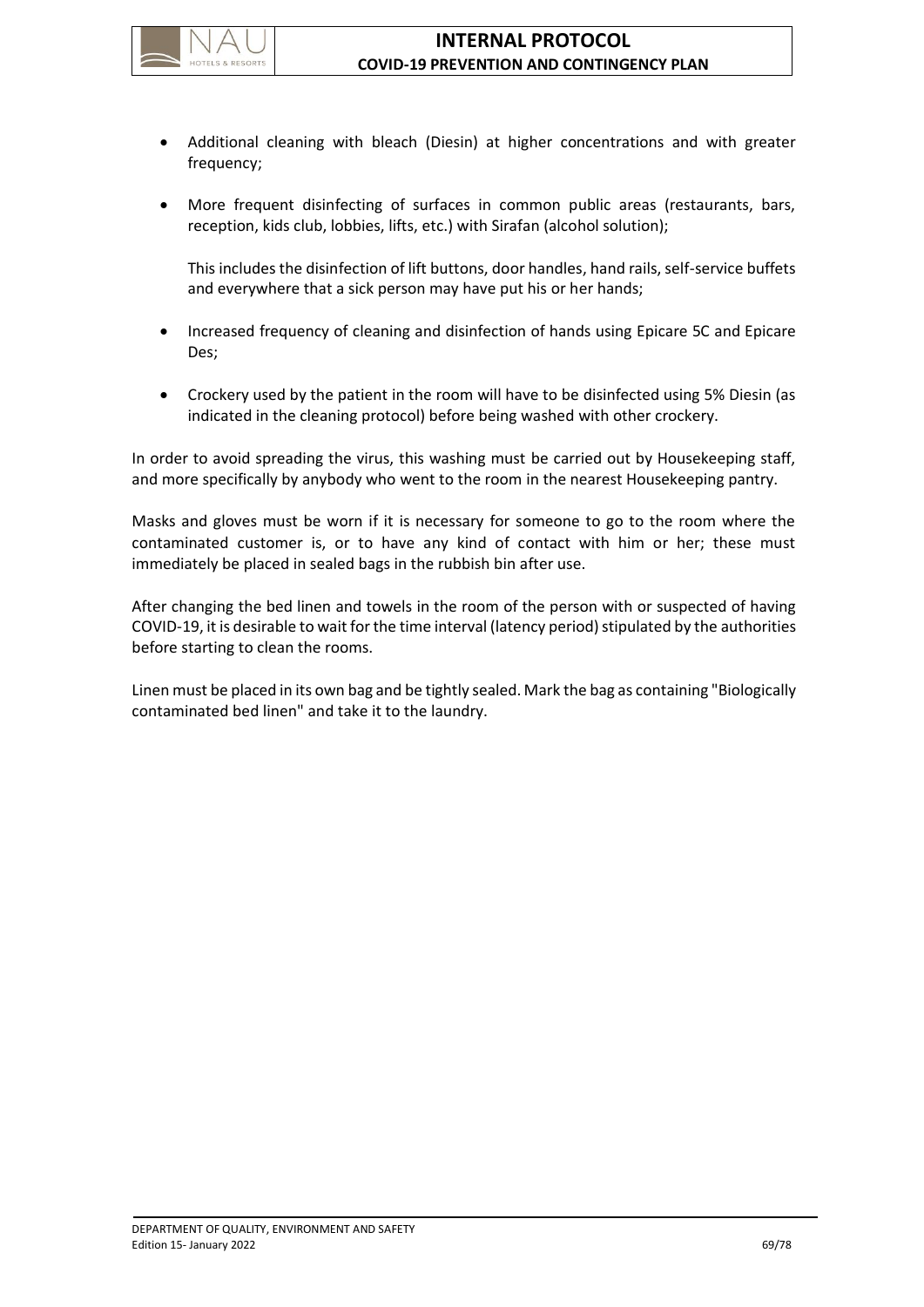- Additional cleaning with bleach (Diesin) at higher concentrations and with greater frequency;

- More frequent disinfecting of surfaces in common public areas (restaurants, bars, reception, kids club, lobbies, lifts, etc.) with Sirafan (alcohol solution);

  This includes the disinfection of lift buttons, door handles, hand rails, self-service buffets and everywhere that a sick person may have put his or her hands;

- Increased frequency of cleaning and disinfection of hands using Epicare 5C and Epicare Des;

- Crockery used by the patient in the room will have to be disinfected using 5% Diesin (as indicated in the cleaning protocol) before being washed with other crockery.

In order to avoid spreading the virus, this washing must be carried out by Housekeeping staff, and more specifically by anybody who went to the room in the nearest Housekeeping pantry.

Masks and gloves must be worn if it is necessary for someone to go to the room where the contaminated customer is, or to have any kind of contact with him or her; these must immediately be placed in sealed bags in the rubbish bin after use.

After changing the bed linen and towels in the room of the person with or suspected of having COVID-19, it is desirable to wait for the time interval (latency period) stipulated by the authorities before starting to clean the rooms.

Linen must be placed in its own bag and be tightly sealed. Mark the bag as containing "Biologically contaminated bed linen" and take it to the laundry.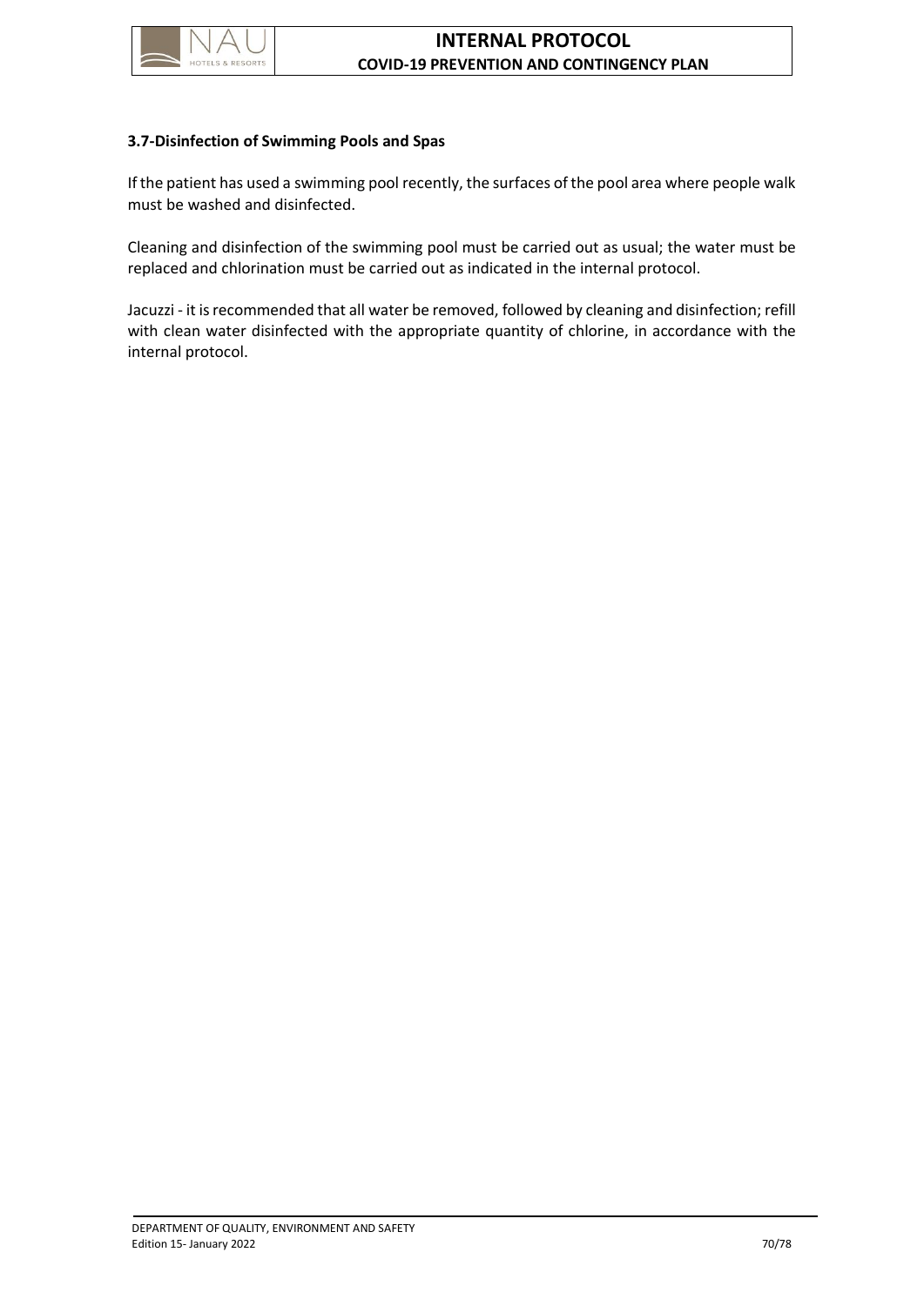### 3.7-Disinfection of Swimming Pools and Spas

If the patient has used a swimming pool recently, the surfaces of the pool area where people walk must be washed and disinfected.

Cleaning and disinfection of the swimming pool must be carried out as usual; the water must be replaced and chlorination must be carried out as indicated in the internal protocol.

Jacuzzi - it is recommended that all water be removed, followed by cleaning and disinfection; refill with clean water disinfected with the appropriate quantity of chlorine, in accordance with the internal protocol.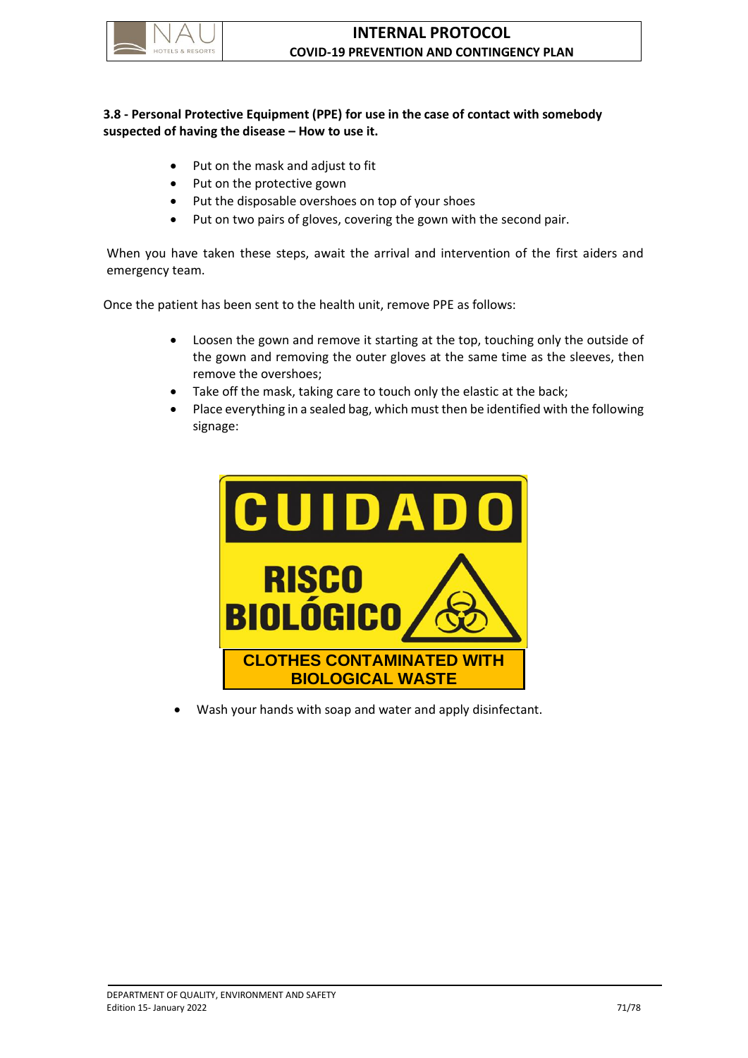### 3.8 - Personal Protective Equipment (PPE) for use in the case of contact with somebody suspected of having the disease – How to use it.

- Put on the mask and adjust to fit
- Put on the protective gown
- Put the disposable overshoes on top of your shoes
- Put on two pairs of gloves, covering the gown with the second pair.

When you have taken these steps, await the arrival and intervention of the first aiders and emergency team.

Once the patient has been sent to the health unit, remove PPE as follows:

- Loosen the gown and remove it starting at the top, touching only the outside of the gown and removing the outer gloves at the same time as the sleeves, then remove the overshoes;
- Take off the mask, taking care to touch only the elastic at the back;
- Place everything in a sealed bag, which must then be identified with the following signage:

CUIDADO

RISCO BIOLÓGICO

CLOTHES CONTAMINATED WITH BIOLOGICAL WASTE

- Wash your hands with soap and water and apply disinfectant.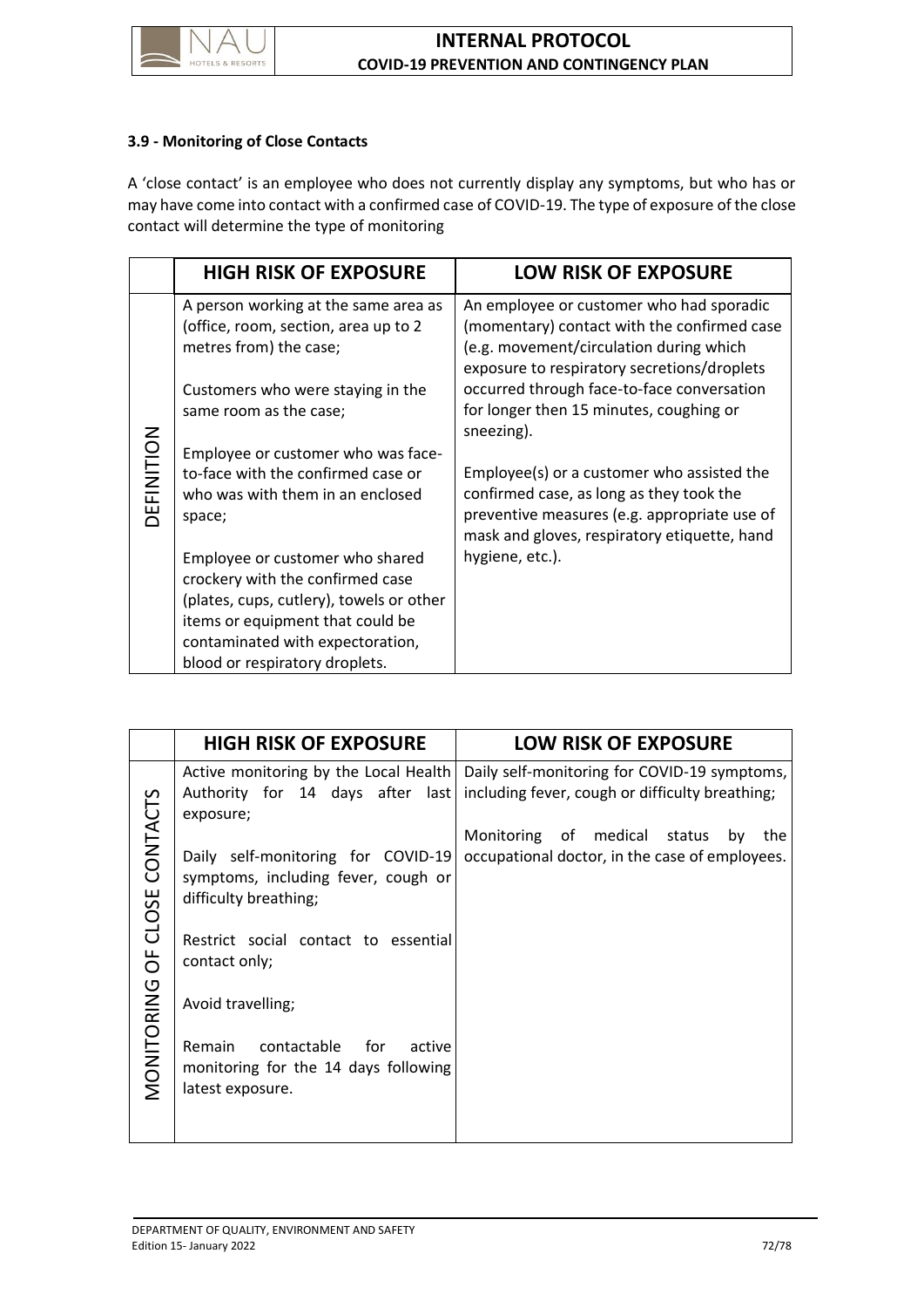### 3.9 - Monitoring of Close Contacts

A 'close contact' is an employee who does not currently display any symptoms, but who has or may have come into contact with a confirmed case of COVID-19. The type of exposure of the close contact will determine the type of monitoring

| | HIGH RISK OF EXPOSURE | LOW RISK OF EXPOSURE |
|---|---|---|
| DEFINITION | A person working at the same area as (office, room, section, area up to 2 metres from) the case;<br><br>Customers who were staying in the same room as the case;<br><br>Employee or customer who was face-to-face with the confirmed case or who was with them in an enclosed space;<br><br>Employee or customer who shared crockery with the confirmed case (plates, cups, cutlery), towels or other items or equipment that could be contaminated with expectoration, blood or respiratory droplets. | An employee or customer who had sporadic (momentary) contact with the confirmed case (e.g. movement/circulation during which exposure to respiratory secretions/droplets occurred through face-to-face conversation for longer then 15 minutes, coughing or sneezing).<br><br>Employee(s) or a customer who assisted the confirmed case, as long as they took the preventive measures (e.g. appropriate use of mask and gloves, respiratory etiquette, hand hygiene, etc.). |

| | HIGH RISK OF EXPOSURE | LOW RISK OF EXPOSURE |
|---|---|---|
| MONITORING OF CLOSE CONTACTS | Active monitoring by the Local Health Authority for 14 days after last exposure;<br><br>Daily self-monitoring for COVID-19 symptoms, including fever, cough or difficulty breathing;<br><br>Restrict social contact to essential contact only;<br><br>Avoid travelling;<br><br>Remain contactable for active monitoring for the 14 days following latest exposure. | Daily self-monitoring for COVID-19 symptoms, including fever, cough or difficulty breathing;<br><br>Monitoring of medical status by the occupational doctor, in the case of employees. |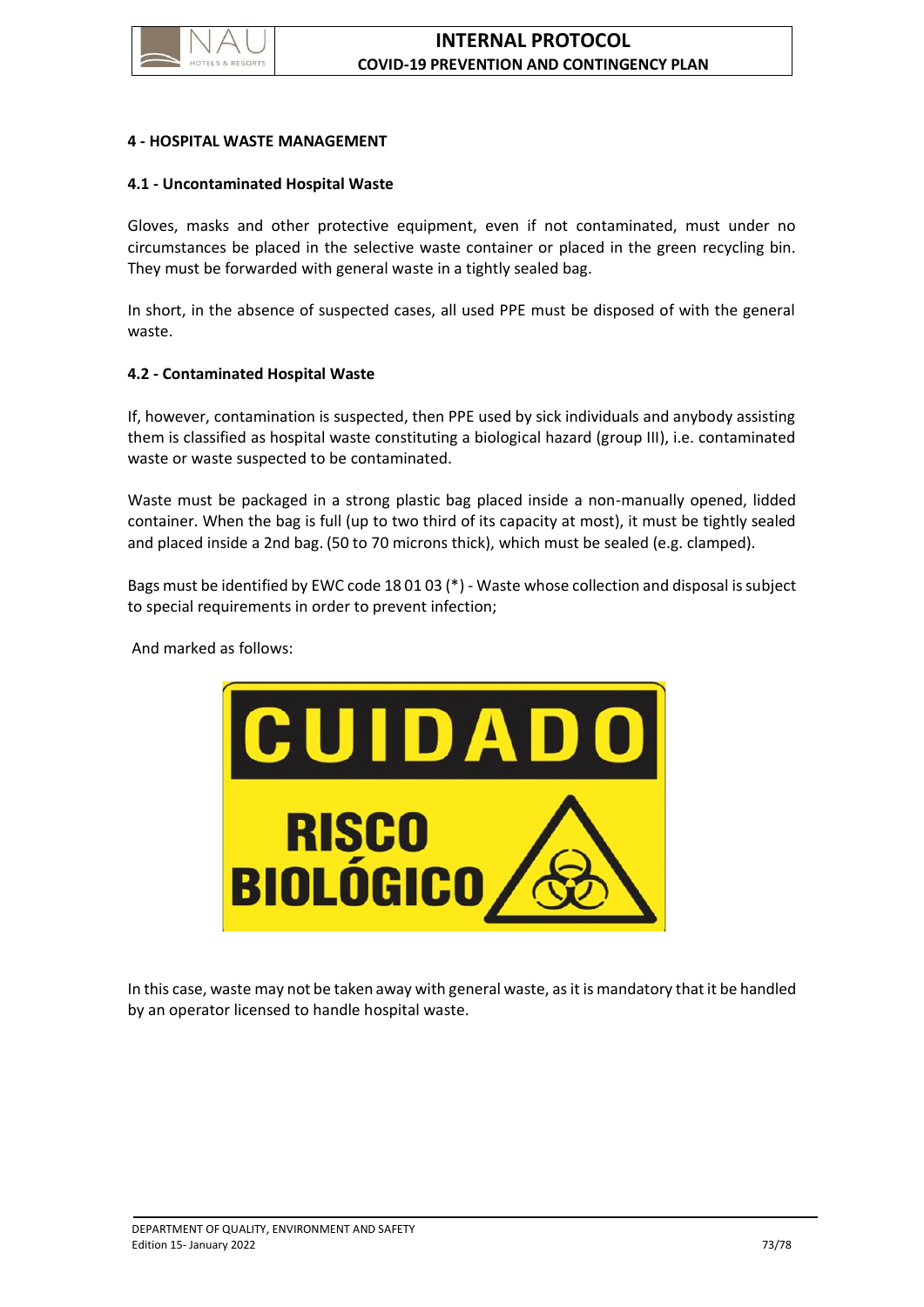## 4 - HOSPITAL WASTE MANAGEMENT

### 4.1 - Uncontaminated Hospital Waste

Gloves, masks and other protective equipment, even if not contaminated, must under no circumstances be placed in the selective waste container or placed in the green recycling bin. They must be forwarded with general waste in a tightly sealed bag.

In short, in the absence of suspected cases, all used PPE must be disposed of with the general waste.

### 4.2 - Contaminated Hospital Waste

If, however, contamination is suspected, then PPE used by sick individuals and anybody assisting them is classified as hospital waste constituting a biological hazard (group III), i.e. contaminated waste or waste suspected to be contaminated.

Waste must be packaged in a strong plastic bag placed inside a non-manually opened, lidded container. When the bag is full (up to two third of its capacity at most), it must be tightly sealed and placed inside a 2nd bag. (50 to 70 microns thick), which must be sealed (e.g. clamped).

Bags must be identified by EWC code 18 01 03 (*) - Waste whose collection and disposal is subject to special requirements in order to prevent infection;

And marked as follows:

CUIDADO

RISCO BIOLÓGICO

In this case, waste may not be taken away with general waste, as it is mandatory that it be handled by an operator licensed to handle hospital waste.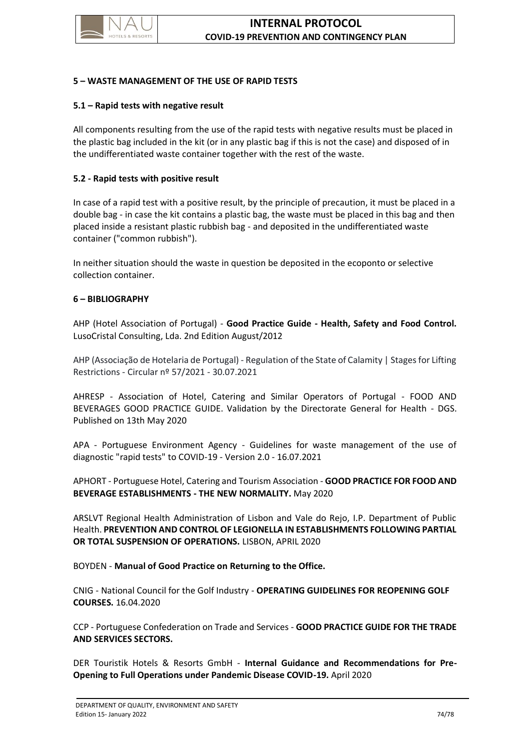## 5 – WASTE MANAGEMENT OF THE USE OF RAPID TESTS

### 5.1 – Rapid tests with negative result

All components resulting from the use of the rapid tests with negative results must be placed in the plastic bag included in the kit (or in any plastic bag if this is not the case) and disposed of in the undifferentiated waste container together with the rest of the waste.

### 5.2 - Rapid tests with positive result

In case of a rapid test with a positive result, by the principle of precaution, it must be placed in a double bag - in case the kit contains a plastic bag, the waste must be placed in this bag and then placed inside a resistant plastic rubbish bag - and deposited in the undifferentiated waste container ("common rubbish").

In neither situation should the waste in question be deposited in the ecoponto or selective collection container.

## 6 – BIBLIOGRAPHY

AHP (Hotel Association of Portugal) - **Good Practice Guide - Health, Safety and Food Control.** LusoCristal Consulting, Lda. 2nd Edition August/2012

AHP (Associação de Hotelaria de Portugal) - Regulation of the State of Calamity | Stages for Lifting Restrictions - Circular nº 57/2021 - 30.07.2021

AHRESP - Association of Hotel, Catering and Similar Operators of Portugal - FOOD AND BEVERAGES GOOD PRACTICE GUIDE. Validation by the Directorate General for Health - DGS. Published on 13th May 2020

APA - Portuguese Environment Agency - Guidelines for waste management of the use of diagnostic "rapid tests" to COVID-19 - Version 2.0 - 16.07.2021

APHORT - Portuguese Hotel, Catering and Tourism Association - **GOOD PRACTICE FOR FOOD AND BEVERAGE ESTABLISHMENTS - THE NEW NORMALITY.** May 2020

ARSLVT Regional Health Administration of Lisbon and Vale do Rejo, I.P. Department of Public Health. **PREVENTION AND CONTROL OF LEGIONELLA IN ESTABLISHMENTS FOLLOWING PARTIAL OR TOTAL SUSPENSION OF OPERATIONS.** LISBON, APRIL 2020

BOYDEN - **Manual of Good Practice on Returning to the Office.**

CNIG - National Council for the Golf Industry - **OPERATING GUIDELINES FOR REOPENING GOLF COURSES.** 16.04.2020

CCP - Portuguese Confederation on Trade and Services - **GOOD PRACTICE GUIDE FOR THE TRADE AND SERVICES SECTORS.**

DER Touristik Hotels & Resorts GmbH - **Internal Guidance and Recommendations for Pre-Opening to Full Operations under Pandemic Disease COVID-19.** April 2020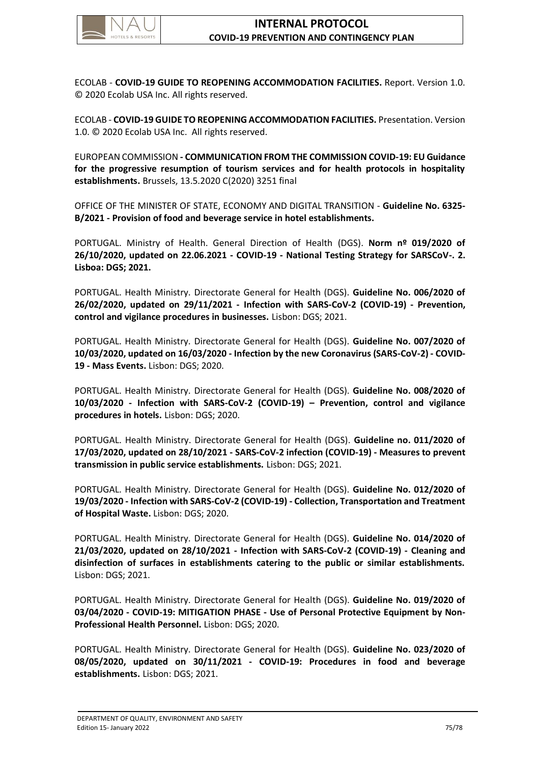ECOLAB - **COVID-19 GUIDE TO REOPENING ACCOMMODATION FACILITIES.** Report. Version 1.0. © 2020 Ecolab USA Inc. All rights reserved.

ECOLAB - **COVID-19 GUIDE TO REOPENING ACCOMMODATION FACILITIES.** Presentation. Version 1.0. © 2020 Ecolab USA Inc. All rights reserved.

EUROPEAN COMMISSION **- COMMUNICATION FROM THE COMMISSION COVID-19: EU Guidance for the progressive resumption of tourism services and for health protocols in hospitality establishments.** Brussels, 13.5.2020 C(2020) 3251 final

OFFICE OF THE MINISTER OF STATE, ECONOMY AND DIGITAL TRANSITION - **Guideline No. 6325-B/2021 - Provision of food and beverage service in hotel establishments.**

PORTUGAL. Ministry of Health. General Direction of Health (DGS). **Norm nº 019/2020 of 26/10/2020, updated on 22.06.2021 - COVID-19 - National Testing Strategy for SARSCoV-. 2. Lisboa: DGS; 2021.**

PORTUGAL. Health Ministry. Directorate General for Health (DGS). **Guideline No. 006/2020 of 26/02/2020, updated on 29/11/2021 - Infection with SARS-CoV-2 (COVID-19) - Prevention, control and vigilance procedures in businesses.** Lisbon: DGS; 2021.

PORTUGAL. Health Ministry. Directorate General for Health (DGS). **Guideline No. 007/2020 of 10/03/2020, updated on 16/03/2020 - Infection by the new Coronavirus (SARS-CoV-2) - COVID-19 - Mass Events.** Lisbon: DGS; 2020.

PORTUGAL. Health Ministry. Directorate General for Health (DGS). **Guideline No. 008/2020 of 10/03/2020 - Infection with SARS-CoV-2 (COVID-19) – Prevention, control and vigilance procedures in hotels.** Lisbon: DGS; 2020.

PORTUGAL. Health Ministry. Directorate General for Health (DGS). **Guideline no. 011/2020 of 17/03/2020, updated on 28/10/2021 - SARS-CoV-2 infection (COVID-19) - Measures to prevent transmission in public service establishments.** Lisbon: DGS; 2021.

PORTUGAL. Health Ministry. Directorate General for Health (DGS). **Guideline No. 012/2020 of 19/03/2020 - Infection with SARS-CoV-2 (COVID-19) - Collection, Transportation and Treatment of Hospital Waste.** Lisbon: DGS; 2020.

PORTUGAL. Health Ministry. Directorate General for Health (DGS). **Guideline No. 014/2020 of 21/03/2020, updated on 28/10/2021 - Infection with SARS-CoV-2 (COVID-19) - Cleaning and disinfection of surfaces in establishments catering to the public or similar establishments.** Lisbon: DGS; 2021.

PORTUGAL. Health Ministry. Directorate General for Health (DGS). **Guideline No. 019/2020 of 03/04/2020 - COVID-19: MITIGATION PHASE - Use of Personal Protective Equipment by Non-Professional Health Personnel.** Lisbon: DGS; 2020.

PORTUGAL. Health Ministry. Directorate General for Health (DGS). **Guideline No. 023/2020 of 08/05/2020, updated on 30/11/2021 - COVID-19: Procedures in food and beverage establishments.** Lisbon: DGS; 2021.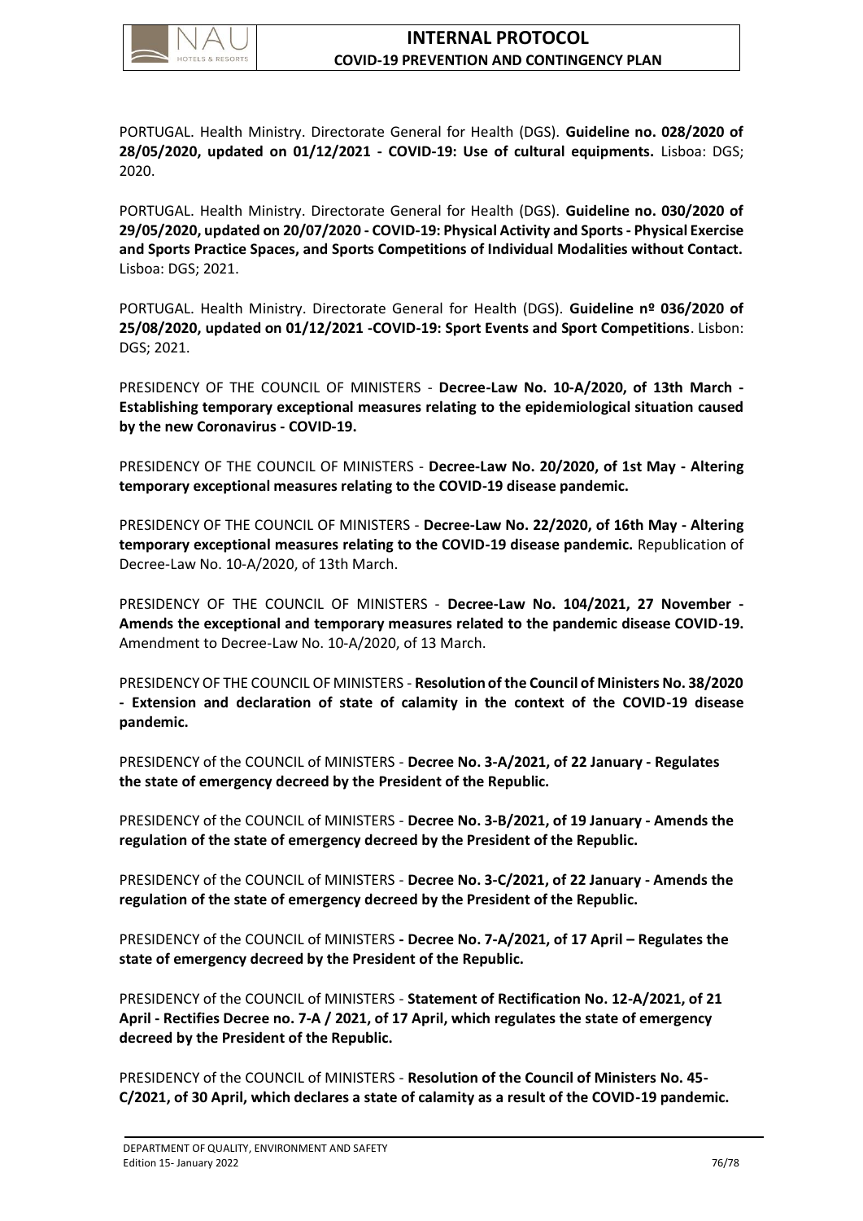PORTUGAL. Health Ministry. Directorate General for Health (DGS). **Guideline no. 028/2020 of 28/05/2020, updated on 01/12/2021 - COVID-19: Use of cultural equipments.** Lisboa: DGS; 2020.

PORTUGAL. Health Ministry. Directorate General for Health (DGS). **Guideline no. 030/2020 of 29/05/2020, updated on 20/07/2020 - COVID-19: Physical Activity and Sports - Physical Exercise and Sports Practice Spaces, and Sports Competitions of Individual Modalities without Contact.** Lisboa: DGS; 2021.

PORTUGAL. Health Ministry. Directorate General for Health (DGS). **Guideline nº 036/2020 of 25/08/2020, updated on 01/12/2021 -COVID-19: Sport Events and Sport Competitions**. Lisbon: DGS; 2021.

PRESIDENCY OF THE COUNCIL OF MINISTERS - **Decree-Law No. 10-A/2020, of 13th March - Establishing temporary exceptional measures relating to the epidemiological situation caused by the new Coronavirus - COVID-19.**

PRESIDENCY OF THE COUNCIL OF MINISTERS - **Decree-Law No. 20/2020, of 1st May - Altering temporary exceptional measures relating to the COVID-19 disease pandemic.**

PRESIDENCY OF THE COUNCIL OF MINISTERS - **Decree-Law No. 22/2020, of 16th May - Altering temporary exceptional measures relating to the COVID-19 disease pandemic.** Republication of Decree-Law No. 10-A/2020, of 13th March.

PRESIDENCY OF THE COUNCIL OF MINISTERS - **Decree-Law No. 104/2021, 27 November - Amends the exceptional and temporary measures related to the pandemic disease COVID-19.** Amendment to Decree-Law No. 10-A/2020, of 13 March.

PRESIDENCY OF THE COUNCIL OF MINISTERS - **Resolution of the Council of Ministers No. 38/2020 - Extension and declaration of state of calamity in the context of the COVID-19 disease pandemic.**

PRESIDENCY of the COUNCIL of MINISTERS - **Decree No. 3-A/2021, of 22 January - Regulates the state of emergency decreed by the President of the Republic.**

PRESIDENCY of the COUNCIL of MINISTERS - **Decree No. 3-B/2021, of 19 January - Amends the regulation of the state of emergency decreed by the President of the Republic.**

PRESIDENCY of the COUNCIL of MINISTERS - **Decree No. 3-C/2021, of 22 January - Amends the regulation of the state of emergency decreed by the President of the Republic.**

PRESIDENCY of the COUNCIL of MINISTERS **- Decree No. 7-A/2021, of 17 April – Regulates the state of emergency decreed by the President of the Republic.**

PRESIDENCY of the COUNCIL of MINISTERS - **Statement of Rectification No. 12-A/2021, of 21 April - Rectifies Decree no. 7-A / 2021, of 17 April, which regulates the state of emergency decreed by the President of the Republic.**

PRESIDENCY of the COUNCIL of MINISTERS - **Resolution of the Council of Ministers No. 45-C/2021, of 30 April, which declares a state of calamity as a result of the COVID-19 pandemic.**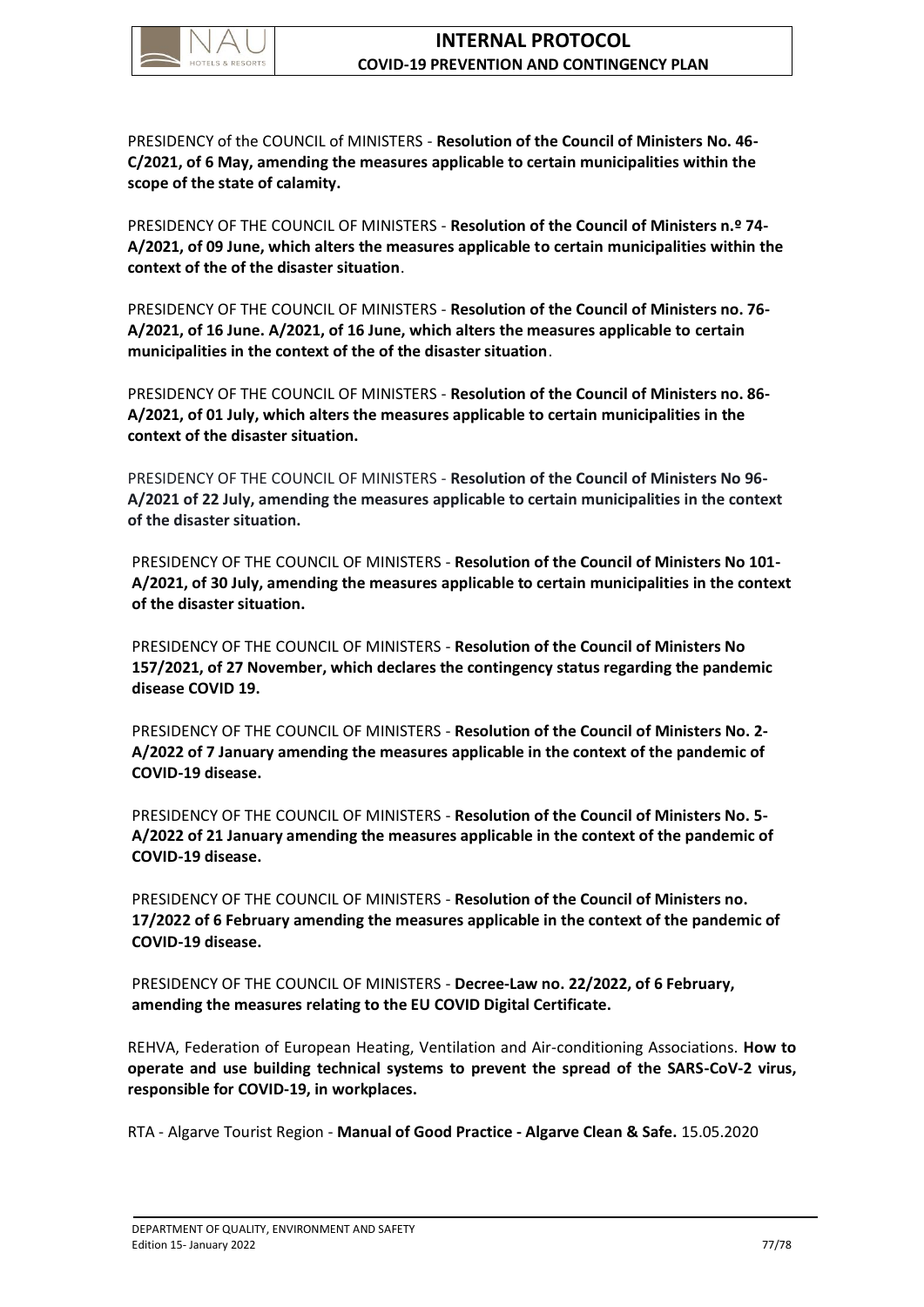PRESIDENCY of the COUNCIL of MINISTERS - **Resolution of the Council of Ministers No. 46-C/2021, of 6 May, amending the measures applicable to certain municipalities within the scope of the state of calamity.**

PRESIDENCY OF THE COUNCIL OF MINISTERS - **Resolution of the Council of Ministers n.º 74-A/2021, of 09 June, which alters the measures applicable to certain municipalities within the context of the of the disaster situation**.

PRESIDENCY OF THE COUNCIL OF MINISTERS - **Resolution of the Council of Ministers no. 76-A/2021, of 16 June. A/2021, of 16 June, which alters the measures applicable to certain municipalities in the context of the of the disaster situation**.

PRESIDENCY OF THE COUNCIL OF MINISTERS - **Resolution of the Council of Ministers no. 86-A/2021, of 01 July, which alters the measures applicable to certain municipalities in the context of the disaster situation.**

PRESIDENCY OF THE COUNCIL OF MINISTERS - **Resolution of the Council of Ministers No 96-A/2021 of 22 July, amending the measures applicable to certain municipalities in the context of the disaster situation.**

PRESIDENCY OF THE COUNCIL OF MINISTERS - **Resolution of the Council of Ministers No 101-A/2021, of 30 July, amending the measures applicable to certain municipalities in the context of the disaster situation.**

PRESIDENCY OF THE COUNCIL OF MINISTERS - **Resolution of the Council of Ministers No 157/2021, of 27 November, which declares the contingency status regarding the pandemic disease COVID 19.**

PRESIDENCY OF THE COUNCIL OF MINISTERS - **Resolution of the Council of Ministers No. 2-A/2022 of 7 January amending the measures applicable in the context of the pandemic of COVID-19 disease.**

PRESIDENCY OF THE COUNCIL OF MINISTERS - **Resolution of the Council of Ministers No. 5-A/2022 of 21 January amending the measures applicable in the context of the pandemic of COVID-19 disease.**

PRESIDENCY OF THE COUNCIL OF MINISTERS - **Resolution of the Council of Ministers no. 17/2022 of 6 February amending the measures applicable in the context of the pandemic of COVID-19 disease.**

PRESIDENCY OF THE COUNCIL OF MINISTERS - **Decree-Law no. 22/2022, of 6 February, amending the measures relating to the EU COVID Digital Certificate.**

REHVA, Federation of European Heating, Ventilation and Air-conditioning Associations. **How to operate and use building technical systems to prevent the spread of the SARS-CoV-2 virus, responsible for COVID-19, in workplaces.**

RTA - Algarve Tourist Region - **Manual of Good Practice - Algarve Clean & Safe.** 15.05.2020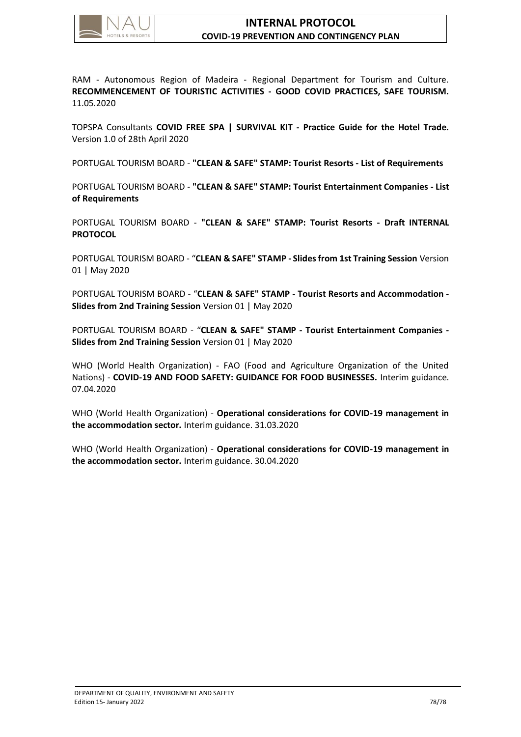RAM - Autonomous Region of Madeira - Regional Department for Tourism and Culture. **RECOMMENCEMENT OF TOURISTIC ACTIVITIES - GOOD COVID PRACTICES, SAFE TOURISM.** 11.05.2020

TOPSPA Consultants **COVID FREE SPA | SURVIVAL KIT - Practice Guide for the Hotel Trade.** Version 1.0 of 28th April 2020

PORTUGAL TOURISM BOARD - **"CLEAN & SAFE" STAMP: Tourist Resorts - List of Requirements**

PORTUGAL TOURISM BOARD - **"CLEAN & SAFE" STAMP: Tourist Entertainment Companies - List of Requirements**

PORTUGAL TOURISM BOARD - **"CLEAN & SAFE" STAMP: Tourist Resorts - Draft INTERNAL PROTOCOL**

PORTUGAL TOURISM BOARD - "**CLEAN & SAFE" STAMP - Slides from 1st Training Session** Version 01 | May 2020

PORTUGAL TOURISM BOARD - "**CLEAN & SAFE" STAMP - Tourist Resorts and Accommodation - Slides from 2nd Training Session** Version 01 | May 2020

PORTUGAL TOURISM BOARD - "**CLEAN & SAFE" STAMP - Tourist Entertainment Companies - Slides from 2nd Training Session** Version 01 | May 2020

WHO (World Health Organization) - FAO (Food and Agriculture Organization of the United Nations) - **COVID-19 AND FOOD SAFETY: GUIDANCE FOR FOOD BUSINESSES.** Interim guidance. 07.04.2020

WHO (World Health Organization) - **Operational considerations for COVID-19 management in the accommodation sector.** Interim guidance. 31.03.2020

WHO (World Health Organization) - **Operational considerations for COVID-19 management in the accommodation sector.** Interim guidance. 30.04.2020